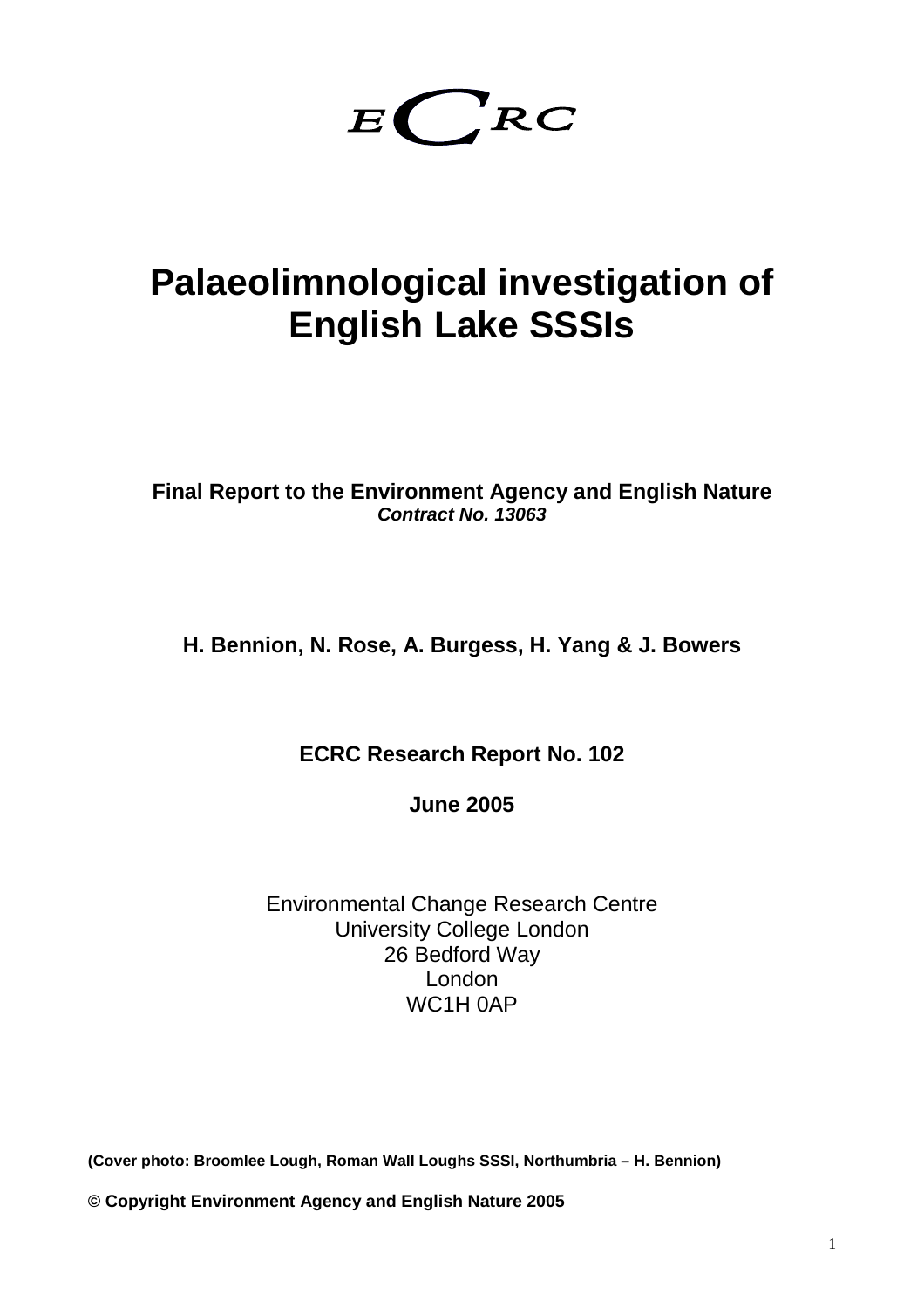ECRC

# Palaeolimnological investigation of English Lake SSSIs

**Final Report to the Environment Agency and English Nature**
***Contract No. 13063***

**H. Bennion, N. Rose, A. Burgess, H. Yang & J. Bowers**

**ECRC Research Report No. 102**

**June 2005**

Environmental Change Research Centre
University College London
26 Bedford Way
London
WC1H 0AP

**(Cover photo: Broomlee Lough, Roman Wall Loughs SSSI, Northumbria – H. Bennion)**

**© Copyright Environment Agency and English Nature 2005**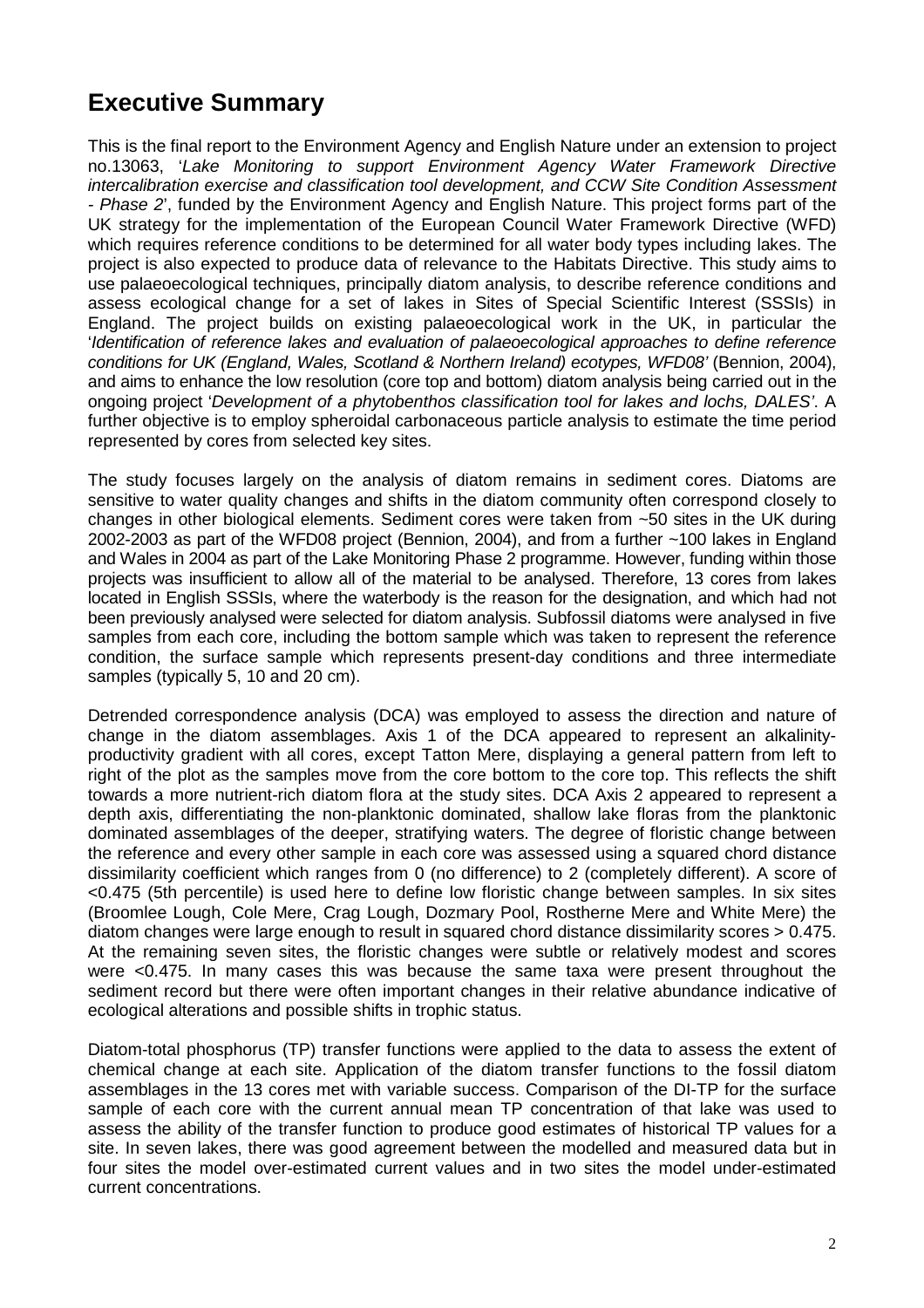# Executive Summary

This is the final report to the Environment Agency and English Nature under an extension to project no.13063, '*Lake Monitoring to support Environment Agency Water Framework Directive intercalibration exercise and classification tool development, and CCW Site Condition Assessment - Phase 2*', funded by the Environment Agency and English Nature. This project forms part of the UK strategy for the implementation of the European Council Water Framework Directive (WFD) which requires reference conditions to be determined for all water body types including lakes. The project is also expected to produce data of relevance to the Habitats Directive. This study aims to use palaeoecological techniques, principally diatom analysis, to describe reference conditions and assess ecological change for a set of lakes in Sites of Special Scientific Interest (SSSIs) in England. The project builds on existing palaeoecological work in the UK, in particular the '*Identification of reference lakes and evaluation of palaeoecological approaches to define reference conditions for UK (England, Wales, Scotland & Northern Ireland) ecotypes, WFD08*' (Bennion, 2004), and aims to enhance the low resolution (core top and bottom) diatom analysis being carried out in the ongoing project '*Development of a phytobenthos classification tool for lakes and lochs, DALES*'. A further objective is to employ spheroidal carbonaceous particle analysis to estimate the time period represented by cores from selected key sites.

The study focuses largely on the analysis of diatom remains in sediment cores. Diatoms are sensitive to water quality changes and shifts in the diatom community often correspond closely to changes in other biological elements. Sediment cores were taken from ~50 sites in the UK during 2002-2003 as part of the WFD08 project (Bennion, 2004), and from a further ~100 lakes in England and Wales in 2004 as part of the Lake Monitoring Phase 2 programme. However, funding within those projects was insufficient to allow all of the material to be analysed. Therefore, 13 cores from lakes located in English SSSIs, where the waterbody is the reason for the designation, and which had not been previously analysed were selected for diatom analysis. Subfossil diatoms were analysed in five samples from each core, including the bottom sample which was taken to represent the reference condition, the surface sample which represents present-day conditions and three intermediate samples (typically 5, 10 and 20 cm).

Detrended correspondence analysis (DCA) was employed to assess the direction and nature of change in the diatom assemblages. Axis 1 of the DCA appeared to represent an alkalinity-productivity gradient with all cores, except Tatton Mere, displaying a general pattern from left to right of the plot as the samples move from the core bottom to the core top. This reflects the shift towards a more nutrient-rich diatom flora at the study sites. DCA Axis 2 appeared to represent a depth axis, differentiating the non-planktonic dominated, shallow lake floras from the planktonic dominated assemblages of the deeper, stratifying waters. The degree of floristic change between the reference and every other sample in each core was assessed using a squared chord distance dissimilarity coefficient which ranges from 0 (no difference) to 2 (completely different). A score of <0.475 (5th percentile) is used here to define low floristic change between samples. In six sites (Broomlee Lough, Cole Mere, Crag Lough, Dozmary Pool, Rostherne Mere and White Mere) the diatom changes were large enough to result in squared chord distance dissimilarity scores > 0.475. At the remaining seven sites, the floristic changes were subtle or relatively modest and scores were <0.475. In many cases this was because the same taxa were present throughout the sediment record but there were often important changes in their relative abundance indicative of ecological alterations and possible shifts in trophic status.

Diatom-total phosphorus (TP) transfer functions were applied to the data to assess the extent of chemical change at each site. Application of the diatom transfer functions to the fossil diatom assemblages in the 13 cores met with variable success. Comparison of the DI-TP for the surface sample of each core with the current annual mean TP concentration of that lake was used to assess the ability of the transfer function to produce good estimates of historical TP values for a site. In seven lakes, there was good agreement between the modelled and measured data but in four sites the model over-estimated current values and in two sites the model under-estimated current concentrations.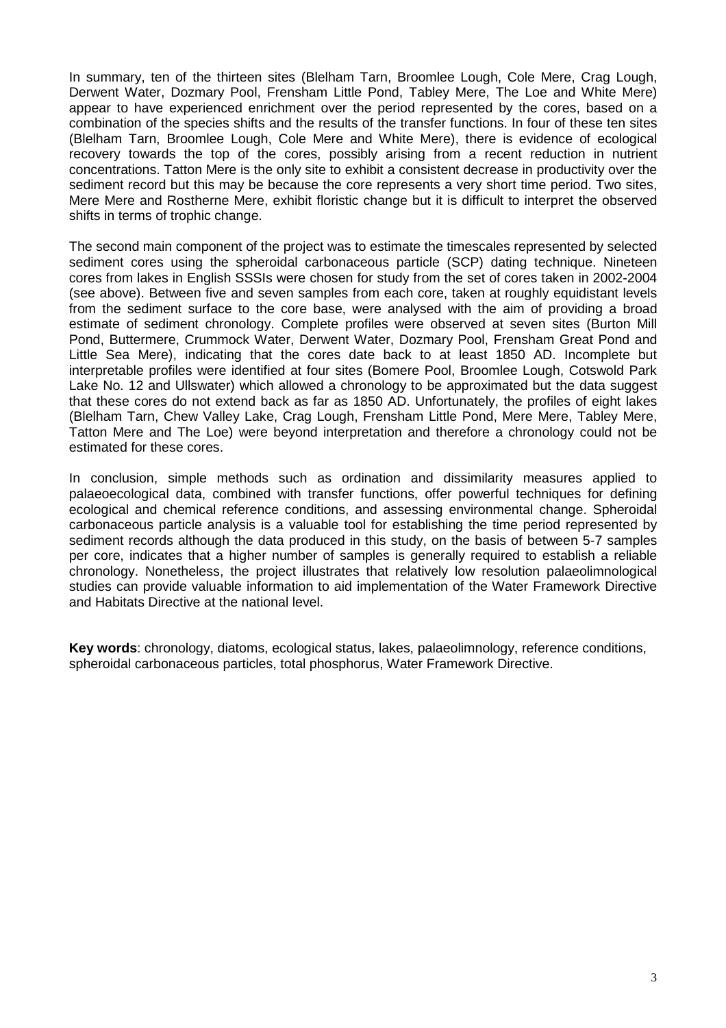In summary, ten of the thirteen sites (Blelham Tarn, Broomlee Lough, Cole Mere, Crag Lough, Derwent Water, Dozmary Pool, Frensham Little Pond, Tabley Mere, The Loe and White Mere) appear to have experienced enrichment over the period represented by the cores, based on a combination of the species shifts and the results of the transfer functions. In four of these ten sites (Blelham Tarn, Broomlee Lough, Cole Mere and White Mere), there is evidence of ecological recovery towards the top of the cores, possibly arising from a recent reduction in nutrient concentrations. Tatton Mere is the only site to exhibit a consistent decrease in productivity over the sediment record but this may be because the core represents a very short time period. Two sites, Mere Mere and Rostherne Mere, exhibit floristic change but it is difficult to interpret the observed shifts in terms of trophic change.

The second main component of the project was to estimate the timescales represented by selected sediment cores using the spheroidal carbonaceous particle (SCP) dating technique. Nineteen cores from lakes in English SSSIs were chosen for study from the set of cores taken in 2002-2004 (see above). Between five and seven samples from each core, taken at roughly equidistant levels from the sediment surface to the core base, were analysed with the aim of providing a broad estimate of sediment chronology. Complete profiles were observed at seven sites (Burton Mill Pond, Buttermere, Crummock Water, Derwent Water, Dozmary Pool, Frensham Great Pond and Little Sea Mere), indicating that the cores date back to at least 1850 AD. Incomplete but interpretable profiles were identified at four sites (Bomere Pool, Broomlee Lough, Cotswold Park Lake No. 12 and Ullswater) which allowed a chronology to be approximated but the data suggest that these cores do not extend back as far as 1850 AD. Unfortunately, the profiles of eight lakes (Blelham Tarn, Chew Valley Lake, Crag Lough, Frensham Little Pond, Mere Mere, Tabley Mere, Tatton Mere and The Loe) were beyond interpretation and therefore a chronology could not be estimated for these cores.

In conclusion, simple methods such as ordination and dissimilarity measures applied to palaeoecological data, combined with transfer functions, offer powerful techniques for defining ecological and chemical reference conditions, and assessing environmental change. Spheroidal carbonaceous particle analysis is a valuable tool for establishing the time period represented by sediment records although the data produced in this study, on the basis of between 5-7 samples per core, indicates that a higher number of samples is generally required to establish a reliable chronology. Nonetheless, the project illustrates that relatively low resolution palaeolimnological studies can provide valuable information to aid implementation of the Water Framework Directive and Habitats Directive at the national level.

**Key words**: chronology, diatoms, ecological status, lakes, palaeolimnology, reference conditions, spheroidal carbonaceous particles, total phosphorus, Water Framework Directive.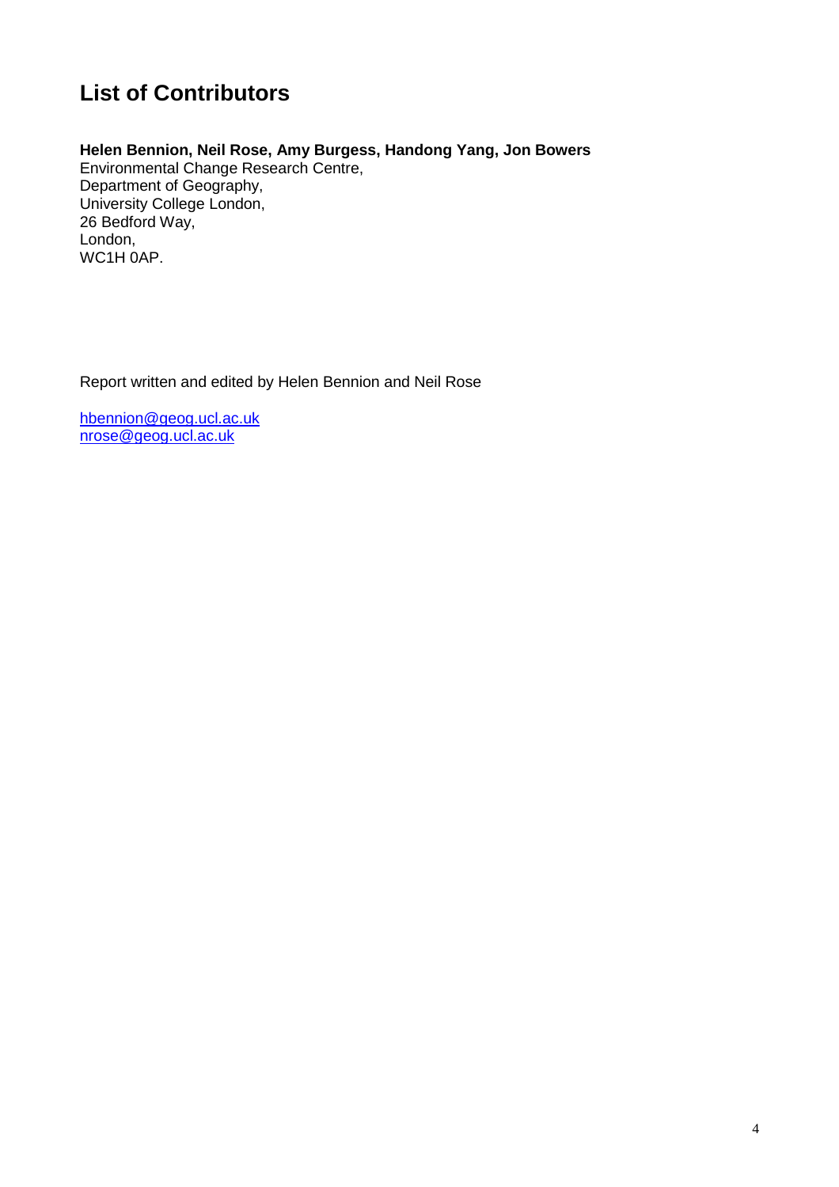# List of Contributors

**Helen Bennion, Neil Rose, Amy Burgess, Handong Yang, Jon Bowers**
Environmental Change Research Centre,
Department of Geography,
University College London,
26 Bedford Way,
London,
WC1H 0AP.

Report written and edited by Helen Bennion and Neil Rose

hbennion@geog.ucl.ac.uk
nrose@geog.ucl.ac.uk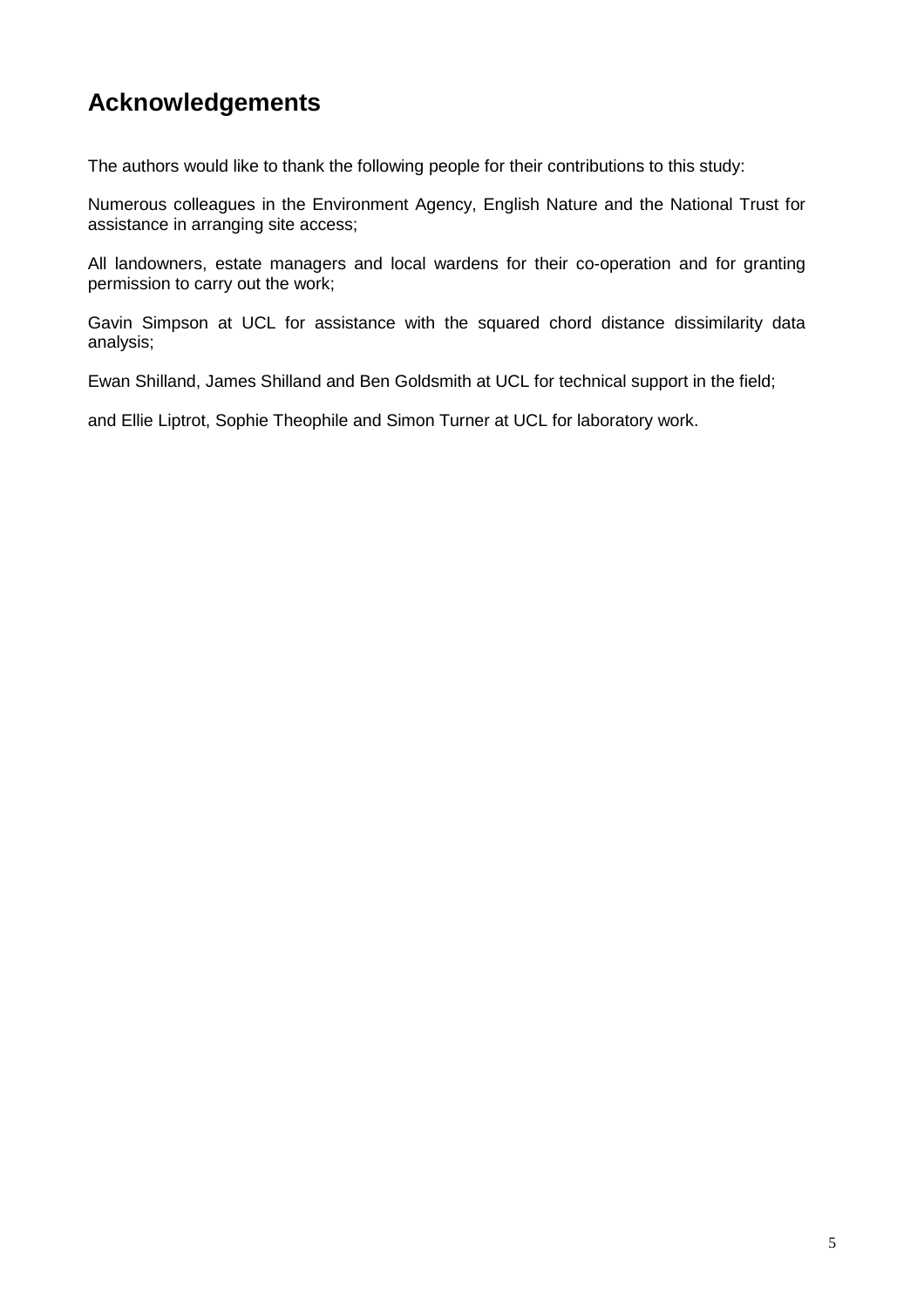# Acknowledgements

The authors would like to thank the following people for their contributions to this study:

Numerous colleagues in the Environment Agency, English Nature and the National Trust for assistance in arranging site access;

All landowners, estate managers and local wardens for their co-operation and for granting permission to carry out the work;

Gavin Simpson at UCL for assistance with the squared chord distance dissimilarity data analysis;

Ewan Shilland, James Shilland and Ben Goldsmith at UCL for technical support in the field;

and Ellie Liptrot, Sophie Theophile and Simon Turner at UCL for laboratory work.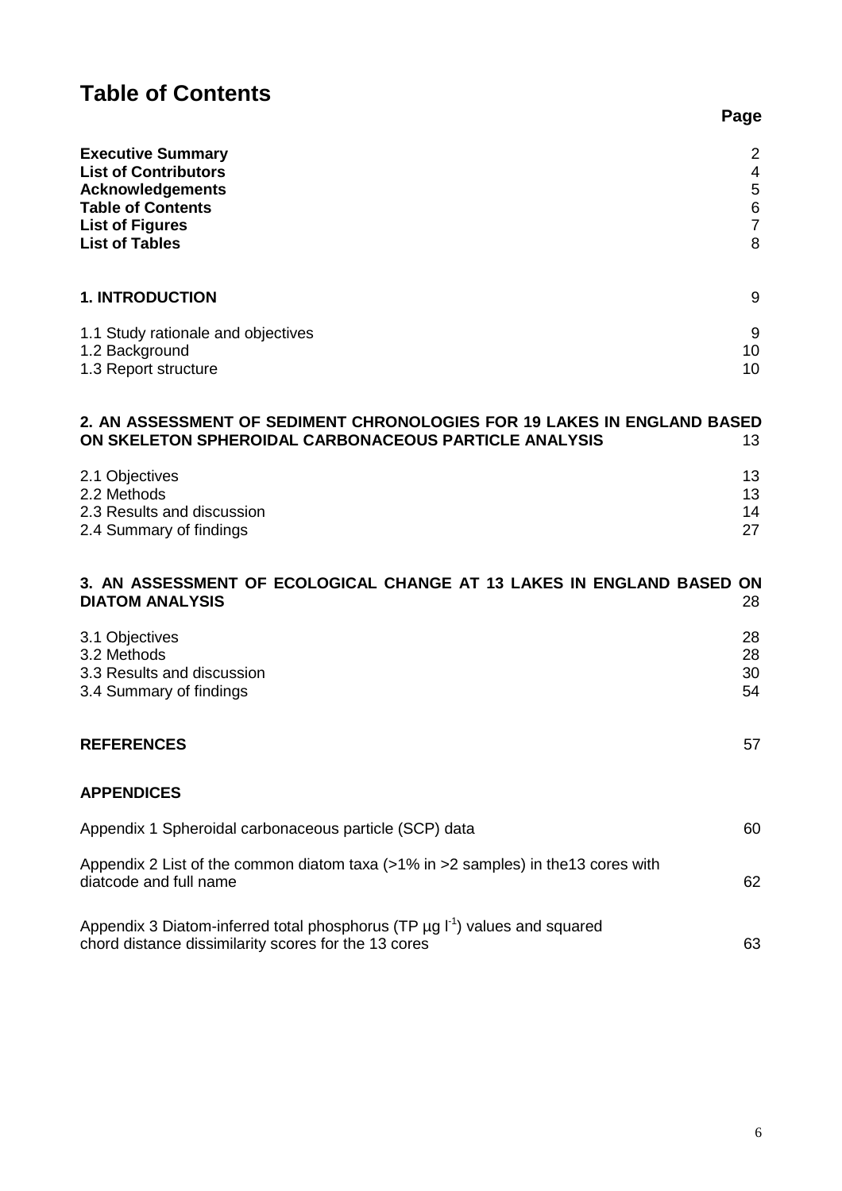# Table of Contents

| | Page |
|---|---|
| **Executive Summary** | 2 |
| **List of Contributors** | 4 |
| **Acknowledgements** | 5 |
| **Table of Contents** | 6 |
| **List of Figures** | 7 |
| **List of Tables** | 8 |
| | |
| **1. INTRODUCTION** | 9 |
| 1.1 Study rationale and objectives | 9 |
| 1.2 Background | 10 |
| 1.3 Report structure | 10 |
| | |
| **2. AN ASSESSMENT OF SEDIMENT CHRONOLOGIES FOR 19 LAKES IN ENGLAND BASED ON SKELETON SPHEROIDAL CARBONACEOUS PARTICLE ANALYSIS** | 13 |
| 2.1 Objectives | 13 |
| 2.2 Methods | 13 |
| 2.3 Results and discussion | 14 |
| 2.4 Summary of findings | 27 |
| | |
| **3. AN ASSESSMENT OF ECOLOGICAL CHANGE AT 13 LAKES IN ENGLAND BASED ON DIATOM ANALYSIS** | 28 |
| 3.1 Objectives | 28 |
| 3.2 Methods | 28 |
| 3.3 Results and discussion | 30 |
| 3.4 Summary of findings | 54 |
| | |
| **REFERENCES** | 57 |
| | |
| **APPENDICES** | |
| Appendix 1 Spheroidal carbonaceous particle (SCP) data | 60 |
| Appendix 2 List of the common diatom taxa (>1% in >2 samples) in the13 cores with diatcode and full name | 62 |
| Appendix 3 Diatom-inferred total phosphorus (TP µg $l^{-1}$) values and squared chord distance dissimilarity scores for the 13 cores | 63 |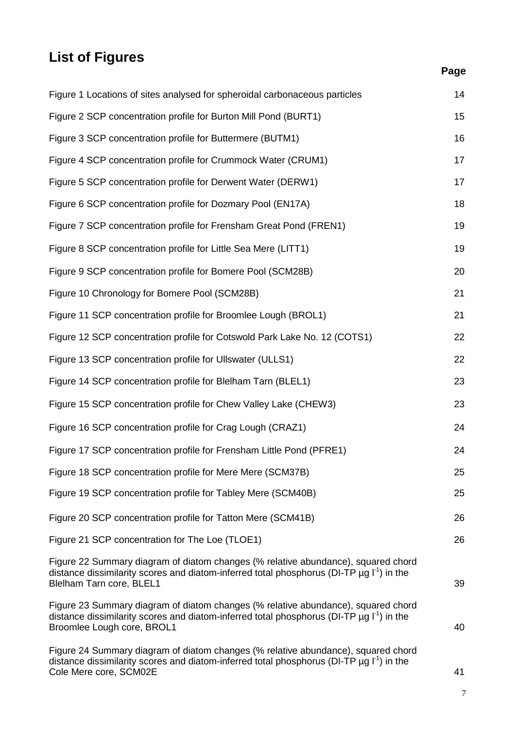# List of Figures

| | Page |
|---|---|
| Figure 1 Locations of sites analysed for spheroidal carbonaceous particles | 14 |
| Figure 2 SCP concentration profile for Burton Mill Pond (BURT1) | 15 |
| Figure 3 SCP concentration profile for Buttermere (BUTM1) | 16 |
| Figure 4 SCP concentration profile for Crummock Water (CRUM1) | 17 |
| Figure 5 SCP concentration profile for Derwent Water (DERW1) | 17 |
| Figure 6 SCP concentration profile for Dozmary Pool (EN17A) | 18 |
| Figure 7 SCP concentration profile for Frensham Great Pond (FREN1) | 19 |
| Figure 8 SCP concentration profile for Little Sea Mere (LITT1) | 19 |
| Figure 9 SCP concentration profile for Bomere Pool (SCM28B) | 20 |
| Figure 10 Chronology for Bomere Pool (SCM28B) | 21 |
| Figure 11 SCP concentration profile for Broomlee Lough (BROL1) | 21 |
| Figure 12 SCP concentration profile for Cotswold Park Lake No. 12 (COTS1) | 22 |
| Figure 13 SCP concentration profile for Ullswater (ULLS1) | 22 |
| Figure 14 SCP concentration profile for Blelham Tarn (BLEL1) | 23 |
| Figure 15 SCP concentration profile for Chew Valley Lake (CHEW3) | 23 |
| Figure 16 SCP concentration profile for Crag Lough (CRAZ1) | 24 |
| Figure 17 SCP concentration profile for Frensham Little Pond (PFRE1) | 24 |
| Figure 18 SCP concentration profile for Mere Mere (SCM37B) | 25 |
| Figure 19 SCP concentration profile for Tabley Mere (SCM40B) | 25 |
| Figure 20 SCP concentration profile for Tatton Mere (SCM41B) | 26 |
| Figure 21 SCP concentration for The Loe (TLOE1) | 26 |
| Figure 22 Summary diagram of diatom changes (% relative abundance), squared chord distance dissimilarity scores and diatom-inferred total phosphorus (DI-TP µg $l^{-1}$) in the Blelham Tarn core, BLEL1 | 39 |
| Figure 23 Summary diagram of diatom changes (% relative abundance), squared chord distance dissimilarity scores and diatom-inferred total phosphorus (DI-TP µg $l^{-1}$) in the Broomlee Lough core, BROL1 | 40 |
| Figure 24 Summary diagram of diatom changes (% relative abundance), squared chord distance dissimilarity scores and diatom-inferred total phosphorus (DI-TP µg $l^{-1}$) in the Cole Mere core, SCM02E | 41 |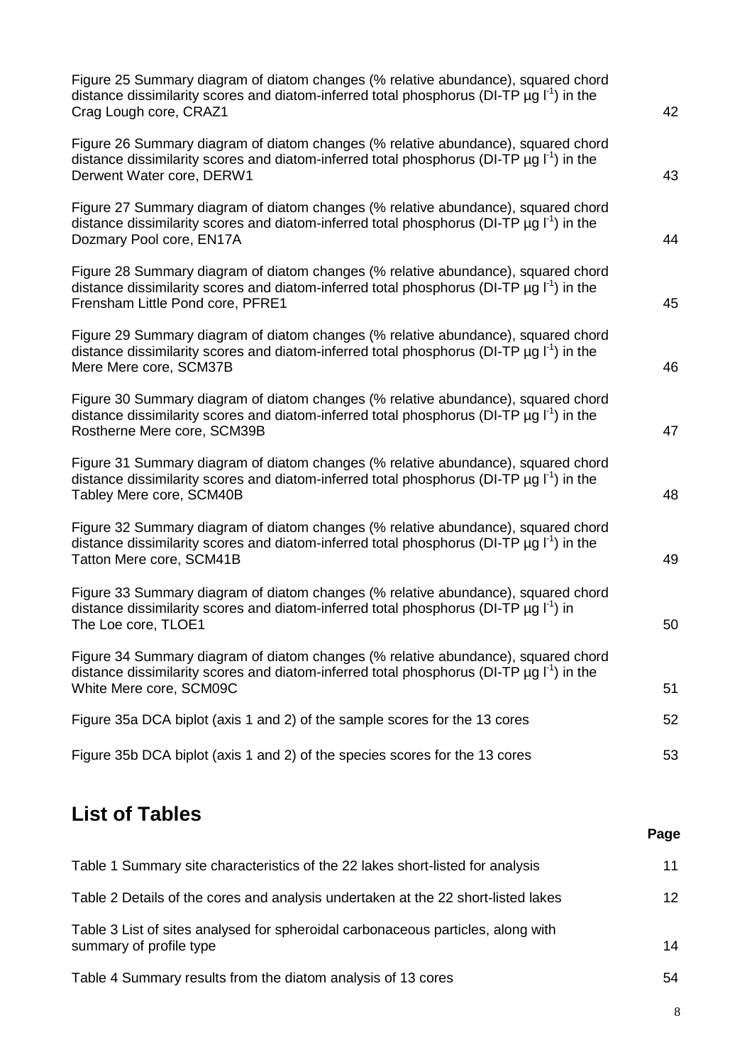Figure 25 Summary diagram of diatom changes (% relative abundance), squared chord distance dissimilarity scores and diatom-inferred total phosphorus (DI-TP µg $l^{-1}$) in the Crag Lough core, CRAZ1 — 42

Figure 26 Summary diagram of diatom changes (% relative abundance), squared chord distance dissimilarity scores and diatom-inferred total phosphorus (DI-TP µg $l^{-1}$) in the Derwent Water core, DERW1 — 43

Figure 27 Summary diagram of diatom changes (% relative abundance), squared chord distance dissimilarity scores and diatom-inferred total phosphorus (DI-TP µg $l^{-1}$) in the Dozmary Pool core, EN17A — 44

Figure 28 Summary diagram of diatom changes (% relative abundance), squared chord distance dissimilarity scores and diatom-inferred total phosphorus (DI-TP µg $l^{-1}$) in the Frensham Little Pond core, PFRE1 — 45

Figure 29 Summary diagram of diatom changes (% relative abundance), squared chord distance dissimilarity scores and diatom-inferred total phosphorus (DI-TP µg $l^{-1}$) in the Mere Mere core, SCM37B — 46

Figure 30 Summary diagram of diatom changes (% relative abundance), squared chord distance dissimilarity scores and diatom-inferred total phosphorus (DI-TP µg $l^{-1}$) in the Rostherne Mere core, SCM39B — 47

Figure 31 Summary diagram of diatom changes (% relative abundance), squared chord distance dissimilarity scores and diatom-inferred total phosphorus (DI-TP µg $l^{-1}$) in the Tabley Mere core, SCM40B — 48

Figure 32 Summary diagram of diatom changes (% relative abundance), squared chord distance dissimilarity scores and diatom-inferred total phosphorus (DI-TP µg $l^{-1}$) in the Tatton Mere core, SCM41B — 49

Figure 33 Summary diagram of diatom changes (% relative abundance), squared chord distance dissimilarity scores and diatom-inferred total phosphorus (DI-TP µg $l^{-1}$) in The Loe core, TLOE1 — 50

Figure 34 Summary diagram of diatom changes (% relative abundance), squared chord distance dissimilarity scores and diatom-inferred total phosphorus (DI-TP µg $l^{-1}$) in the White Mere core, SCM09C — 51

Figure 35a DCA biplot (axis 1 and 2) of the sample scores for the 13 cores — 52

Figure 35b DCA biplot (axis 1 and 2) of the species scores for the 13 cores — 53

## List of Tables

| | Page |
|---|---|
| Table 1 Summary site characteristics of the 22 lakes short-listed for analysis | 11 |
| Table 2 Details of the cores and analysis undertaken at the 22 short-listed lakes | 12 |
| Table 3 List of sites analysed for spheroidal carbonaceous particles, along with summary of profile type | 14 |
| Table 4 Summary results from the diatom analysis of 13 cores | 54 |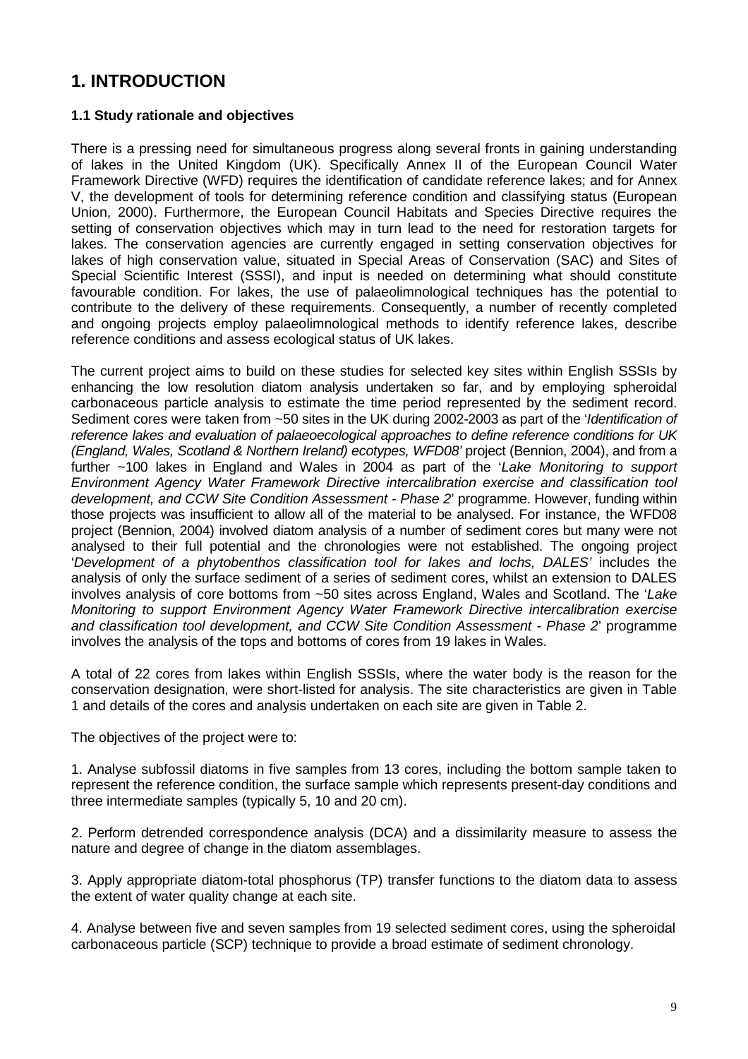# 1. INTRODUCTION

### 1.1 Study rationale and objectives

There is a pressing need for simultaneous progress along several fronts in gaining understanding of lakes in the United Kingdom (UK). Specifically Annex II of the European Council Water Framework Directive (WFD) requires the identification of candidate reference lakes; and for Annex V, the development of tools for determining reference condition and classifying status (European Union, 2000). Furthermore, the European Council Habitats and Species Directive requires the setting of conservation objectives which may in turn lead to the need for restoration targets for lakes. The conservation agencies are currently engaged in setting conservation objectives for lakes of high conservation value, situated in Special Areas of Conservation (SAC) and Sites of Special Scientific Interest (SSSI), and input is needed on determining what should constitute favourable condition. For lakes, the use of palaeolimnological techniques has the potential to contribute to the delivery of these requirements. Consequently, a number of recently completed and ongoing projects employ palaeolimnological methods to identify reference lakes, describe reference conditions and assess ecological status of UK lakes.

The current project aims to build on these studies for selected key sites within English SSSIs by enhancing the low resolution diatom analysis undertaken so far, and by employing spheroidal carbonaceous particle analysis to estimate the time period represented by the sediment record. Sediment cores were taken from ~50 sites in the UK during 2002-2003 as part of the '*Identification of reference lakes and evaluation of palaeoecological approaches to define reference conditions for UK (England, Wales, Scotland & Northern Ireland) ecotypes, WFD08'* project (Bennion, 2004), and from a further ~100 lakes in England and Wales in 2004 as part of the '*Lake Monitoring to support Environment Agency Water Framework Directive intercalibration exercise and classification tool development, and CCW Site Condition Assessment - Phase 2*' programme. However, funding within those projects was insufficient to allow all of the material to be analysed. For instance, the WFD08 project (Bennion, 2004) involved diatom analysis of a number of sediment cores but many were not analysed to their full potential and the chronologies were not established. The ongoing project '*Development of a phytobenthos classification tool for lakes and lochs, DALES'* includes the analysis of only the surface sediment of a series of sediment cores, whilst an extension to DALES involves analysis of core bottoms from ~50 sites across England, Wales and Scotland. The '*Lake Monitoring to support Environment Agency Water Framework Directive intercalibration exercise and classification tool development, and CCW Site Condition Assessment - Phase 2*' programme involves the analysis of the tops and bottoms of cores from 19 lakes in Wales.

A total of 22 cores from lakes within English SSSIs, where the water body is the reason for the conservation designation, were short-listed for analysis. The site characteristics are given in Table 1 and details of the cores and analysis undertaken on each site are given in Table 2.

The objectives of the project were to:

1. Analyse subfossil diatoms in five samples from 13 cores, including the bottom sample taken to represent the reference condition, the surface sample which represents present-day conditions and three intermediate samples (typically 5, 10 and 20 cm).

2. Perform detrended correspondence analysis (DCA) and a dissimilarity measure to assess the nature and degree of change in the diatom assemblages.

3. Apply appropriate diatom-total phosphorus (TP) transfer functions to the diatom data to assess the extent of water quality change at each site.

4. Analyse between five and seven samples from 19 selected sediment cores, using the spheroidal carbonaceous particle (SCP) technique to provide a broad estimate of sediment chronology.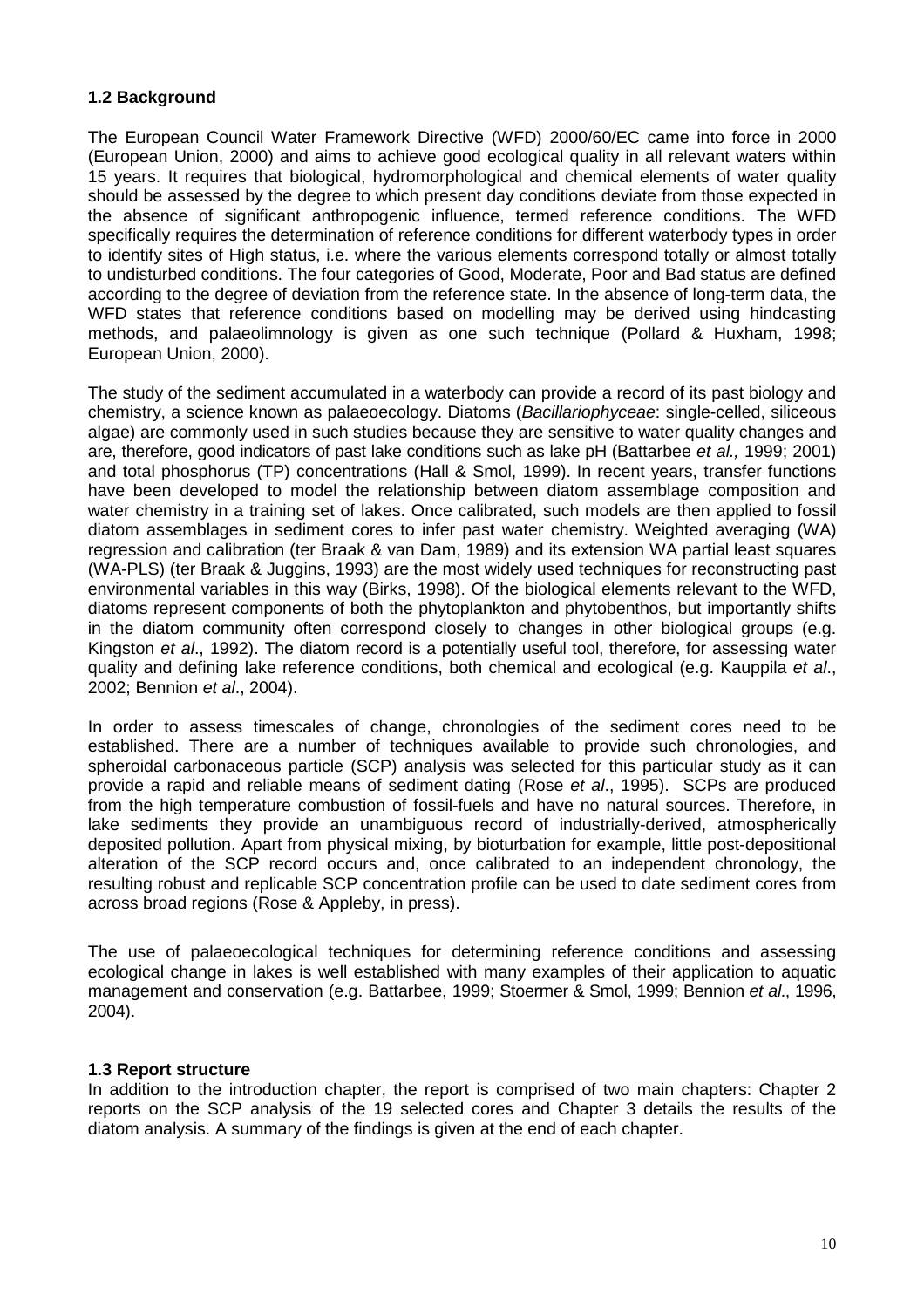### 1.2 Background

The European Council Water Framework Directive (WFD) 2000/60/EC came into force in 2000 (European Union, 2000) and aims to achieve good ecological quality in all relevant waters within 15 years. It requires that biological, hydromorphological and chemical elements of water quality should be assessed by the degree to which present day conditions deviate from those expected in the absence of significant anthropogenic influence, termed reference conditions. The WFD specifically requires the determination of reference conditions for different waterbody types in order to identify sites of High status, i.e. where the various elements correspond totally or almost totally to undisturbed conditions. The four categories of Good, Moderate, Poor and Bad status are defined according to the degree of deviation from the reference state. In the absence of long-term data, the WFD states that reference conditions based on modelling may be derived using hindcasting methods, and palaeolimnology is given as one such technique (Pollard & Huxham, 1998; European Union, 2000).

The study of the sediment accumulated in a waterbody can provide a record of its past biology and chemistry, a science known as palaeoecology. Diatoms (*Bacillariophyceae*: single-celled, siliceous algae) are commonly used in such studies because they are sensitive to water quality changes and are, therefore, good indicators of past lake conditions such as lake pH (Battarbee *et al.,* 1999; 2001) and total phosphorus (TP) concentrations (Hall & Smol, 1999). In recent years, transfer functions have been developed to model the relationship between diatom assemblage composition and water chemistry in a training set of lakes. Once calibrated, such models are then applied to fossil diatom assemblages in sediment cores to infer past water chemistry. Weighted averaging (WA) regression and calibration (ter Braak & van Dam, 1989) and its extension WA partial least squares (WA-PLS) (ter Braak & Juggins, 1993) are the most widely used techniques for reconstructing past environmental variables in this way (Birks, 1998). Of the biological elements relevant to the WFD, diatoms represent components of both the phytoplankton and phytobenthos, but importantly shifts in the diatom community often correspond closely to changes in other biological groups (e.g. Kingston *et al*., 1992). The diatom record is a potentially useful tool, therefore, for assessing water quality and defining lake reference conditions, both chemical and ecological (e.g. Kauppila *et al*., 2002; Bennion *et al*., 2004).

In order to assess timescales of change, chronologies of the sediment cores need to be established. There are a number of techniques available to provide such chronologies, and spheroidal carbonaceous particle (SCP) analysis was selected for this particular study as it can provide a rapid and reliable means of sediment dating (Rose *et al*., 1995). SCPs are produced from the high temperature combustion of fossil-fuels and have no natural sources. Therefore, in lake sediments they provide an unambiguous record of industrially-derived, atmospherically deposited pollution. Apart from physical mixing, by bioturbation for example, little post-depositional alteration of the SCP record occurs and, once calibrated to an independent chronology, the resulting robust and replicable SCP concentration profile can be used to date sediment cores from across broad regions (Rose & Appleby, in press).

The use of palaeoecological techniques for determining reference conditions and assessing ecological change in lakes is well established with many examples of their application to aquatic management and conservation (e.g. Battarbee, 1999; Stoermer & Smol, 1999; Bennion *et al*., 1996, 2004).

### 1.3 Report structure

In addition to the introduction chapter, the report is comprised of two main chapters: Chapter 2 reports on the SCP analysis of the 19 selected cores and Chapter 3 details the results of the diatom analysis. A summary of the findings is given at the end of each chapter.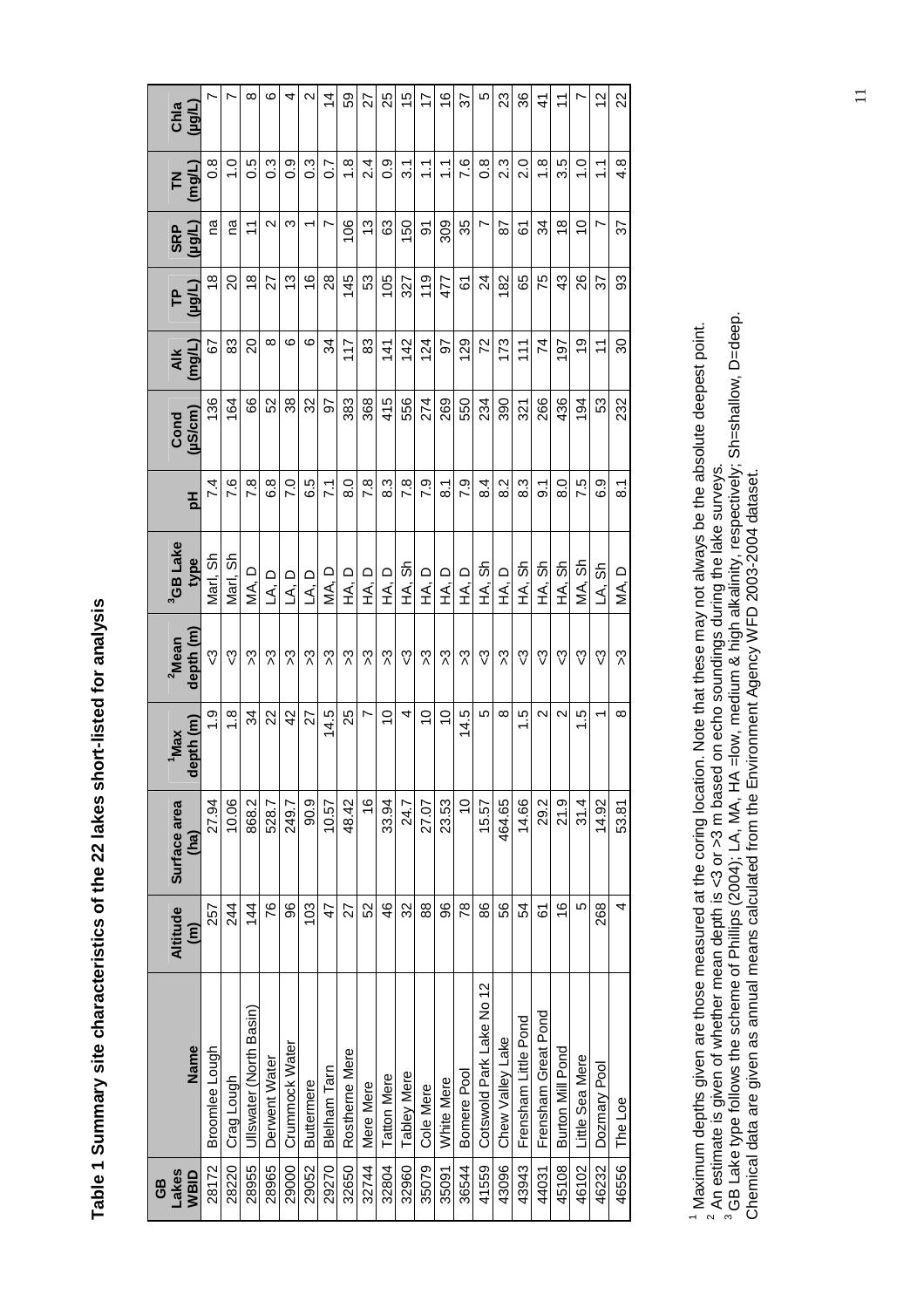**Table 1 Summary site characteristics of the 22 lakes short-listed for analysis**

| GB Lakes WBID | Name | Altitude (m) | Surface area (ha) | [1]Max depth (m) | [2]Mean depth (m) | [3]GB Lake type | pH | Cond (µS/cm) | Alk (mg/L) | TP (µg/L) | SRP (µg/L) | TN (mg/L) | Chla (µg/L) |
|---|---|---|---|---|---|---|---|---|---|---|---|---|---|
| 28172 | Broomlee Lough | 257 | 27.94 | 1.9 | <3 | Marl, Sh | 7.4 | 136 | 67 | 18 | na | 0.8 | 7 |
| 28220 | Crag Lough | 244 | 10.06 | 1.8 | <3 | Marl, Sh | 7.6 | 164 | 83 | 20 | na | 1.0 | 7 |
| 28955 | Ullswater (North Basin) | 144 | 868.2 | 34 | >3 | MA, D | 7.8 | 66 | 20 | 18 | 11 | 0.5 | 8 |
| 28965 | Derwent Water | 76 | 528.7 | 22 | >3 | LA, D | 6.8 | 52 | 8 | 27 | 2 | 0.3 | 6 |
| 29000 | Crummock Water | 96 | 249.7 | 42 | >3 | LA, D | 7.0 | 38 | 6 | 13 | 3 | 0.9 | 4 |
| 29052 | Buttermere | 103 | 90.9 | 27 | >3 | LA, D | 6.5 | 32 | 6 | 16 | 1 | 0.3 | 2 |
| 29270 | Blelham Tarn | 47 | 10.57 | 14.5 | >3 | MA, D | 7.1 | 97 | 34 | 28 | 7 | 0.7 | 14 |
| 32650 | Rostherne Mere | 27 | 48.42 | 25 | >3 | HA, D | 8.0 | 383 | 117 | 145 | 106 | 1.8 | 59 |
| 32744 | Mere Mere | 52 | 16 | 7 | >3 | HA, D | 7.8 | 368 | 83 | 53 | 13 | 2.4 | 27 |
| 32804 | Tatton Mere | 46 | 33.94 | 10 | >3 | HA, D | 8.3 | 415 | 141 | 105 | 63 | 0.9 | 25 |
| 32960 | Tabley Mere | 32 | 24.7 | 4 | <3 | HA, Sh | 7.8 | 556 | 142 | 327 | 150 | 3.1 | 15 |
| 35079 | Cole Mere | 88 | 27.07 | 10 | >3 | HA, D | 7.9 | 274 | 124 | 119 | 91 | 1.1 | 17 |
| 35091 | White Mere | 96 | 23.53 | 10 | >3 | HA, D | 8.1 | 269 | 97 | 477 | 309 | 1.1 | 16 |
| 36544 | Bomere Pool | 78 | 10 | 14.5 | >3 | HA, D | 7.9 | 550 | 129 | 61 | 35 | 7.6 | 37 |
| 41559 | Cotswold Park Lake No 12 | 86 | 15.57 | 5 | <3 | HA, Sh | 8.4 | 234 | 72 | 24 | 7 | 0.8 | 5 |
| 43096 | Chew Valley Lake | 56 | 464.65 | 8 | >3 | HA, D | 8.2 | 390 | 173 | 182 | 87 | 2.3 | 23 |
| 43943 | Frensham Little Pond | 54 | 14.66 | 1.5 | <3 | HA, Sh | 8.3 | 321 | 111 | 65 | 61 | 2.0 | 36 |
| 44031 | Frensham Great Pond | 61 | 29.2 | 2 | <3 | HA, Sh | 9.1 | 266 | 74 | 75 | 34 | 1.8 | 41 |
| 45108 | Burton Mill Pond | 16 | 21.9 | 2 | <3 | HA, Sh | 8.0 | 436 | 197 | 43 | 18 | 3.5 | 11 |
| 46102 | Little Sea Mere | 5 | 31.4 | 1.5 | <3 | MA, Sh | 7.5 | 194 | 19 | 26 | 10 | 1.0 | 7 |
| 46232 | Dozmary Pool | 268 | 14.92 | 1 | <3 | LA, Sh | 6.9 | 53 | 11 | 37 | 7 | 1.1 | 12 |
| 46556 | The Loe | 4 | 53.81 | 8 | >3 | MA, D | 8.1 | 232 | 30 | 93 | 37 | 4.8 | 22 |

[1] Maximum depths given are those measured at the coring location. Note that these may not always be the absolute deepest point.
[2] An estimate is given of whether mean depth is <3 or >3 m based on echo soundings during the lake surveys.
[3] GB Lake type follows the scheme of Phillips (2004); LA, MA, HA =low, medium & high alkalinity, respectively; Sh=shallow, D=deep.
Chemical data are given as annual means calculated from the Environment Agency WFD 2003-2004 dataset.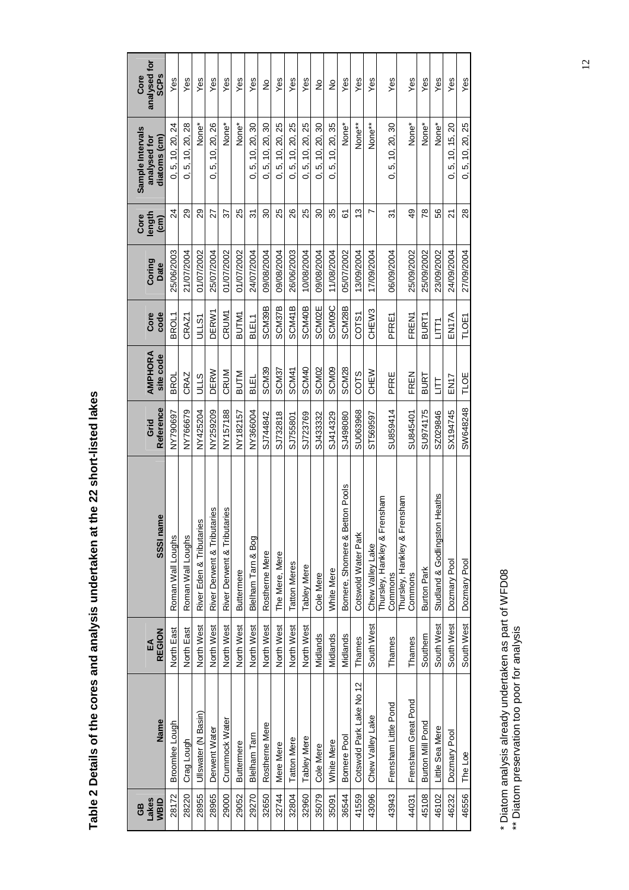## Table 2 Details of the cores and analysis undertaken at the 22 short-listed lakes

| GB Lakes WBID | Name | EA REGION | SSSI name | Grid Reference | AMPHORA site code | Core code | Coring Date | Core length (cm) | Sample Intervals analysed for diatoms (cm) | Core analysed for SCPs |
|---|---|---|---|---|---|---|---|---|---|---|
| 28172 | Broomlee Lough | North East | Roman Wall Loughs | NY790697 | BROL | BROL1 | 25/06/2003 | 24 | 0, 5, 10, 20, 24 | Yes |
| 28220 | Crag Lough | North East | Roman Wall Loughs | NY766679 | CRAZ | CRAZ1 | 21/07/2004 | 29 | 0, 5, 10, 20, 28 | Yes |
| 28955 | Ullswater (N Basin) | North West | River Eden & Tributaries | NY425204 | ULLS | ULLS1 | 01/07/2002 | 29 | None* | Yes |
| 28965 | Derwent Water | North West | River Derwent & Tributaries | NY259209 | DERW | DERW1 | 25/07/2004 | 27 | 0, 5, 10, 20, 26 | Yes |
| 29000 | Crummock Water | North West | River Derwent & Tributaries | NY157188 | CRUM | CRUM1 | 01/07/2002 | 37 | None* | Yes |
| 29052 | Buttermere | North West | Buttermere | NY182157 | BUTM | BUTM1 | 01/07/2002 | 25 | None* | Yes |
| 29270 | Blelham Tarn | North West | Blelham Tarn & Bog | NY366004 | BLEL | BLEL1 | 24/07/2004 | 31 | 0, 5, 10, 20, 30 | Yes |
| 32650 | Rostherne Mere | North West | Rostherne Mere | SJ744842 | SCM39 | SCM39B | 09/08/2004 | 30 | 0, 5, 10, 20, 30 | No |
| 32744 | Mere Mere | North West | The Mere, Mere | SJ732818 | SCM37 | SCM37B | 09/08/2004 | 25 | 0, 5, 10, 20, 25 | Yes |
| 32804 | Tatton Mere | North West | Tatton Meres | SJ755801 | SCM41 | SCM41B | 26/06/2003 | 26 | 0, 5, 10, 20, 25 | Yes |
| 32960 | Tabley Mere | North West | Tabley Mere | SJ723769 | SCM40 | SCM40B | 10/08/2004 | 25 | 0, 5, 10, 20, 25 | Yes |
| 35079 | Cole Mere | Midlands | Cole Mere | SJ433332 | SCM02 | SCM02E | 09/08/2004 | 30 | 0, 5, 10, 20, 30 | No |
| 35091 | White Mere | Midlands | White Mere | SJ414329 | SCM09 | SCM09C | 11/08/2004 | 35 | 0, 5, 10, 20, 35 | No |
| 36544 | Bomere Pool | Midlands | Bomere, Shomere & Betton Pools | SJ498080 | SCM28 | SCM28B | 05/07/2002 | 61 | None* | Yes |
| 41559 | Cotswold Park Lake No 12 | Thames | Cotswold Water Park | SU063968 | COTS | COTS1 | 13/09/2004 | 13 | None** | Yes |
| 43096 | Chew Valley Lake | South West | Chew Valley Lake | ST569597 | CHEW | CHEW3 | 17/09/2004 | 7 | None** | Yes |
| 43943 | Frensham Little Pond | Thames | Thursley, Hankley & Frensham Commons | SU859414 | PFRE | PFRE1 | 06/09/2004 | 31 | 0, 5, 10, 20, 30 | Yes |
| 44031 | Frensham Great Pond | Thames | Thursley, Hankley & Frensham Commons | SU845401 | FREN | FREN1 | 25/09/2002 | 49 | None* | Yes |
| 45108 | Burton Mill Pond | Southern | Burton Park | SU974175 | BURT | BURT1 | 25/09/2002 | 78 | None* | Yes |
| 46102 | Little Sea Mere | South West | Studland & Godlingston Heaths | SZ029846 | LITT | LITT1 | 23/09/2002 | 56 | None* | Yes |
| 46232 | Dozmary Pool | South West | Dozmary Pool | SX194745 | EN17 | EN17A | 24/09/2004 | 21 | 0, 5, 10, 15, 20 | Yes |
| 46556 | The Loe | South West | Dozmary Pool | SW648248 | TLOE | TLOE1 | 27/09/2004 | 28 | 0, 5, 10, 20, 25 | Yes |

\* Diatom analysis already undertaken as part of WFD08
\** Diatom preservation too poor for analysis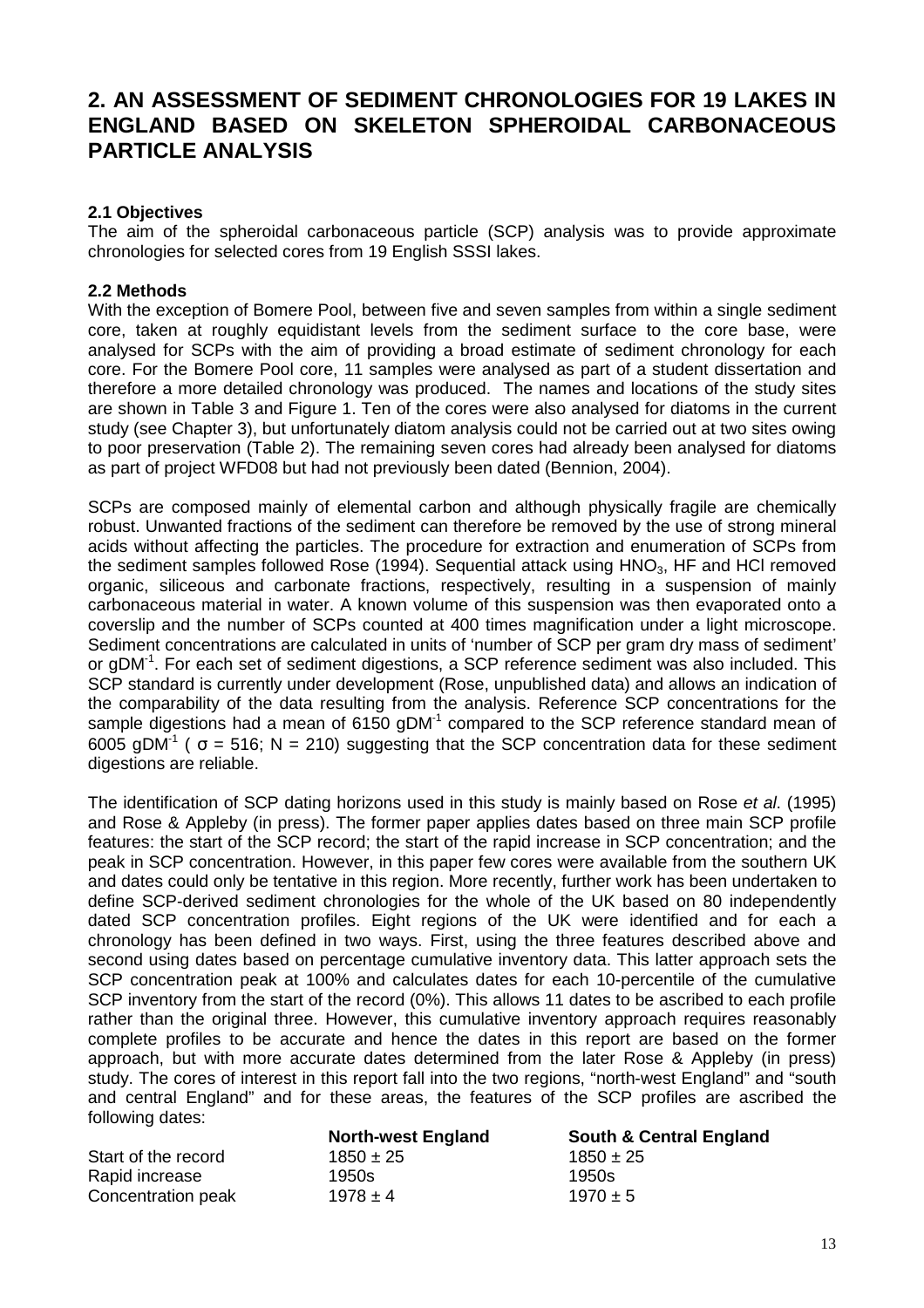## 2. AN ASSESSMENT OF SEDIMENT CHRONOLOGIES FOR 19 LAKES IN ENGLAND BASED ON SKELETON SPHEROIDAL CARBONACEOUS PARTICLE ANALYSIS

### 2.1 Objectives

The aim of the spheroidal carbonaceous particle (SCP) analysis was to provide approximate chronologies for selected cores from 19 English SSSI lakes.

### 2.2 Methods

With the exception of Bomere Pool, between five and seven samples from within a single sediment core, taken at roughly equidistant levels from the sediment surface to the core base, were analysed for SCPs with the aim of providing a broad estimate of sediment chronology for each core. For the Bomere Pool core, 11 samples were analysed as part of a student dissertation and therefore a more detailed chronology was produced. The names and locations of the study sites are shown in Table 3 and Figure 1. Ten of the cores were also analysed for diatoms in the current study (see Chapter 3), but unfortunately diatom analysis could not be carried out at two sites owing to poor preservation (Table 2). The remaining seven cores had already been analysed for diatoms as part of project WFD08 but had not previously been dated (Bennion, 2004).

SCPs are composed mainly of elemental carbon and although physically fragile are chemically robust. Unwanted fractions of the sediment can therefore be removed by the use of strong mineral acids without affecting the particles. The procedure for extraction and enumeration of SCPs from the sediment samples followed Rose (1994). Sequential attack using $HNO_3$, HF and HCl removed organic, siliceous and carbonate fractions, respectively, resulting in a suspension of mainly carbonaceous material in water. A known volume of this suspension was then evaporated onto a coverslip and the number of SCPs counted at 400 times magnification under a light microscope. Sediment concentrations are calculated in units of 'number of SCP per gram dry mass of sediment' or $gDM^{-1}$. For each set of sediment digestions, a SCP reference sediment was also included. This SCP standard is currently under development (Rose, unpublished data) and allows an indication of the comparability of the data resulting from the analysis. Reference SCP concentrations for the sample digestions had a mean of 6150 $gDM^{-1}$ compared to the SCP reference standard mean of 6005 $gDM^{-1}$ ( $\sigma = 516$; N = 210) suggesting that the SCP concentration data for these sediment digestions are reliable.

The identification of SCP dating horizons used in this study is mainly based on Rose *et al*. (1995) and Rose & Appleby (in press). The former paper applies dates based on three main SCP profile features: the start of the SCP record; the start of the rapid increase in SCP concentration; and the peak in SCP concentration. However, in this paper few cores were available from the southern UK and dates could only be tentative in this region. More recently, further work has been undertaken to define SCP-derived sediment chronologies for the whole of the UK based on 80 independently dated SCP concentration profiles. Eight regions of the UK were identified and for each a chronology has been defined in two ways. First, using the three features described above and second using dates based on percentage cumulative inventory data. This latter approach sets the SCP concentration peak at 100% and calculates dates for each 10-percentile of the cumulative SCP inventory from the start of the record (0%). This allows 11 dates to be ascribed to each profile rather than the original three. However, this cumulative inventory approach requires reasonably complete profiles to be accurate and hence the dates in this report are based on the former approach, but with more accurate dates determined from the later Rose & Appleby (in press) study. The cores of interest in this report fall into the two regions, "north-west England" and "south and central England" and for these areas, the features of the SCP profiles are ascribed the following dates:

| | North-west England | South & Central England |
|---|---|---|
| Start of the record | 1850 ± 25 | 1850 ± 25 |
| Rapid increase | 1950s | 1950s |
| Concentration peak | 1978 ± 4 | 1970 ± 5 |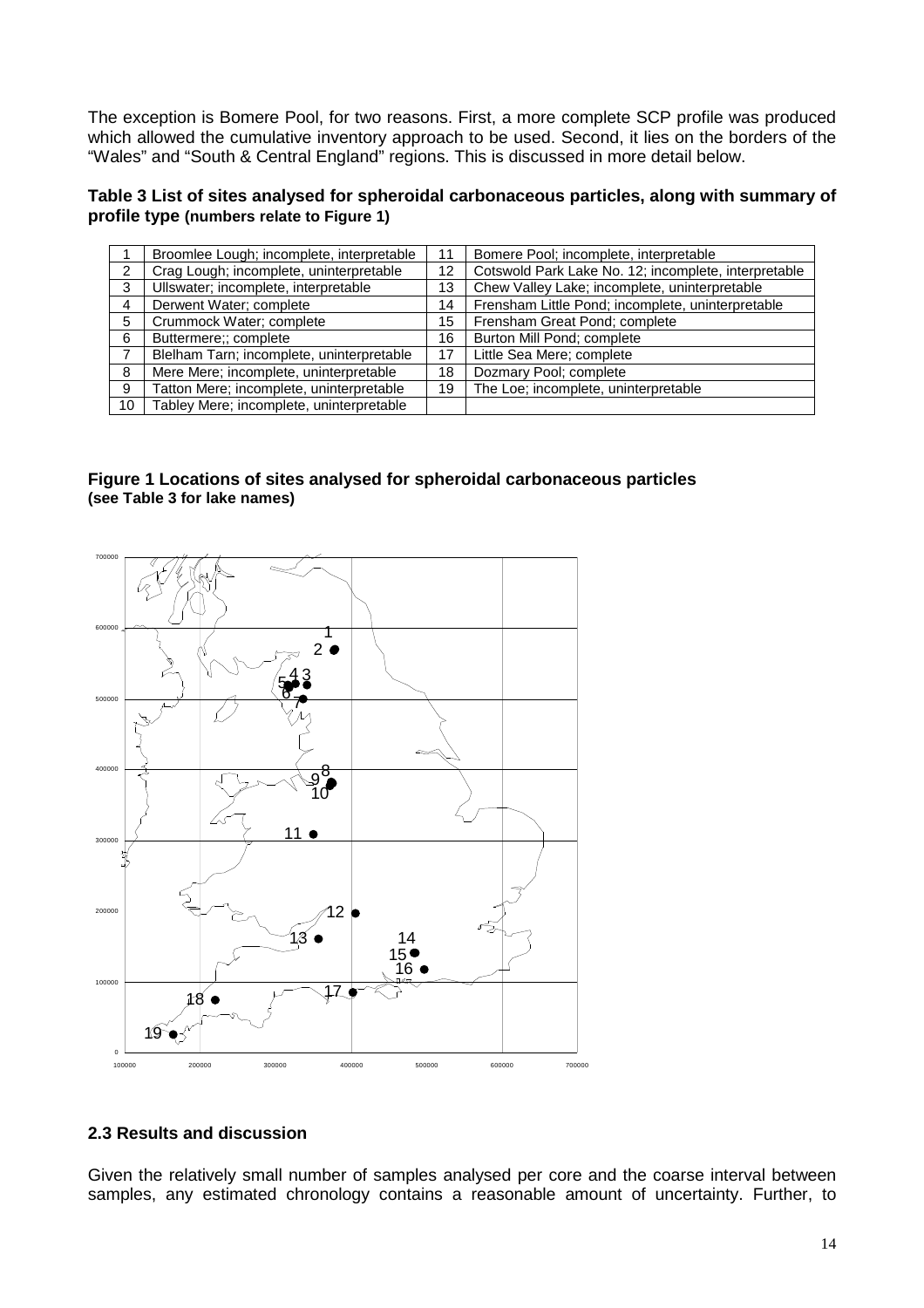The exception is Bomere Pool, for two reasons. First, a more complete SCP profile was produced which allowed the cumulative inventory approach to be used. Second, it lies on the borders of the "Wales" and "South & Central England" regions. This is discussed in more detail below.

**Table 3 List of sites analysed for spheroidal carbonaceous particles, along with summary of profile type (numbers relate to Figure 1)**

| | | | |
|---|---|---|---|
| 1 | Broomlee Lough; incomplete, interpretable | 11 | Bomere Pool; incomplete, interpretable |
| 2 | Crag Lough; incomplete, uninterpretable | 12 | Cotswold Park Lake No. 12; incomplete, interpretable |
| 3 | Ullswater; incomplete, interpretable | 13 | Chew Valley Lake; incomplete, uninterpretable |
| 4 | Derwent Water; complete | 14 | Frensham Little Pond; incomplete, uninterpretable |
| 5 | Crummock Water; complete | 15 | Frensham Great Pond; complete |
| 6 | Buttermere;; complete | 16 | Burton Mill Pond; complete |
| 7 | Blelham Tarn; incomplete, uninterpretable | 17 | Little Sea Mere; complete |
| 8 | Mere Mere; incomplete, uninterpretable | 18 | Dozmary Pool; complete |
| 9 | Tatton Mere; incomplete, uninterpretable | 19 | The Loe; incomplete, uninterpretable |
| 10 | Tabley Mere; incomplete, uninterpretable | | |

**Figure 1 Locations of sites analysed for spheroidal carbonaceous particles (see Table 3 for lake names)**

## 2.3 Results and discussion

Given the relatively small number of samples analysed per core and the coarse interval between samples, any estimated chronology contains a reasonable amount of uncertainty. Further, to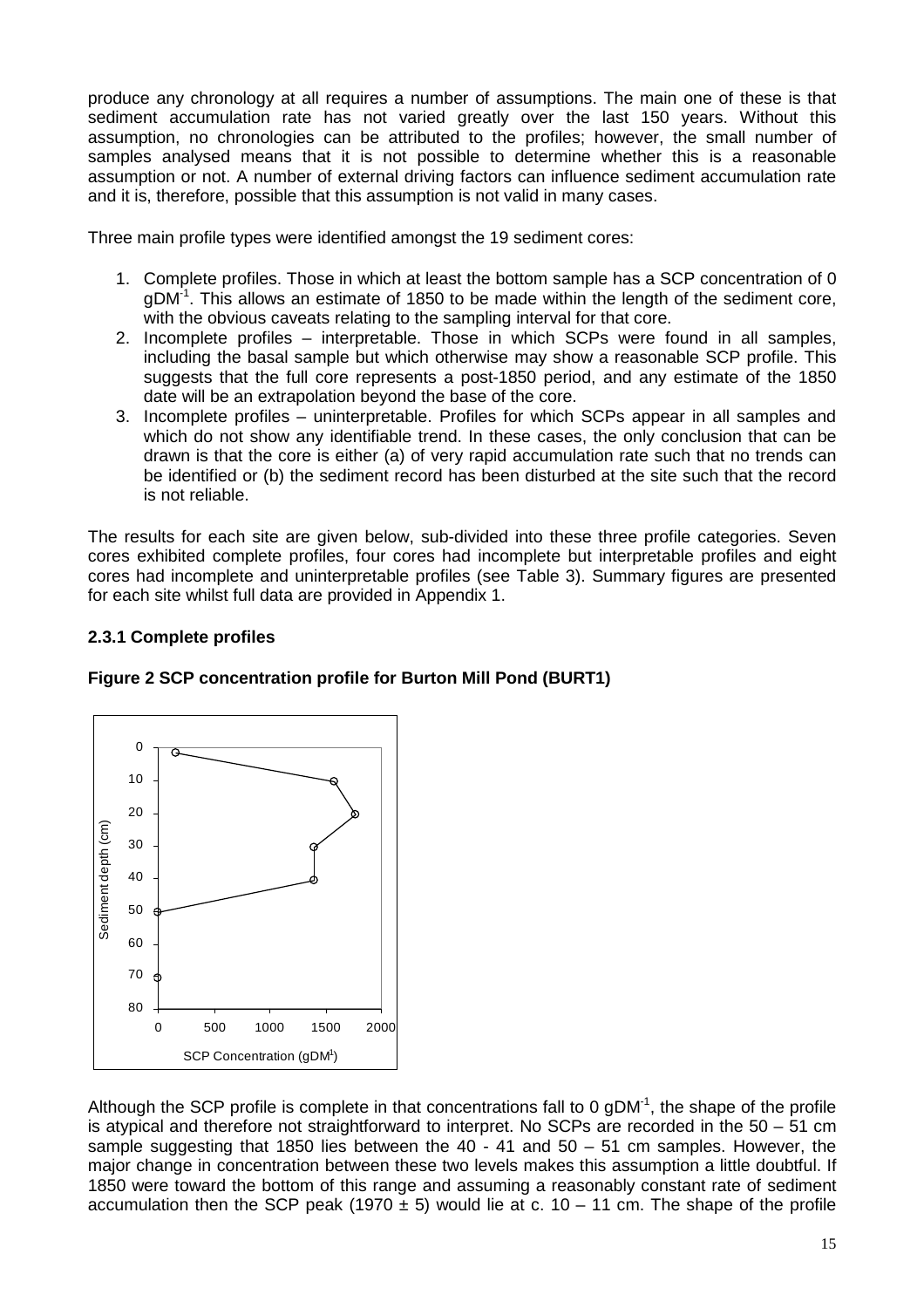produce any chronology at all requires a number of assumptions. The main one of these is that sediment accumulation rate has not varied greatly over the last 150 years. Without this assumption, no chronologies can be attributed to the profiles; however, the small number of samples analysed means that it is not possible to determine whether this is a reasonable assumption or not. A number of external driving factors can influence sediment accumulation rate and it is, therefore, possible that this assumption is not valid in many cases.

Three main profile types were identified amongst the 19 sediment cores:

1. Complete profiles. Those in which at least the bottom sample has a SCP concentration of 0 $gDM^{-1}$. This allows an estimate of 1850 to be made within the length of the sediment core, with the obvious caveats relating to the sampling interval for that core.
2. Incomplete profiles – interpretable. Those in which SCPs were found in all samples, including the basal sample but which otherwise may show a reasonable SCP profile. This suggests that the full core represents a post-1850 period, and any estimate of the 1850 date will be an extrapolation beyond the base of the core.
3. Incomplete profiles – uninterpretable. Profiles for which SCPs appear in all samples and which do not show any identifiable trend. In these cases, the only conclusion that can be drawn is that the core is either (a) of very rapid accumulation rate such that no trends can be identified or (b) the sediment record has been disturbed at the site such that the record is not reliable.

The results for each site are given below, sub-divided into these three profile categories. Seven cores exhibited complete profiles, four cores had incomplete but interpretable profiles and eight cores had incomplete and uninterpretable profiles (see Table 3). Summary figures are presented for each site whilst full data are provided in Appendix 1.

### 2.3.1 Complete profiles

**Figure 2 SCP concentration profile for Burton Mill Pond (BURT1)**

Although the SCP profile is complete in that concentrations fall to 0 $gDM^{-1}$, the shape of the profile is atypical and therefore not straightforward to interpret. No SCPs are recorded in the 50 – 51 cm sample suggesting that 1850 lies between the 40 - 41 and 50 – 51 cm samples. However, the major change in concentration between these two levels makes this assumption a little doubtful. If 1850 were toward the bottom of this range and assuming a reasonably constant rate of sediment accumulation then the SCP peak (1970 ± 5) would lie at c. 10 – 11 cm. The shape of the profile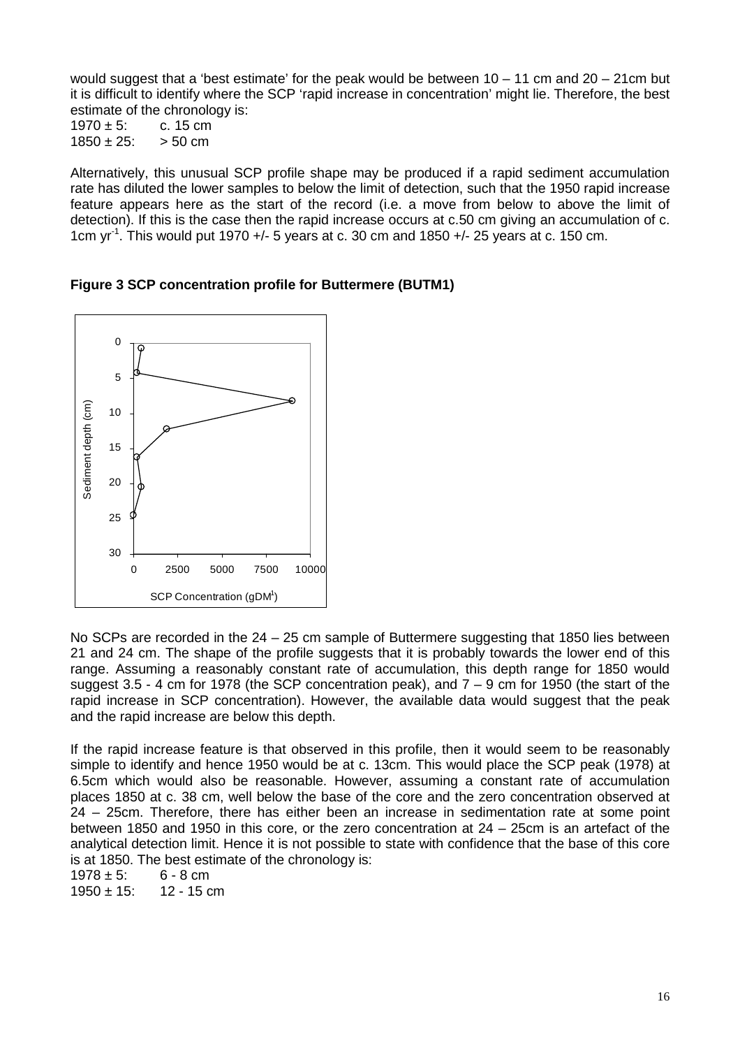would suggest that a 'best estimate' for the peak would be between 10 – 11 cm and 20 – 21cm but it is difficult to identify where the SCP 'rapid increase in concentration' might lie. Therefore, the best estimate of the chronology is:

1970 ± 5: c. 15 cm
1850 ± 25: > 50 cm

Alternatively, this unusual SCP profile shape may be produced if a rapid sediment accumulation rate has diluted the lower samples to below the limit of detection, such that the 1950 rapid increase feature appears here as the start of the record (i.e. a move from below to above the limit of detection). If this is the case then the rapid increase occurs at c.50 cm giving an accumulation of c. 1cm $yr^{-1}$. This would put 1970 +/- 5 years at c. 30 cm and 1850 +/- 25 years at c. 150 cm.

**Figure 3 SCP concentration profile for Buttermere (BUTM1)**

No SCPs are recorded in the 24 – 25 cm sample of Buttermere suggesting that 1850 lies between 21 and 24 cm. The shape of the profile suggests that it is probably towards the lower end of this range. Assuming a reasonably constant rate of accumulation, this depth range for 1850 would suggest 3.5 - 4 cm for 1978 (the SCP concentration peak), and 7 – 9 cm for 1950 (the start of the rapid increase in SCP concentration). However, the available data would suggest that the peak and the rapid increase are below this depth.

If the rapid increase feature is that observed in this profile, then it would seem to be reasonably simple to identify and hence 1950 would be at c. 13cm. This would place the SCP peak (1978) at 6.5cm which would also be reasonable. However, assuming a constant rate of accumulation places 1850 at c. 38 cm, well below the base of the core and the zero concentration observed at 24 – 25cm. Therefore, there has either been an increase in sedimentation rate at some point between 1850 and 1950 in this core, or the zero concentration at 24 – 25cm is an artefact of the analytical detection limit. Hence it is not possible to state with confidence that the base of this core is at 1850. The best estimate of the chronology is:

1978 ± 5: 6 - 8 cm
1950 ± 15: 12 - 15 cm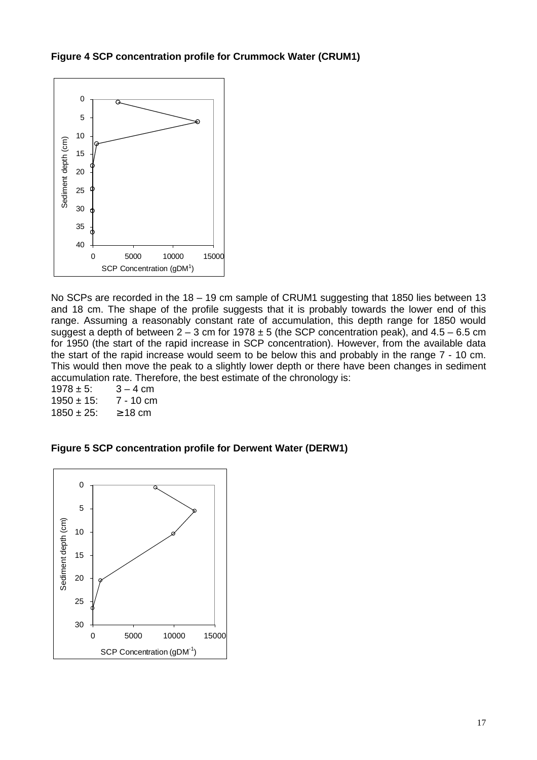**Figure 4 SCP concentration profile for Crummock Water (CRUM1)**

No SCPs are recorded in the 18 – 19 cm sample of CRUM1 suggesting that 1850 lies between 13 and 18 cm. The shape of the profile suggests that it is probably towards the lower end of this range. Assuming a reasonably constant rate of accumulation, this depth range for 1850 would suggest a depth of between 2 – 3 cm for 1978 ± 5 (the SCP concentration peak), and 4.5 – 6.5 cm for 1950 (the start of the rapid increase in SCP concentration). However, from the available data the start of the rapid increase would seem to be below this and probably in the range 7 - 10 cm. This would then move the peak to a slightly lower depth or there have been changes in sediment accumulation rate. Therefore, the best estimate of the chronology is:

1978 ± 5: 3 – 4 cm
1950 ± 15: 7 - 10 cm
1850 ± 25: ≥ 18 cm

**Figure 5 SCP concentration profile for Derwent Water (DERW1)**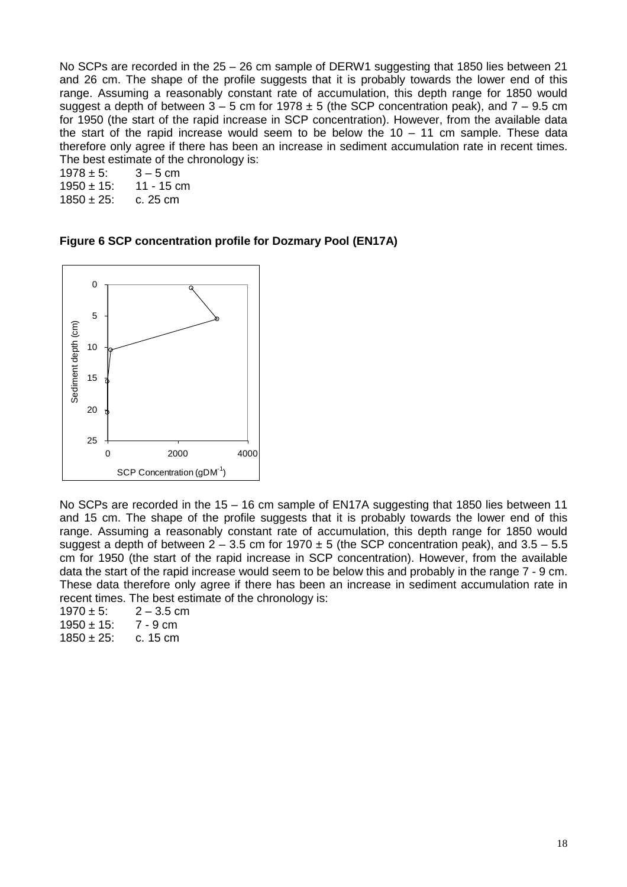No SCPs are recorded in the 25 – 26 cm sample of DERW1 suggesting that 1850 lies between 21 and 26 cm. The shape of the profile suggests that it is probably towards the lower end of this range. Assuming a reasonably constant rate of accumulation, this depth range for 1850 would suggest a depth of between 3 – 5 cm for 1978 ± 5 (the SCP concentration peak), and 7 – 9.5 cm for 1950 (the start of the rapid increase in SCP concentration). However, from the available data the start of the rapid increase would seem to be below the 10 – 11 cm sample. These data therefore only agree if there has been an increase in sediment accumulation rate in recent times. The best estimate of the chronology is:

1978 ± 5: 3 – 5 cm
1950 ± 15: 11 - 15 cm
1850 ± 25: c. 25 cm

**Figure 6 SCP concentration profile for Dozmary Pool (EN17A)**

No SCPs are recorded in the 15 – 16 cm sample of EN17A suggesting that 1850 lies between 11 and 15 cm. The shape of the profile suggests that it is probably towards the lower end of this range. Assuming a reasonably constant rate of accumulation, this depth range for 1850 would suggest a depth of between 2 – 3.5 cm for 1970 ± 5 (the SCP concentration peak), and 3.5 – 5.5 cm for 1950 (the start of the rapid increase in SCP concentration). However, from the available data the start of the rapid increase would seem to be below this and probably in the range 7 - 9 cm. These data therefore only agree if there has been an increase in sediment accumulation rate in recent times. The best estimate of the chronology is:

1970 ± 5: 2 – 3.5 cm
1950 ± 15: 7 - 9 cm
1850 ± 25: c. 15 cm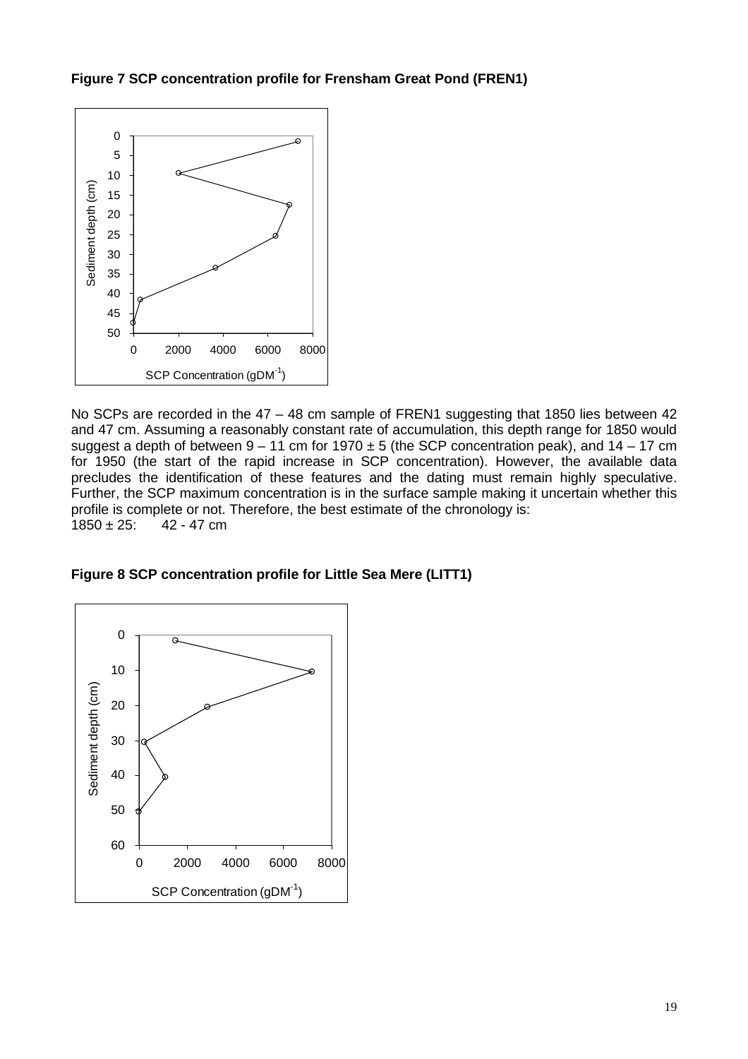**Figure 7 SCP concentration profile for Frensham Great Pond (FREN1)**

No SCPs are recorded in the 47 – 48 cm sample of FREN1 suggesting that 1850 lies between 42 and 47 cm. Assuming a reasonably constant rate of accumulation, this depth range for 1850 would suggest a depth of between 9 – 11 cm for 1970 ± 5 (the SCP concentration peak), and 14 – 17 cm for 1950 (the start of the rapid increase in SCP concentration). However, the available data precludes the identification of these features and the dating must remain highly speculative. Further, the SCP maximum concentration is in the surface sample making it uncertain whether this profile is complete or not. Therefore, the best estimate of the chronology is:

1850 ± 25: 42 - 47 cm

**Figure 8 SCP concentration profile for Little Sea Mere (LITT1)**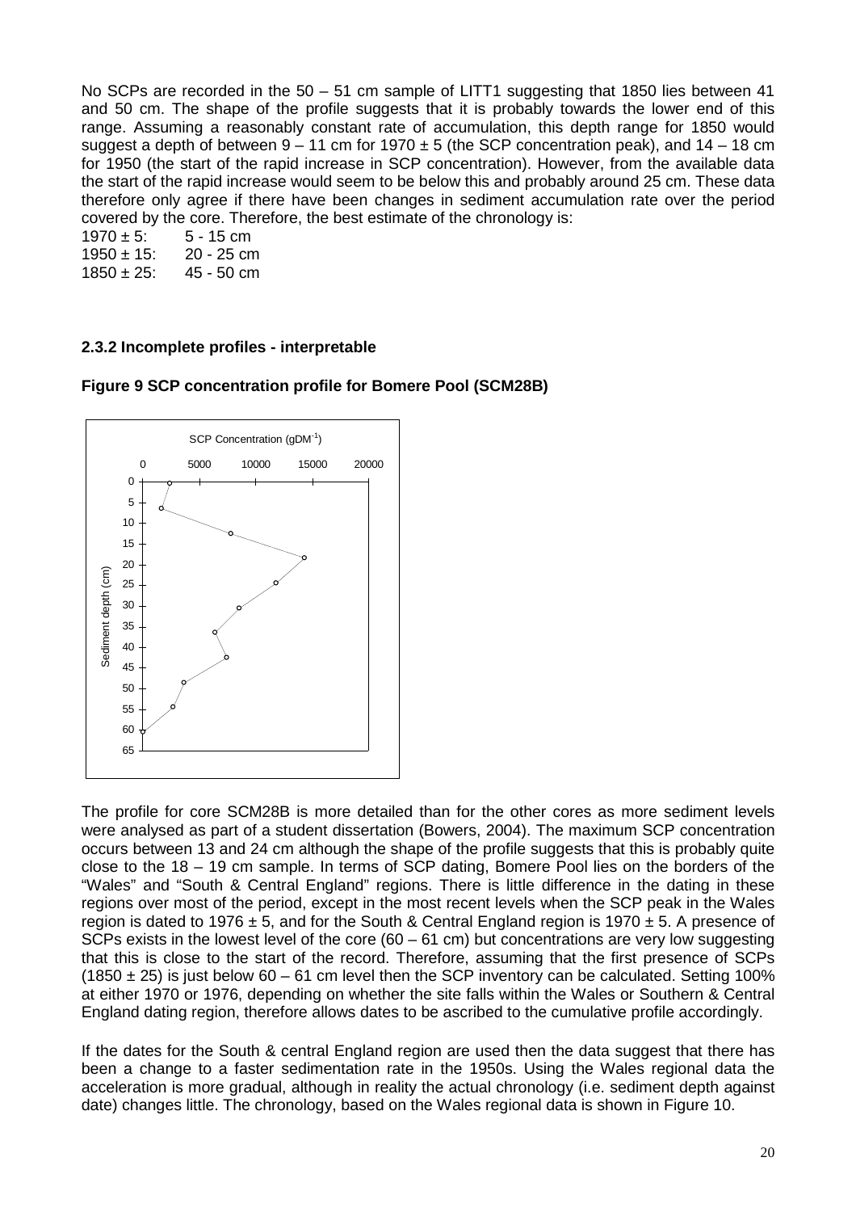No SCPs are recorded in the 50 – 51 cm sample of LITT1 suggesting that 1850 lies between 41 and 50 cm. The shape of the profile suggests that it is probably towards the lower end of this range. Assuming a reasonably constant rate of accumulation, this depth range for 1850 would suggest a depth of between 9 – 11 cm for 1970 ± 5 (the SCP concentration peak), and 14 – 18 cm for 1950 (the start of the rapid increase in SCP concentration). However, from the available data the start of the rapid increase would seem to be below this and probably around 25 cm. These data therefore only agree if there have been changes in sediment accumulation rate over the period covered by the core. Therefore, the best estimate of the chronology is:

1970 ± 5: 5 - 15 cm
1950 ± 15: 20 - 25 cm
1850 ± 25: 45 - 50 cm

### 2.3.2 Incomplete profiles - interpretable

**Figure 9 SCP concentration profile for Bomere Pool (SCM28B)**

The profile for core SCM28B is more detailed than for the other cores as more sediment levels were analysed as part of a student dissertation (Bowers, 2004). The maximum SCP concentration occurs between 13 and 24 cm although the shape of the profile suggests that this is probably quite close to the 18 – 19 cm sample. In terms of SCP dating, Bomere Pool lies on the borders of the "Wales" and "South & Central England" regions. There is little difference in the dating in these regions over most of the period, except in the most recent levels when the SCP peak in the Wales region is dated to 1976 ± 5, and for the South & Central England region is 1970 ± 5. A presence of SCPs exists in the lowest level of the core (60 – 61 cm) but concentrations are very low suggesting that this is close to the start of the record. Therefore, assuming that the first presence of SCPs (1850 ± 25) is just below 60 – 61 cm level then the SCP inventory can be calculated. Setting 100% at either 1970 or 1976, depending on whether the site falls within the Wales or Southern & Central England dating region, therefore allows dates to be ascribed to the cumulative profile accordingly.

If the dates for the South & central England region are used then the data suggest that there has been a change to a faster sedimentation rate in the 1950s. Using the Wales regional data the acceleration is more gradual, although in reality the actual chronology (i.e. sediment depth against date) changes little. The chronology, based on the Wales regional data is shown in Figure 10.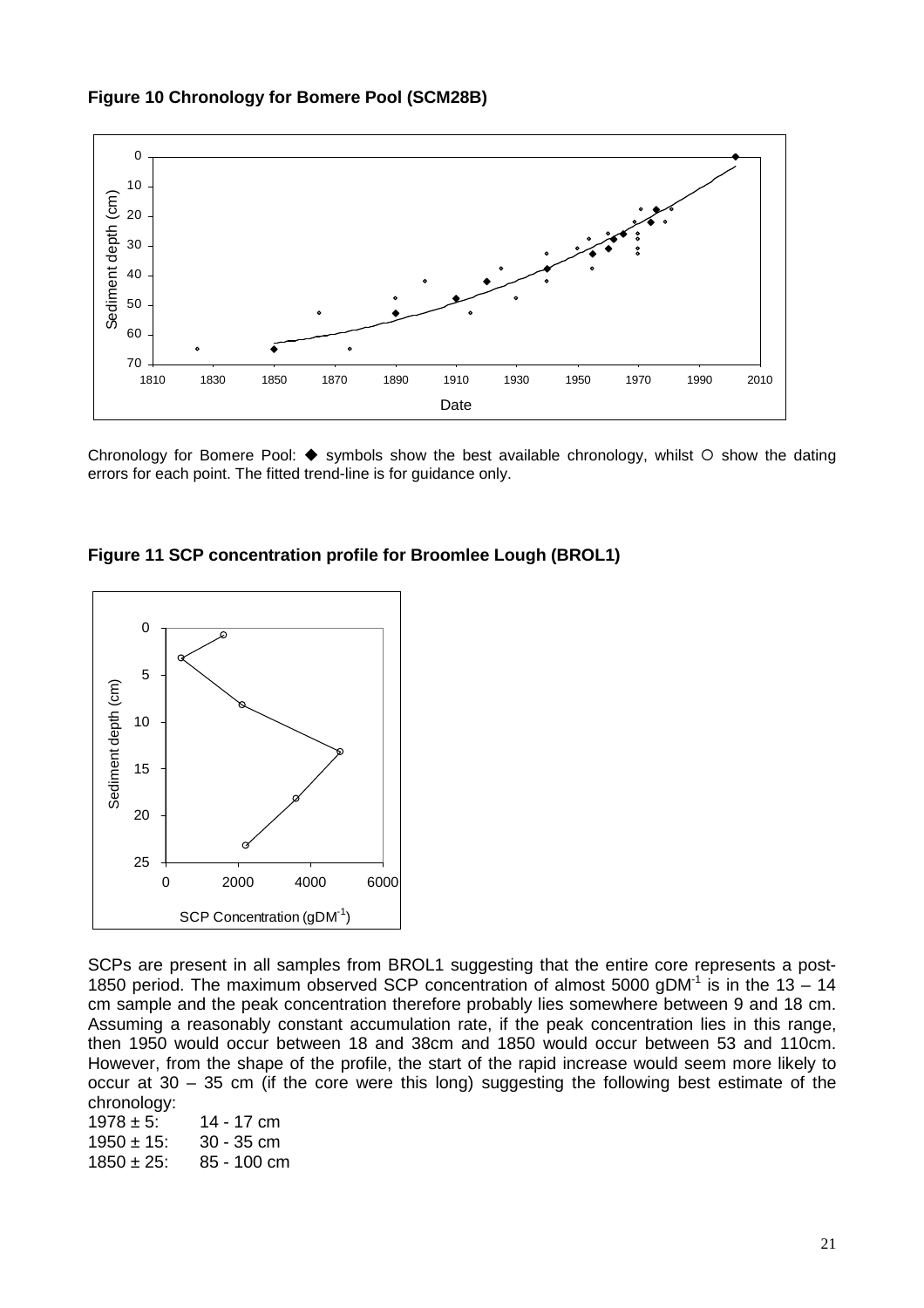**Figure 10 Chronology for Bomere Pool (SCM28B)**

Chronology for Bomere Pool: ◆ symbols show the best available chronology, whilst ○ show the dating errors for each point. The fitted trend-line is for guidance only.

**Figure 11 SCP concentration profile for Broomlee Lough (BROL1)**

SCPs are present in all samples from BROL1 suggesting that the entire core represents a post-1850 period. The maximum observed SCP concentration of almost 5000 $gDM^{-1}$ is in the 13 – 14 cm sample and the peak concentration therefore probably lies somewhere between 9 and 18 cm. Assuming a reasonably constant accumulation rate, if the peak concentration lies in this range, then 1950 would occur between 18 and 38cm and 1850 would occur between 53 and 110cm. However, from the shape of the profile, the start of the rapid increase would seem more likely to occur at 30 – 35 cm (if the core were this long) suggesting the following best estimate of the chronology:

1978 ± 5: 14 - 17 cm  
1950 ± 15: 30 - 35 cm  
1850 ± 25: 85 - 100 cm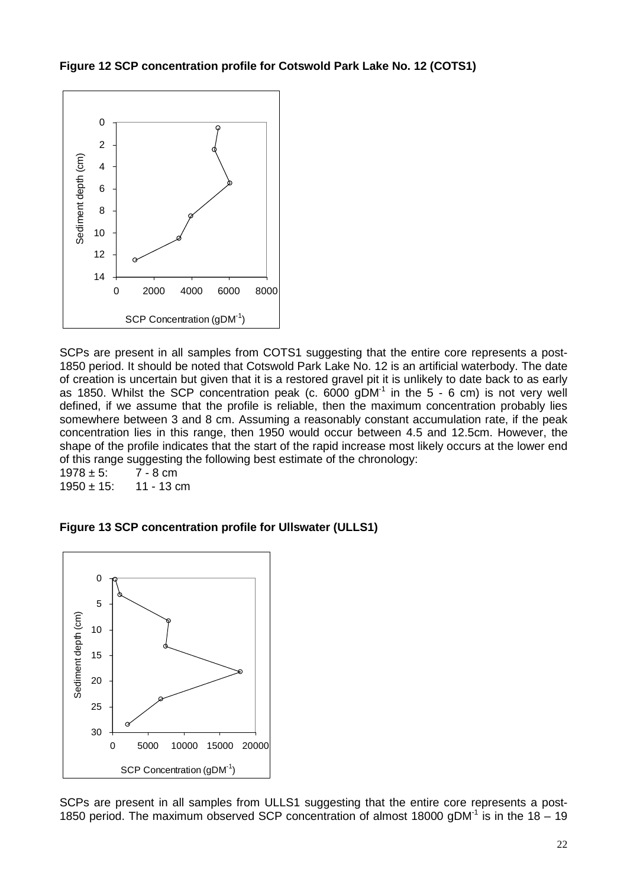**Figure 12 SCP concentration profile for Cotswold Park Lake No. 12 (COTS1)**

SCPs are present in all samples from COTS1 suggesting that the entire core represents a post-1850 period. It should be noted that Cotswold Park Lake No. 12 is an artificial waterbody. The date of creation is uncertain but given that it is a restored gravel pit it is unlikely to date back to as early as 1850. Whilst the SCP concentration peak (c. 6000 $gDM^{-1}$ in the 5 - 6 cm) is not very well defined, if we assume that the profile is reliable, then the maximum concentration probably lies somewhere between 3 and 8 cm. Assuming a reasonably constant accumulation rate, if the peak concentration lies in this range, then 1950 would occur between 4.5 and 12.5cm. However, the shape of the profile indicates that the start of the rapid increase most likely occurs at the lower end of this range suggesting the following best estimate of the chronology:

1978 ± 5: 7 - 8 cm
1950 ± 15: 11 - 13 cm

**Figure 13 SCP concentration profile for Ullswater (ULLS1)**

SCPs are present in all samples from ULLS1 suggesting that the entire core represents a post-1850 period. The maximum observed SCP concentration of almost 18000 $gDM^{-1}$ is in the 18 – 19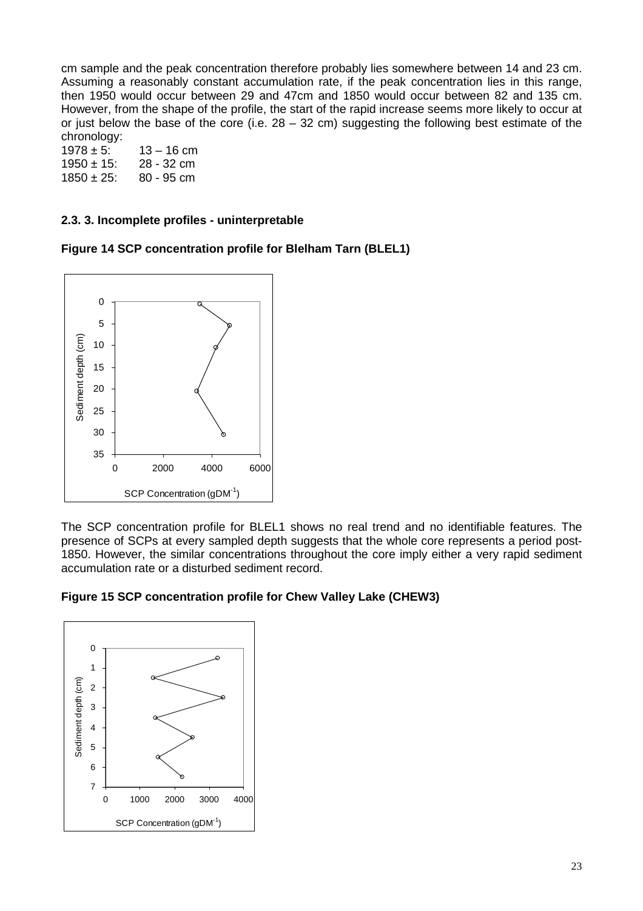cm sample and the peak concentration therefore probably lies somewhere between 14 and 23 cm. Assuming a reasonably constant accumulation rate, if the peak concentration lies in this range, then 1950 would occur between 29 and 47cm and 1850 would occur between 82 and 135 cm. However, from the shape of the profile, the start of the rapid increase seems more likely to occur at or just below the base of the core (i.e. 28 – 32 cm) suggesting the following best estimate of the chronology:

1978 ± 5: 13 – 16 cm
1950 ± 15: 28 - 32 cm
1850 ± 25: 80 - 95 cm

### 2.3. 3. Incomplete profiles - uninterpretable

**Figure 14 SCP concentration profile for Blelham Tarn (BLEL1)**

The SCP concentration profile for BLEL1 shows no real trend and no identifiable features. The presence of SCPs at every sampled depth suggests that the whole core represents a period post-1850. However, the similar concentrations throughout the core imply either a very rapid sediment accumulation rate or a disturbed sediment record.

**Figure 15 SCP concentration profile for Chew Valley Lake (CHEW3)**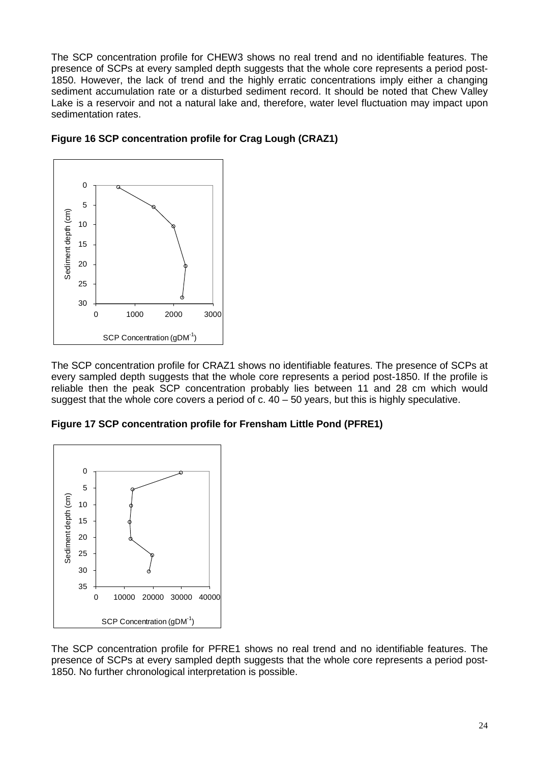The SCP concentration profile for CHEW3 shows no real trend and no identifiable features. The presence of SCPs at every sampled depth suggests that the whole core represents a period post-1850. However, the lack of trend and the highly erratic concentrations imply either a changing sediment accumulation rate or a disturbed sediment record. It should be noted that Chew Valley Lake is a reservoir and not a natural lake and, therefore, water level fluctuation may impact upon sedimentation rates.

**Figure 16 SCP concentration profile for Crag Lough (CRAZ1)**

The SCP concentration profile for CRAZ1 shows no identifiable features. The presence of SCPs at every sampled depth suggests that the whole core represents a period post-1850. If the profile is reliable then the peak SCP concentration probably lies between 11 and 28 cm which would suggest that the whole core covers a period of c. 40 – 50 years, but this is highly speculative.

**Figure 17 SCP concentration profile for Frensham Little Pond (PFRE1)**

The SCP concentration profile for PFRE1 shows no real trend and no identifiable features. The presence of SCPs at every sampled depth suggests that the whole core represents a period post-1850. No further chronological interpretation is possible.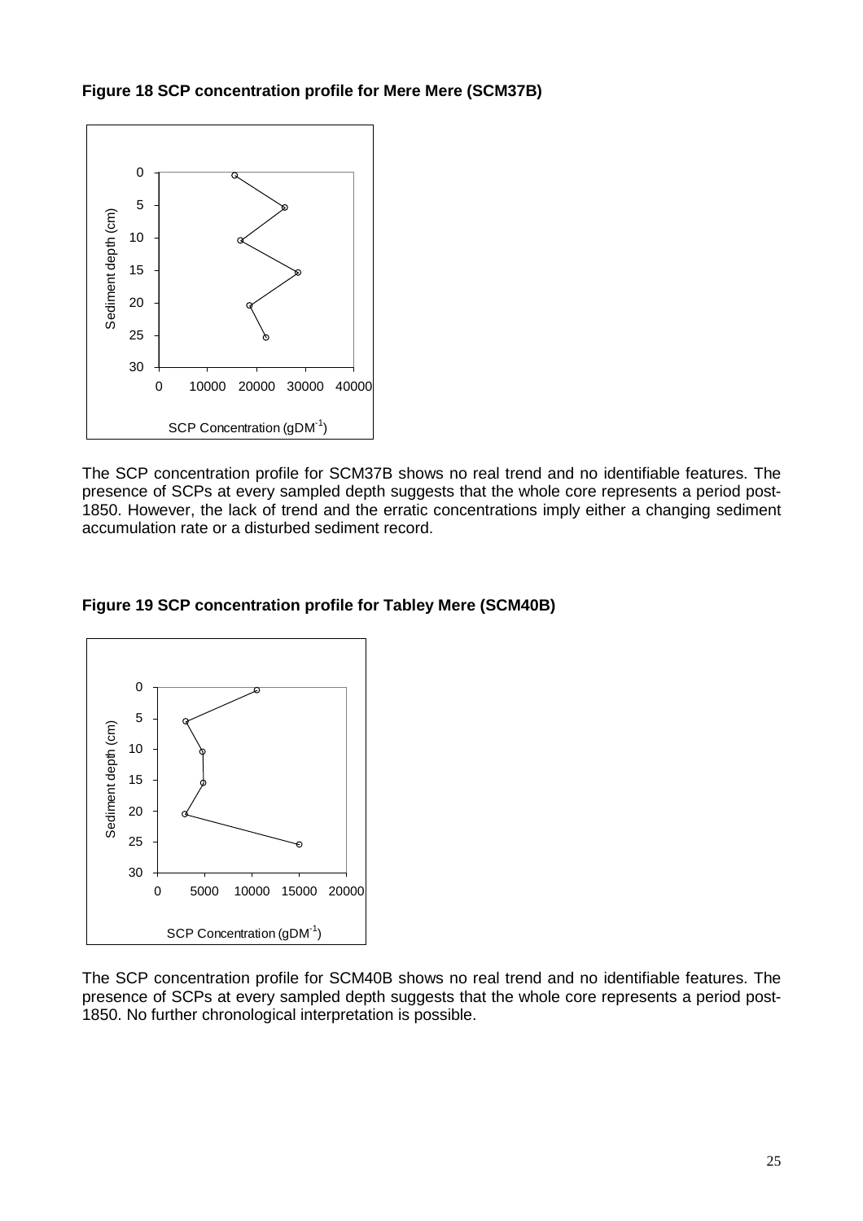**Figure 18 SCP concentration profile for Mere Mere (SCM37B)**

The SCP concentration profile for SCM37B shows no real trend and no identifiable features. The presence of SCPs at every sampled depth suggests that the whole core represents a period post-1850. However, the lack of trend and the erratic concentrations imply either a changing sediment accumulation rate or a disturbed sediment record.

**Figure 19 SCP concentration profile for Tabley Mere (SCM40B)**

The SCP concentration profile for SCM40B shows no real trend and no identifiable features. The presence of SCPs at every sampled depth suggests that the whole core represents a period post-1850. No further chronological interpretation is possible.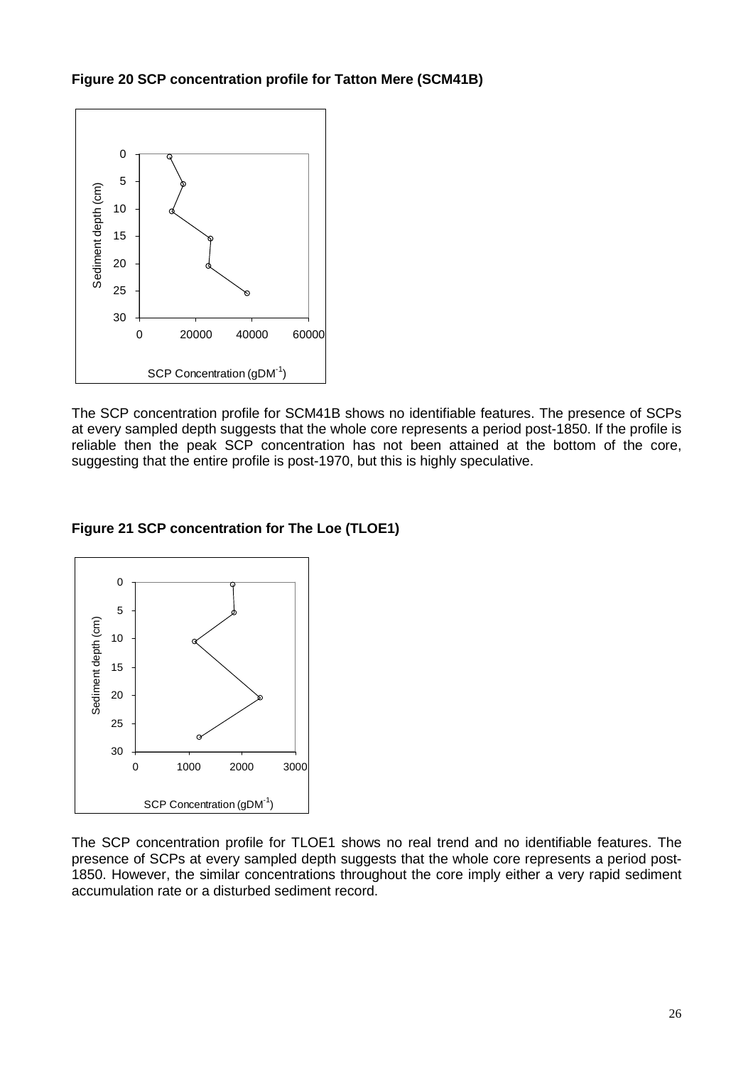**Figure 20 SCP concentration profile for Tatton Mere (SCM41B)**

The SCP concentration profile for SCM41B shows no identifiable features. The presence of SCPs at every sampled depth suggests that the whole core represents a period post-1850. If the profile is reliable then the peak SCP concentration has not been attained at the bottom of the core, suggesting that the entire profile is post-1970, but this is highly speculative.

**Figure 21 SCP concentration for The Loe (TLOE1)**

The SCP concentration profile for TLOE1 shows no real trend and no identifiable features. The presence of SCPs at every sampled depth suggests that the whole core represents a period post-1850. However, the similar concentrations throughout the core imply either a very rapid sediment accumulation rate or a disturbed sediment record.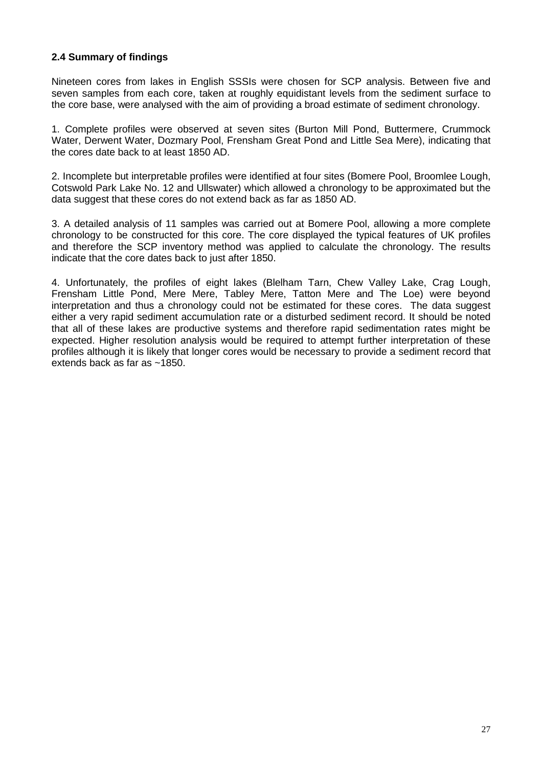### 2.4 Summary of findings

Nineteen cores from lakes in English SSSIs were chosen for SCP analysis. Between five and seven samples from each core, taken at roughly equidistant levels from the sediment surface to the core base, were analysed with the aim of providing a broad estimate of sediment chronology.

1. Complete profiles were observed at seven sites (Burton Mill Pond, Buttermere, Crummock Water, Derwent Water, Dozmary Pool, Frensham Great Pond and Little Sea Mere), indicating that the cores date back to at least 1850 AD.

2. Incomplete but interpretable profiles were identified at four sites (Bomere Pool, Broomlee Lough, Cotswold Park Lake No. 12 and Ullswater) which allowed a chronology to be approximated but the data suggest that these cores do not extend back as far as 1850 AD.

3. A detailed analysis of 11 samples was carried out at Bomere Pool, allowing a more complete chronology to be constructed for this core. The core displayed the typical features of UK profiles and therefore the SCP inventory method was applied to calculate the chronology. The results indicate that the core dates back to just after 1850.

4. Unfortunately, the profiles of eight lakes (Blelham Tarn, Chew Valley Lake, Crag Lough, Frensham Little Pond, Mere Mere, Tabley Mere, Tatton Mere and The Loe) were beyond interpretation and thus a chronology could not be estimated for these cores. The data suggest either a very rapid sediment accumulation rate or a disturbed sediment record. It should be noted that all of these lakes are productive systems and therefore rapid sedimentation rates might be expected. Higher resolution analysis would be required to attempt further interpretation of these profiles although it is likely that longer cores would be necessary to provide a sediment record that extends back as far as ~1850.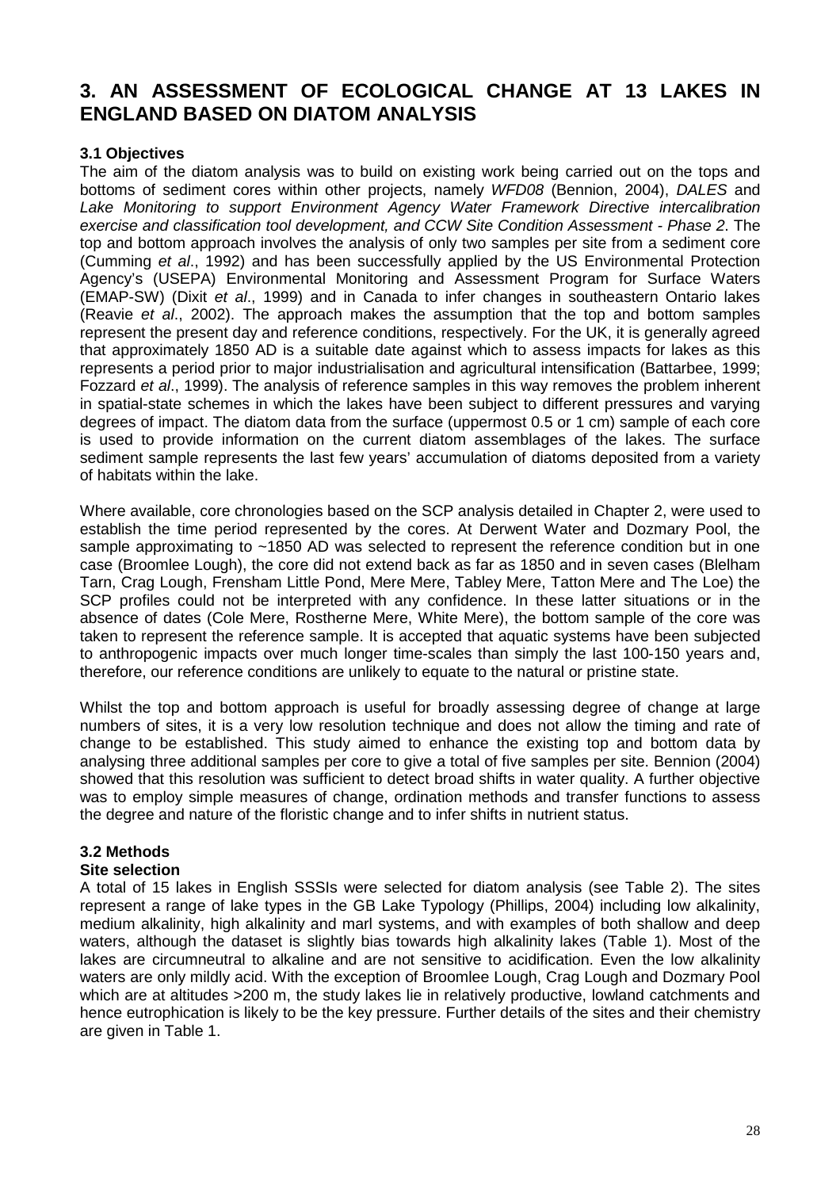# 3. AN ASSESSMENT OF ECOLOGICAL CHANGE AT 13 LAKES IN ENGLAND BASED ON DIATOM ANALYSIS

### 3.1 Objectives

The aim of the diatom analysis was to build on existing work being carried out on the tops and bottoms of sediment cores within other projects, namely *WFD08* (Bennion, 2004), *DALES* and *Lake Monitoring to support Environment Agency Water Framework Directive intercalibration exercise and classification tool development, and CCW Site Condition Assessment - Phase 2*. The top and bottom approach involves the analysis of only two samples per site from a sediment core (Cumming *et al*., 1992) and has been successfully applied by the US Environmental Protection Agency's (USEPA) Environmental Monitoring and Assessment Program for Surface Waters (EMAP-SW) (Dixit *et al*., 1999) and in Canada to infer changes in southeastern Ontario lakes (Reavie *et al*., 2002). The approach makes the assumption that the top and bottom samples represent the present day and reference conditions, respectively. For the UK, it is generally agreed that approximately 1850 AD is a suitable date against which to assess impacts for lakes as this represents a period prior to major industrialisation and agricultural intensification (Battarbee, 1999; Fozzard *et al*., 1999). The analysis of reference samples in this way removes the problem inherent in spatial-state schemes in which the lakes have been subject to different pressures and varying degrees of impact. The diatom data from the surface (uppermost 0.5 or 1 cm) sample of each core is used to provide information on the current diatom assemblages of the lakes. The surface sediment sample represents the last few years' accumulation of diatoms deposited from a variety of habitats within the lake.

Where available, core chronologies based on the SCP analysis detailed in Chapter 2, were used to establish the time period represented by the cores. At Derwent Water and Dozmary Pool, the sample approximating to ~1850 AD was selected to represent the reference condition but in one case (Broomlee Lough), the core did not extend back as far as 1850 and in seven cases (Blelham Tarn, Crag Lough, Frensham Little Pond, Mere Mere, Tabley Mere, Tatton Mere and The Loe) the SCP profiles could not be interpreted with any confidence. In these latter situations or in the absence of dates (Cole Mere, Rostherne Mere, White Mere), the bottom sample of the core was taken to represent the reference sample. It is accepted that aquatic systems have been subjected to anthropogenic impacts over much longer time-scales than simply the last 100-150 years and, therefore, our reference conditions are unlikely to equate to the natural or pristine state.

Whilst the top and bottom approach is useful for broadly assessing degree of change at large numbers of sites, it is a very low resolution technique and does not allow the timing and rate of change to be established. This study aimed to enhance the existing top and bottom data by analysing three additional samples per core to give a total of five samples per site. Bennion (2004) showed that this resolution was sufficient to detect broad shifts in water quality. A further objective was to employ simple measures of change, ordination methods and transfer functions to assess the degree and nature of the floristic change and to infer shifts in nutrient status.

### 3.2 Methods

**Site selection**

A total of 15 lakes in English SSSIs were selected for diatom analysis (see Table 2). The sites represent a range of lake types in the GB Lake Typology (Phillips, 2004) including low alkalinity, medium alkalinity, high alkalinity and marl systems, and with examples of both shallow and deep waters, although the dataset is slightly bias towards high alkalinity lakes (Table 1). Most of the lakes are circumneutral to alkaline and are not sensitive to acidification. Even the low alkalinity waters are only mildly acid. With the exception of Broomlee Lough, Crag Lough and Dozmary Pool which are at altitudes >200 m, the study lakes lie in relatively productive, lowland catchments and hence eutrophication is likely to be the key pressure. Further details of the sites and their chemistry are given in Table 1.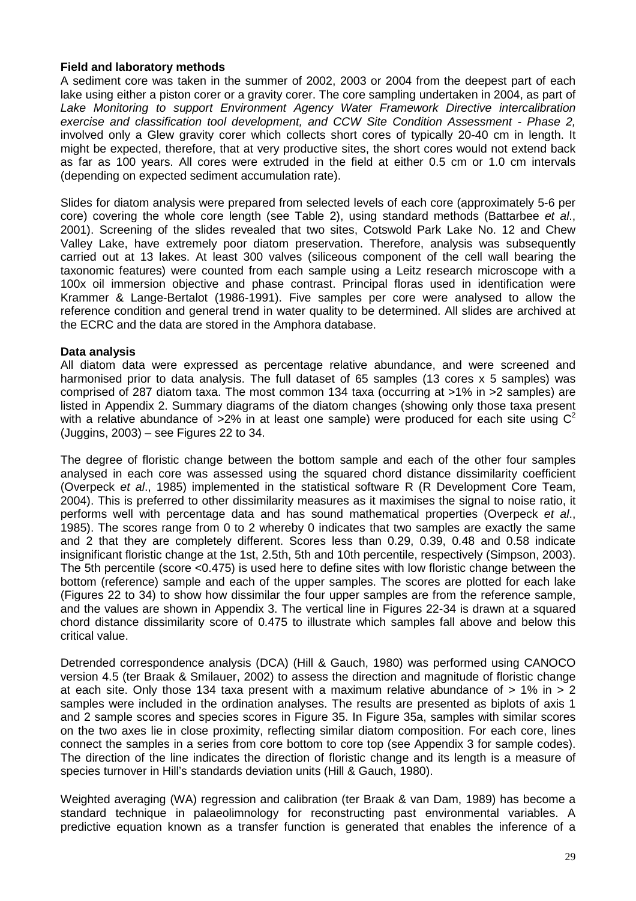**Field and laboratory methods**

A sediment core was taken in the summer of 2002, 2003 or 2004 from the deepest part of each lake using either a piston corer or a gravity corer. The core sampling undertaken in 2004, as part of *Lake Monitoring to support Environment Agency Water Framework Directive intercalibration exercise and classification tool development, and CCW Site Condition Assessment - Phase 2,* involved only a Glew gravity corer which collects short cores of typically 20-40 cm in length. It might be expected, therefore, that at very productive sites, the short cores would not extend back as far as 100 years. All cores were extruded in the field at either 0.5 cm or 1.0 cm intervals (depending on expected sediment accumulation rate).

Slides for diatom analysis were prepared from selected levels of each core (approximately 5-6 per core) covering the whole core length (see Table 2), using standard methods (Battarbee *et al*., 2001). Screening of the slides revealed that two sites, Cotswold Park Lake No. 12 and Chew Valley Lake, have extremely poor diatom preservation. Therefore, analysis was subsequently carried out at 13 lakes. At least 300 valves (siliceous component of the cell wall bearing the taxonomic features) were counted from each sample using a Leitz research microscope with a 100x oil immersion objective and phase contrast. Principal floras used in identification were Krammer & Lange-Bertalot (1986-1991). Five samples per core were analysed to allow the reference condition and general trend in water quality to be determined. All slides are archived at the ECRC and the data are stored in the Amphora database.

**Data analysis**

All diatom data were expressed as percentage relative abundance, and were screened and harmonised prior to data analysis. The full dataset of 65 samples (13 cores x 5 samples) was comprised of 287 diatom taxa. The most common 134 taxa (occurring at >1% in >2 samples) are listed in Appendix 2. Summary diagrams of the diatom changes (showing only those taxa present with a relative abundance of >2% in at least one sample) were produced for each site using $C^2$ (Juggins, 2003) – see Figures 22 to 34.

The degree of floristic change between the bottom sample and each of the other four samples analysed in each core was assessed using the squared chord distance dissimilarity coefficient (Overpeck *et al*., 1985) implemented in the statistical software R (R Development Core Team, 2004). This is preferred to other dissimilarity measures as it maximises the signal to noise ratio, it performs well with percentage data and has sound mathematical properties (Overpeck *et al*., 1985). The scores range from 0 to 2 whereby 0 indicates that two samples are exactly the same and 2 that they are completely different. Scores less than 0.29, 0.39, 0.48 and 0.58 indicate insignificant floristic change at the 1st, 2.5th, 5th and 10th percentile, respectively (Simpson, 2003). The 5th percentile (score <0.475) is used here to define sites with low floristic change between the bottom (reference) sample and each of the upper samples. The scores are plotted for each lake (Figures 22 to 34) to show how dissimilar the four upper samples are from the reference sample, and the values are shown in Appendix 3. The vertical line in Figures 22-34 is drawn at a squared chord distance dissimilarity score of 0.475 to illustrate which samples fall above and below this critical value.

Detrended correspondence analysis (DCA) (Hill & Gauch, 1980) was performed using CANOCO version 4.5 (ter Braak & Smilauer, 2002) to assess the direction and magnitude of floristic change at each site. Only those 134 taxa present with a maximum relative abundance of > 1% in > 2 samples were included in the ordination analyses. The results are presented as biplots of axis 1 and 2 sample scores and species scores in Figure 35. In Figure 35a, samples with similar scores on the two axes lie in close proximity, reflecting similar diatom composition. For each core, lines connect the samples in a series from core bottom to core top (see Appendix 3 for sample codes). The direction of the line indicates the direction of floristic change and its length is a measure of species turnover in Hill's standards deviation units (Hill & Gauch, 1980).

Weighted averaging (WA) regression and calibration (ter Braak & van Dam, 1989) has become a standard technique in palaeolimnology for reconstructing past environmental variables. A predictive equation known as a transfer function is generated that enables the inference of a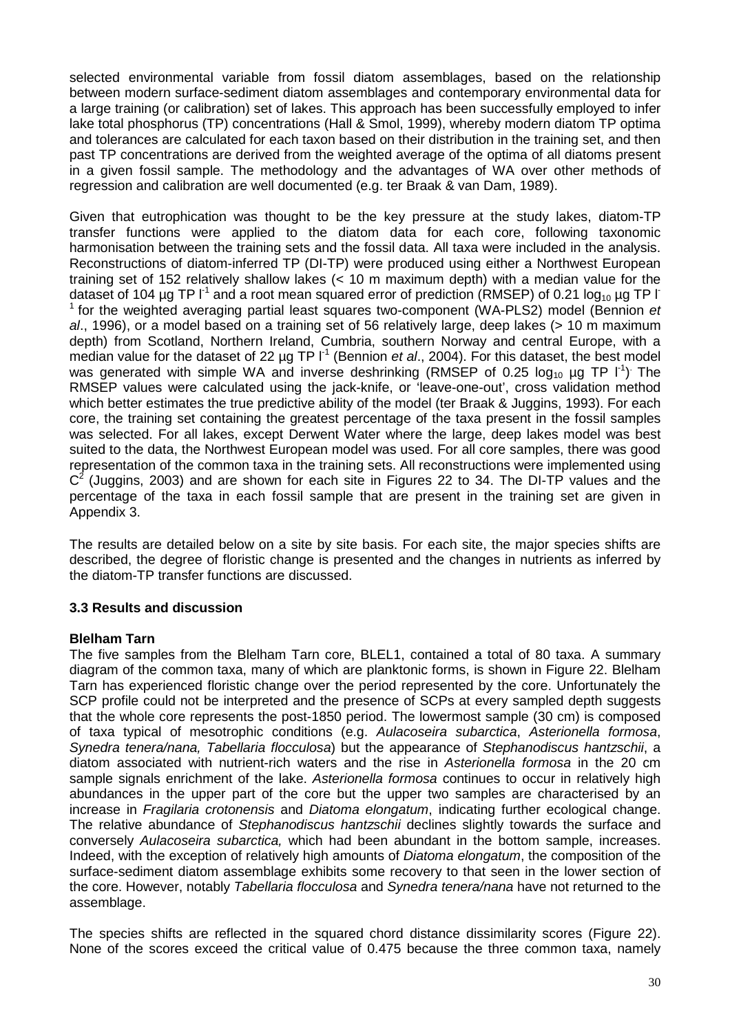selected environmental variable from fossil diatom assemblages, based on the relationship between modern surface-sediment diatom assemblages and contemporary environmental data for a large training (or calibration) set of lakes. This approach has been successfully employed to infer lake total phosphorus (TP) concentrations (Hall & Smol, 1999), whereby modern diatom TP optima and tolerances are calculated for each taxon based on their distribution in the training set, and then past TP concentrations are derived from the weighted average of the optima of all diatoms present in a given fossil sample. The methodology and the advantages of WA over other methods of regression and calibration are well documented (e.g. ter Braak & van Dam, 1989).

Given that eutrophication was thought to be the key pressure at the study lakes, diatom-TP transfer functions were applied to the diatom data for each core, following taxonomic harmonisation between the training sets and the fossil data. All taxa were included in the analysis. Reconstructions of diatom-inferred TP (DI-TP) were produced using either a Northwest European training set of 152 relatively shallow lakes (< 10 m maximum depth) with a median value for the dataset of 104 µg TP $l^{-1}$ and a root mean squared error of prediction (RMSEP) of 0.21 $\log_{10}$ µg TP $l^{-1}$ for the weighted averaging partial least squares two-component (WA-PLS2) model (Bennion *et al*., 1996), or a model based on a training set of 56 relatively large, deep lakes (> 10 m maximum depth) from Scotland, Northern Ireland, Cumbria, southern Norway and central Europe, with a median value for the dataset of 22 µg TP $l^{-1}$ (Bennion *et al*., 2004). For this dataset, the best model was generated with simple WA and inverse deshrinking (RMSEP of 0.25 $\log_{10}$ µg TP $l^{-1}$). The RMSEP values were calculated using the jack-knife, or 'leave-one-out', cross validation method which better estimates the true predictive ability of the model (ter Braak & Juggins, 1993). For each core, the training set containing the greatest percentage of the taxa present in the fossil samples was selected. For all lakes, except Derwent Water where the large, deep lakes model was best suited to the data, the Northwest European model was used. For all core samples, there was good representation of the common taxa in the training sets. All reconstructions were implemented using $C^2$ (Juggins, 2003) and are shown for each site in Figures 22 to 34. The DI-TP values and the percentage of the taxa in each fossil sample that are present in the training set are given in Appendix 3.

The results are detailed below on a site by site basis. For each site, the major species shifts are described, the degree of floristic change is presented and the changes in nutrients as inferred by the diatom-TP transfer functions are discussed.

### 3.3 Results and discussion

**Blelham Tarn**

The five samples from the Blelham Tarn core, BLEL1, contained a total of 80 taxa. A summary diagram of the common taxa, many of which are planktonic forms, is shown in Figure 22. Blelham Tarn has experienced floristic change over the period represented by the core. Unfortunately the SCP profile could not be interpreted and the presence of SCPs at every sampled depth suggests that the whole core represents the post-1850 period. The lowermost sample (30 cm) is composed of taxa typical of mesotrophic conditions (e.g. *Aulacoseira subarctica*, *Asterionella formosa*, *Synedra tenera/nana, Tabellaria flocculosa*) but the appearance of *Stephanodiscus hantzschii*, a diatom associated with nutrient-rich waters and the rise in *Asterionella formosa* in the 20 cm sample signals enrichment of the lake. *Asterionella formosa* continues to occur in relatively high abundances in the upper part of the core but the upper two samples are characterised by an increase in *Fragilaria crotonensis* and *Diatoma elongatum*, indicating further ecological change. The relative abundance of *Stephanodiscus hantzschii* declines slightly towards the surface and conversely *Aulacoseira subarctica,* which had been abundant in the bottom sample, increases. Indeed, with the exception of relatively high amounts of *Diatoma elongatum*, the composition of the surface-sediment diatom assemblage exhibits some recovery to that seen in the lower section of the core. However, notably *Tabellaria flocculosa* and *Synedra tenera/nana* have not returned to the assemblage.

The species shifts are reflected in the squared chord distance dissimilarity scores (Figure 22). None of the scores exceed the critical value of 0.475 because the three common taxa, namely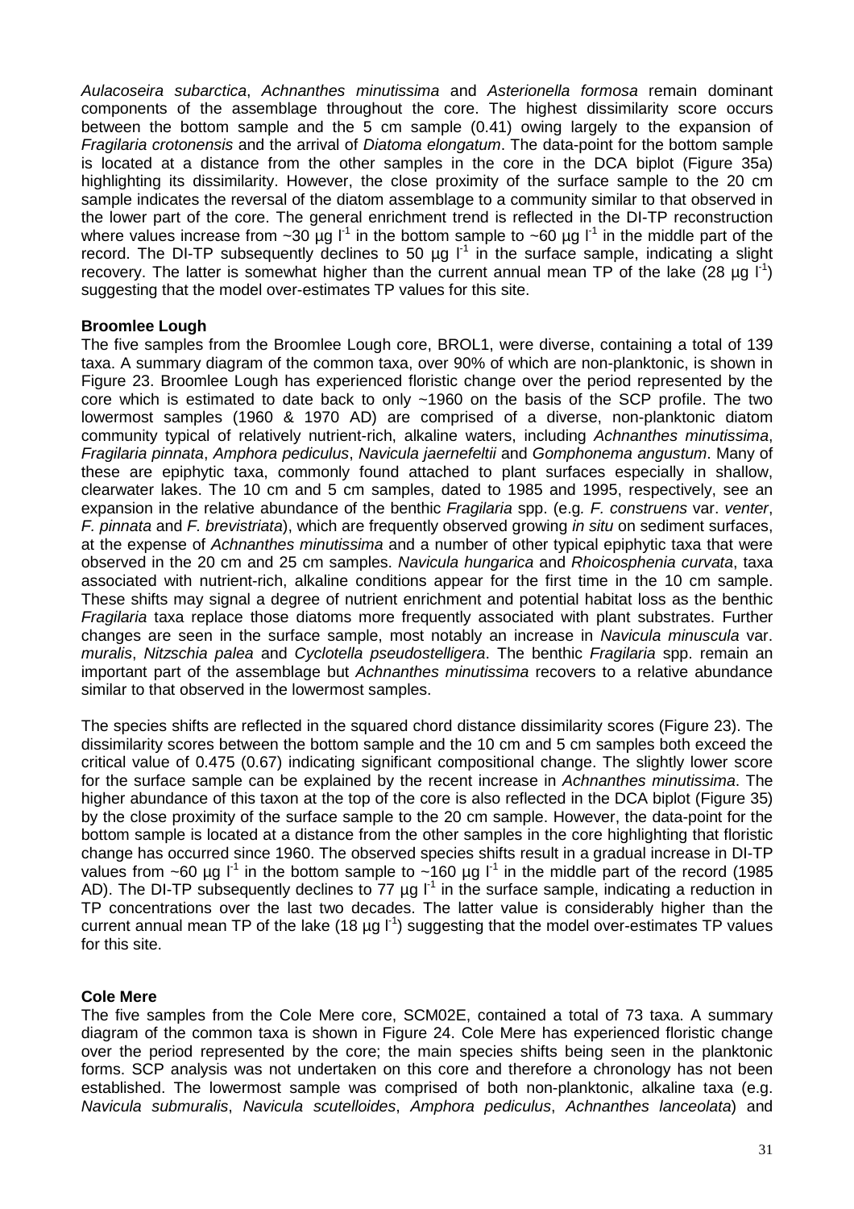*Aulacoseira subarctica*, *Achnanthes minutissima* and *Asterionella formosa* remain dominant components of the assemblage throughout the core. The highest dissimilarity score occurs between the bottom sample and the 5 cm sample (0.41) owing largely to the expansion of *Fragilaria crotonensis* and the arrival of *Diatoma elongatum*. The data-point for the bottom sample is located at a distance from the other samples in the core in the DCA biplot (Figure 35a) highlighting its dissimilarity. However, the close proximity of the surface sample to the 20 cm sample indicates the reversal of the diatom assemblage to a community similar to that observed in the lower part of the core. The general enrichment trend is reflected in the DI-TP reconstruction where values increase from ~30 µg $l^{-1}$ in the bottom sample to ~60 µg $l^{-1}$ in the middle part of the record. The DI-TP subsequently declines to 50 µg $l^{-1}$ in the surface sample, indicating a slight recovery. The latter is somewhat higher than the current annual mean TP of the lake (28 µg $l^{-1}$) suggesting that the model over-estimates TP values for this site.

**Broomlee Lough**

The five samples from the Broomlee Lough core, BROL1, were diverse, containing a total of 139 taxa. A summary diagram of the common taxa, over 90% of which are non-planktonic, is shown in Figure 23. Broomlee Lough has experienced floristic change over the period represented by the core which is estimated to date back to only ~1960 on the basis of the SCP profile. The two lowermost samples (1960 & 1970 AD) are comprised of a diverse, non-planktonic diatom community typical of relatively nutrient-rich, alkaline waters, including *Achnanthes minutissima*, *Fragilaria pinnata*, *Amphora pediculus*, *Navicula jaernefeltii* and *Gomphonema angustum*. Many of these are epiphytic taxa, commonly found attached to plant surfaces especially in shallow, clearwater lakes. The 10 cm and 5 cm samples, dated to 1985 and 1995, respectively, see an expansion in the relative abundance of the benthic *Fragilaria* spp. (e.g. *F. construens* var. *venter*, *F. pinnata* and *F. brevistriata*), which are frequently observed growing *in situ* on sediment surfaces, at the expense of *Achnanthes minutissima* and a number of other typical epiphytic taxa that were observed in the 20 cm and 25 cm samples. *Navicula hungarica* and *Rhoicosphenia curvata*, taxa associated with nutrient-rich, alkaline conditions appear for the first time in the 10 cm sample. These shifts may signal a degree of nutrient enrichment and potential habitat loss as the benthic *Fragilaria* taxa replace those diatoms more frequently associated with plant substrates. Further changes are seen in the surface sample, most notably an increase in *Navicula minuscula* var. *muralis*, *Nitzschia palea* and *Cyclotella pseudostelligera*. The benthic *Fragilaria* spp. remain an important part of the assemblage but *Achnanthes minutissima* recovers to a relative abundance similar to that observed in the lowermost samples.

The species shifts are reflected in the squared chord distance dissimilarity scores (Figure 23). The dissimilarity scores between the bottom sample and the 10 cm and 5 cm samples both exceed the critical value of 0.475 (0.67) indicating significant compositional change. The slightly lower score for the surface sample can be explained by the recent increase in *Achnanthes minutissima*. The higher abundance of this taxon at the top of the core is also reflected in the DCA biplot (Figure 35) by the close proximity of the surface sample to the 20 cm sample. However, the data-point for the bottom sample is located at a distance from the other samples in the core highlighting that floristic change has occurred since 1960. The observed species shifts result in a gradual increase in DI-TP values from ~60 µg $l^{-1}$ in the bottom sample to ~160 µg $l^{-1}$ in the middle part of the record (1985 AD). The DI-TP subsequently declines to 77 µg $l^{-1}$ in the surface sample, indicating a reduction in TP concentrations over the last two decades. The latter value is considerably higher than the current annual mean TP of the lake (18 µg $l^{-1}$) suggesting that the model over-estimates TP values for this site.

**Cole Mere**

The five samples from the Cole Mere core, SCM02E, contained a total of 73 taxa. A summary diagram of the common taxa is shown in Figure 24. Cole Mere has experienced floristic change over the period represented by the core; the main species shifts being seen in the planktonic forms. SCP analysis was not undertaken on this core and therefore a chronology has not been established. The lowermost sample was comprised of both non-planktonic, alkaline taxa (e.g. *Navicula submuralis*, *Navicula scutelloides*, *Amphora pediculus*, *Achnanthes lanceolata*) and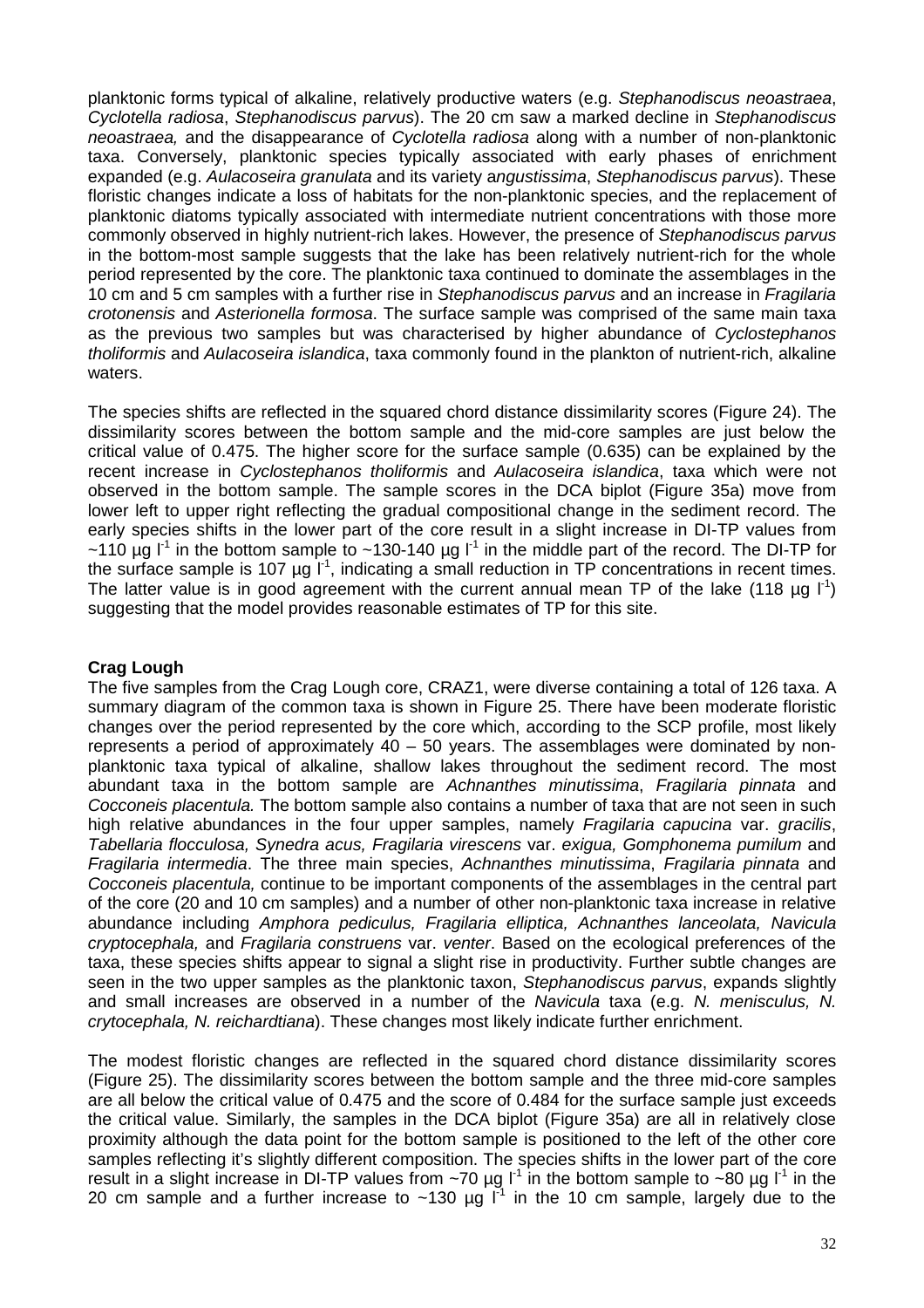planktonic forms typical of alkaline, relatively productive waters (e.g. *Stephanodiscus neoastraea*, *Cyclotella radiosa*, *Stephanodiscus parvus*). The 20 cm saw a marked decline in *Stephanodiscus neoastraea,* and the disappearance of *Cyclotella radiosa* along with a number of non-planktonic taxa. Conversely, planktonic species typically associated with early phases of enrichment expanded (e.g. *Aulacoseira granulata* and its variety a*ngustissima*, *Stephanodiscus parvus*). These floristic changes indicate a loss of habitats for the non-planktonic species, and the replacement of planktonic diatoms typically associated with intermediate nutrient concentrations with those more commonly observed in highly nutrient-rich lakes. However, the presence of *Stephanodiscus parvus* in the bottom-most sample suggests that the lake has been relatively nutrient-rich for the whole period represented by the core. The planktonic taxa continued to dominate the assemblages in the 10 cm and 5 cm samples with a further rise in *Stephanodiscus parvus* and an increase in *Fragilaria crotonensis* and *Asterionella formosa*. The surface sample was comprised of the same main taxa as the previous two samples but was characterised by higher abundance of *Cyclostephanos tholiformis* and *Aulacoseira islandica*, taxa commonly found in the plankton of nutrient-rich, alkaline waters.

The species shifts are reflected in the squared chord distance dissimilarity scores (Figure 24). The dissimilarity scores between the bottom sample and the mid-core samples are just below the critical value of 0.475. The higher score for the surface sample (0.635) can be explained by the recent increase in *Cyclostephanos tholiformis* and *Aulacoseira islandica*, taxa which were not observed in the bottom sample. The sample scores in the DCA biplot (Figure 35a) move from lower left to upper right reflecting the gradual compositional change in the sediment record. The early species shifts in the lower part of the core result in a slight increase in DI-TP values from ~110 µg $l^{-1}$ in the bottom sample to ~130-140 µg $l^{-1}$ in the middle part of the record. The DI-TP for the surface sample is 107 µg $l^{-1}$, indicating a small reduction in TP concentrations in recent times. The latter value is in good agreement with the current annual mean TP of the lake (118 µg $l^{-1}$) suggesting that the model provides reasonable estimates of TP for this site.

**Crag Lough**

The five samples from the Crag Lough core, CRAZ1, were diverse containing a total of 126 taxa. A summary diagram of the common taxa is shown in Figure 25. There have been moderate floristic changes over the period represented by the core which, according to the SCP profile, most likely represents a period of approximately 40 – 50 years. The assemblages were dominated by non-planktonic taxa typical of alkaline, shallow lakes throughout the sediment record. The most abundant taxa in the bottom sample are *Achnanthes minutissima*, *Fragilaria pinnata* and *Cocconeis placentula.* The bottom sample also contains a number of taxa that are not seen in such high relative abundances in the four upper samples, namely *Fragilaria capucina* var. *gracilis*, *Tabellaria flocculosa, Synedra acus, Fragilaria virescens* var. *exigua, Gomphonema pumilum* and *Fragilaria intermedia*. The three main species, *Achnanthes minutissima*, *Fragilaria pinnata* and *Cocconeis placentula,* continue to be important components of the assemblages in the central part of the core (20 and 10 cm samples) and a number of other non-planktonic taxa increase in relative abundance including *Amphora pediculus, Fragilaria elliptica, Achnanthes lanceolata, Navicula cryptocephala,* and *Fragilaria construens* var. *venter*. Based on the ecological preferences of the taxa, these species shifts appear to signal a slight rise in productivity. Further subtle changes are seen in the two upper samples as the planktonic taxon, *Stephanodiscus parvus*, expands slightly and small increases are observed in a number of the *Navicula* taxa (e.g. *N. menisculus, N. crytocephala, N. reichardtiana*). These changes most likely indicate further enrichment.

The modest floristic changes are reflected in the squared chord distance dissimilarity scores (Figure 25). The dissimilarity scores between the bottom sample and the three mid-core samples are all below the critical value of 0.475 and the score of 0.484 for the surface sample just exceeds the critical value. Similarly, the samples in the DCA biplot (Figure 35a) are all in relatively close proximity although the data point for the bottom sample is positioned to the left of the other core samples reflecting it's slightly different composition. The species shifts in the lower part of the core result in a slight increase in DI-TP values from ~70 µg $l^{-1}$ in the bottom sample to ~80 µg $l^{-1}$ in the 20 cm sample and a further increase to ~130 µg $l^{-1}$ in the 10 cm sample, largely due to the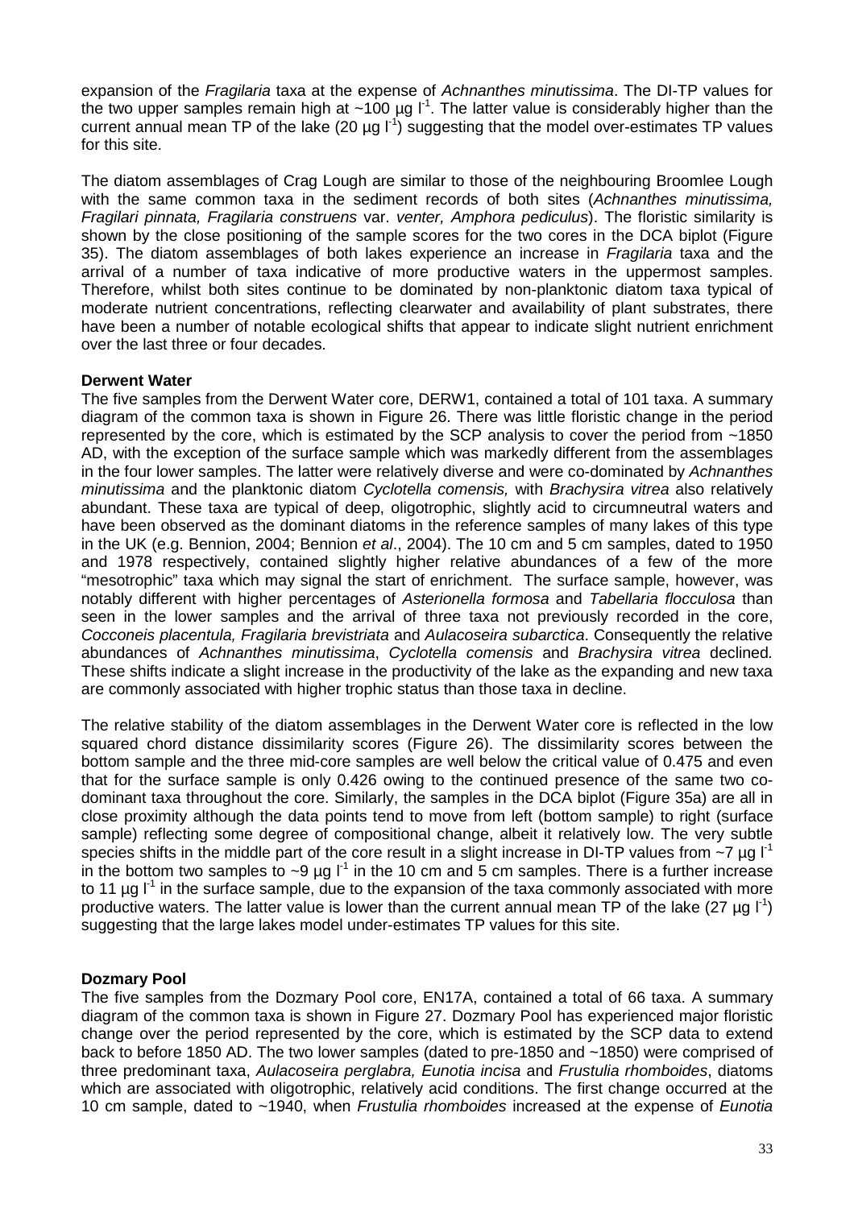expansion of the *Fragilaria* taxa at the expense of *Achnanthes minutissima*. The DI-TP values for the two upper samples remain high at ~100 µg $l^{-1}$. The latter value is considerably higher than the current annual mean TP of the lake (20 µg $l^{-1}$) suggesting that the model over-estimates TP values for this site.

The diatom assemblages of Crag Lough are similar to those of the neighbouring Broomlee Lough with the same common taxa in the sediment records of both sites (*Achnanthes minutissima, Fragilari pinnata, Fragilaria construens* var. *venter, Amphora pediculus*). The floristic similarity is shown by the close positioning of the sample scores for the two cores in the DCA biplot (Figure 35). The diatom assemblages of both lakes experience an increase in *Fragilaria* taxa and the arrival of a number of taxa indicative of more productive waters in the uppermost samples. Therefore, whilst both sites continue to be dominated by non-planktonic diatom taxa typical of moderate nutrient concentrations, reflecting clearwater and availability of plant substrates, there have been a number of notable ecological shifts that appear to indicate slight nutrient enrichment over the last three or four decades.

**Derwent Water**

The five samples from the Derwent Water core, DERW1, contained a total of 101 taxa. A summary diagram of the common taxa is shown in Figure 26. There was little floristic change in the period represented by the core, which is estimated by the SCP analysis to cover the period from ~1850 AD, with the exception of the surface sample which was markedly different from the assemblages in the four lower samples. The latter were relatively diverse and were co-dominated by *Achnanthes minutissima* and the planktonic diatom *Cyclotella comensis,* with *Brachysira vitrea* also relatively abundant. These taxa are typical of deep, oligotrophic, slightly acid to circumneutral waters and have been observed as the dominant diatoms in the reference samples of many lakes of this type in the UK (e.g. Bennion, 2004; Bennion *et al*., 2004). The 10 cm and 5 cm samples, dated to 1950 and 1978 respectively, contained slightly higher relative abundances of a few of the more "mesotrophic" taxa which may signal the start of enrichment. The surface sample, however, was notably different with higher percentages of *Asterionella formosa* and *Tabellaria flocculosa* than seen in the lower samples and the arrival of three taxa not previously recorded in the core, *Cocconeis placentula, Fragilaria brevistriata* and *Aulacoseira subarctica*. Consequently the relative abundances of *Achnanthes minutissima*, *Cyclotella comensis* and *Brachysira vitrea* declined. These shifts indicate a slight increase in the productivity of the lake as the expanding and new taxa are commonly associated with higher trophic status than those taxa in decline.

The relative stability of the diatom assemblages in the Derwent Water core is reflected in the low squared chord distance dissimilarity scores (Figure 26). The dissimilarity scores between the bottom sample and the three mid-core samples are well below the critical value of 0.475 and even that for the surface sample is only 0.426 owing to the continued presence of the same two co-dominant taxa throughout the core. Similarly, the samples in the DCA biplot (Figure 35a) are all in close proximity although the data points tend to move from left (bottom sample) to right (surface sample) reflecting some degree of compositional change, albeit it relatively low. The very subtle species shifts in the middle part of the core result in a slight increase in DI-TP values from ~7 µg $l^{-1}$ in the bottom two samples to ~9 µg $l^{-1}$ in the 10 cm and 5 cm samples. There is a further increase to 11 µg $l^{-1}$ in the surface sample, due to the expansion of the taxa commonly associated with more productive waters. The latter value is lower than the current annual mean TP of the lake (27 µg $l^{-1}$) suggesting that the large lakes model under-estimates TP values for this site.

**Dozmary Pool**

The five samples from the Dozmary Pool core, EN17A, contained a total of 66 taxa. A summary diagram of the common taxa is shown in Figure 27. Dozmary Pool has experienced major floristic change over the period represented by the core, which is estimated by the SCP data to extend back to before 1850 AD. The two lower samples (dated to pre-1850 and ~1850) were comprised of three predominant taxa, *Aulacoseira perglabra, Eunotia incisa* and *Frustulia rhomboides*, diatoms which are associated with oligotrophic, relatively acid conditions. The first change occurred at the 10 cm sample, dated to ~1940, when *Frustulia rhomboides* increased at the expense of *Eunotia*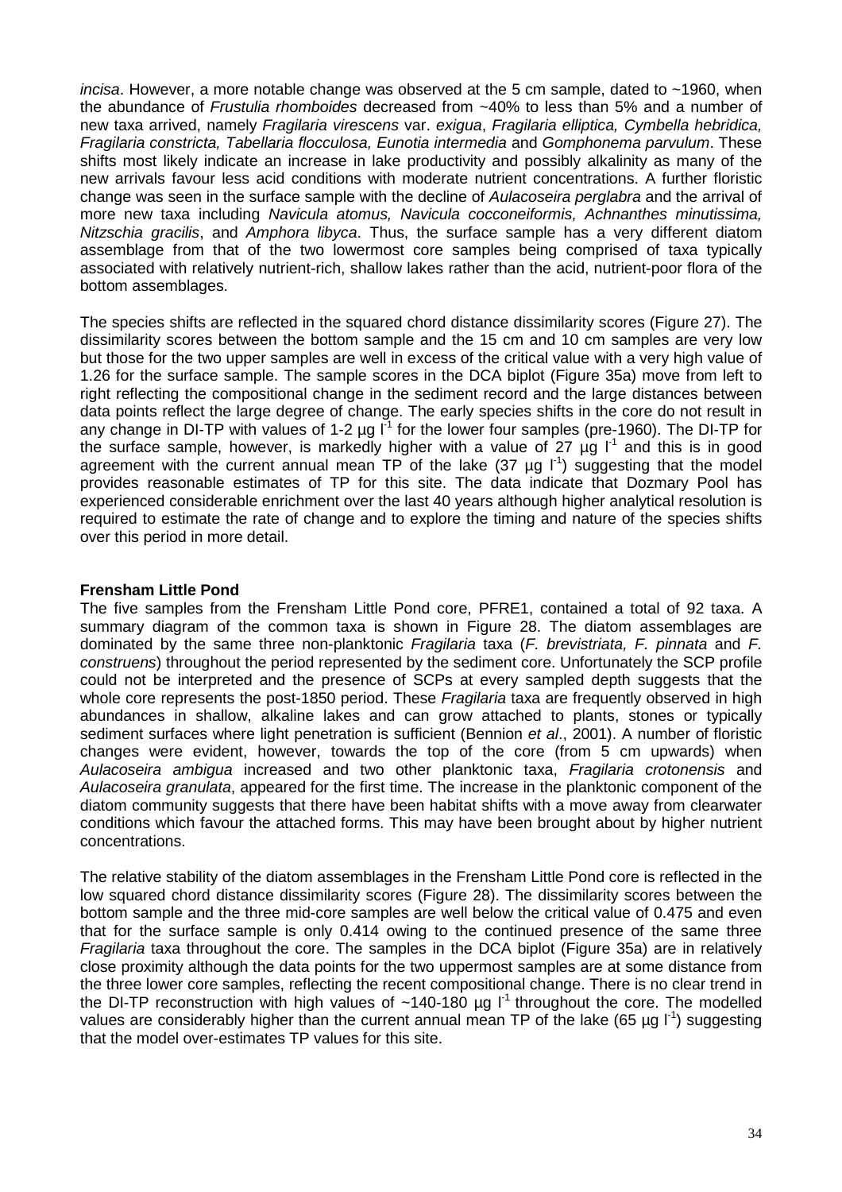*incisa*. However, a more notable change was observed at the 5 cm sample, dated to ~1960, when the abundance of *Frustulia rhomboides* decreased from ~40% to less than 5% and a number of new taxa arrived, namely *Fragilaria virescens* var. *exigua*, *Fragilaria elliptica, Cymbella hebridica, Fragilaria constricta, Tabellaria flocculosa, Eunotia intermedia* and *Gomphonema parvulum*. These shifts most likely indicate an increase in lake productivity and possibly alkalinity as many of the new arrivals favour less acid conditions with moderate nutrient concentrations. A further floristic change was seen in the surface sample with the decline of *Aulacoseira perglabra* and the arrival of more new taxa including *Navicula atomus, Navicula cocconeiformis, Achnanthes minutissima, Nitzschia gracilis*, and *Amphora libyca*. Thus, the surface sample has a very different diatom assemblage from that of the two lowermost core samples being comprised of taxa typically associated with relatively nutrient-rich, shallow lakes rather than the acid, nutrient-poor flora of the bottom assemblages.

The species shifts are reflected in the squared chord distance dissimilarity scores (Figure 27). The dissimilarity scores between the bottom sample and the 15 cm and 10 cm samples are very low but those for the two upper samples are well in excess of the critical value with a very high value of 1.26 for the surface sample. The sample scores in the DCA biplot (Figure 35a) move from left to right reflecting the compositional change in the sediment record and the large distances between data points reflect the large degree of change. The early species shifts in the core do not result in any change in DI-TP with values of 1-2 μg $l^{-1}$ for the lower four samples (pre-1960). The DI-TP for the surface sample, however, is markedly higher with a value of 27 μg $l^{-1}$ and this is in good agreement with the current annual mean TP of the lake (37 μg $l^{-1}$) suggesting that the model provides reasonable estimates of TP for this site. The data indicate that Dozmary Pool has experienced considerable enrichment over the last 40 years although higher analytical resolution is required to estimate the rate of change and to explore the timing and nature of the species shifts over this period in more detail.

**Frensham Little Pond**

The five samples from the Frensham Little Pond core, PFRE1, contained a total of 92 taxa. A summary diagram of the common taxa is shown in Figure 28. The diatom assemblages are dominated by the same three non-planktonic *Fragilaria* taxa (*F. brevistriata, F. pinnata* and *F. construens*) throughout the period represented by the sediment core. Unfortunately the SCP profile could not be interpreted and the presence of SCPs at every sampled depth suggests that the whole core represents the post-1850 period. These *Fragilaria* taxa are frequently observed in high abundances in shallow, alkaline lakes and can grow attached to plants, stones or typically sediment surfaces where light penetration is sufficient (Bennion *et al*., 2001). A number of floristic changes were evident, however, towards the top of the core (from 5 cm upwards) when *Aulacoseira ambigua* increased and two other planktonic taxa, *Fragilaria crotonensis* and *Aulacoseira granulata*, appeared for the first time. The increase in the planktonic component of the diatom community suggests that there have been habitat shifts with a move away from clearwater conditions which favour the attached forms. This may have been brought about by higher nutrient concentrations.

The relative stability of the diatom assemblages in the Frensham Little Pond core is reflected in the low squared chord distance dissimilarity scores (Figure 28). The dissimilarity scores between the bottom sample and the three mid-core samples are well below the critical value of 0.475 and even that for the surface sample is only 0.414 owing to the continued presence of the same three *Fragilaria* taxa throughout the core. The samples in the DCA biplot (Figure 35a) are in relatively close proximity although the data points for the two uppermost samples are at some distance from the three lower core samples, reflecting the recent compositional change. There is no clear trend in the DI-TP reconstruction with high values of ~140-180 μg $l^{-1}$ throughout the core. The modelled values are considerably higher than the current annual mean TP of the lake (65 μg $l^{-1}$) suggesting that the model over-estimates TP values for this site.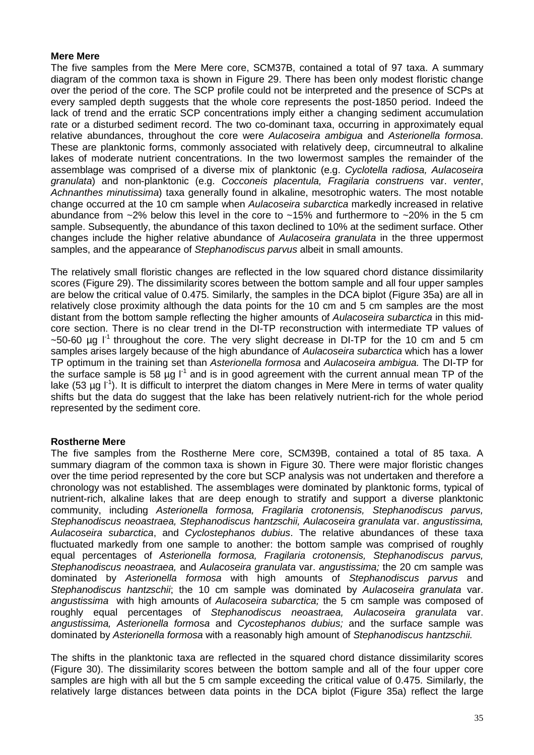### Mere Mere

The five samples from the Mere Mere core, SCM37B, contained a total of 97 taxa. A summary diagram of the common taxa is shown in Figure 29. There has been only modest floristic change over the period of the core. The SCP profile could not be interpreted and the presence of SCPs at every sampled depth suggests that the whole core represents the post-1850 period. Indeed the lack of trend and the erratic SCP concentrations imply either a changing sediment accumulation rate or a disturbed sediment record. The two co-dominant taxa, occurring in approximately equal relative abundances, throughout the core were *Aulacoseira ambigua* and *Asterionella formosa*. These are planktonic forms, commonly associated with relatively deep, circumneutral to alkaline lakes of moderate nutrient concentrations. In the two lowermost samples the remainder of the assemblage was comprised of a diverse mix of planktonic (e.g. *Cyclotella radiosa, Aulacoseira granulata*) and non-planktonic (e.g. *Cocconeis placentula, Fragilaria construens* var. *venter*, *Achnanthes minutissima*) taxa generally found in alkaline, mesotrophic waters. The most notable change occurred at the 10 cm sample when *Aulacoseira subarctica* markedly increased in relative abundance from ~2% below this level in the core to ~15% and furthermore to ~20% in the 5 cm sample. Subsequently, the abundance of this taxon declined to 10% at the sediment surface. Other changes include the higher relative abundance of *Aulacoseira granulata* in the three uppermost samples, and the appearance of *Stephanodiscus parvus* albeit in small amounts.

The relatively small floristic changes are reflected in the low squared chord distance dissimilarity scores (Figure 29). The dissimilarity scores between the bottom sample and all four upper samples are below the critical value of 0.475. Similarly, the samples in the DCA biplot (Figure 35a) are all in relatively close proximity although the data points for the 10 cm and 5 cm samples are the most distant from the bottom sample reflecting the higher amounts of *Aulacoseira subarctica* in this mid-core section. There is no clear trend in the DI-TP reconstruction with intermediate TP values of ~50-60 µg $l^{-1}$ throughout the core. The very slight decrease in DI-TP for the 10 cm and 5 cm samples arises largely because of the high abundance of *Aulacoseira subarctica* which has a lower TP optimum in the training set than *Asterionella formosa* and *Aulacoseira ambigua.* The DI-TP for the surface sample is 58 µg $l^{-1}$ and is in good agreement with the current annual mean TP of the lake (53 µg $l^{-1}$). It is difficult to interpret the diatom changes in Mere Mere in terms of water quality shifts but the data do suggest that the lake has been relatively nutrient-rich for the whole period represented by the sediment core.

### Rostherne Mere

The five samples from the Rostherne Mere core, SCM39B, contained a total of 85 taxa. A summary diagram of the common taxa is shown in Figure 30. There were major floristic changes over the time period represented by the core but SCP analysis was not undertaken and therefore a chronology was not established. The assemblages were dominated by planktonic forms, typical of nutrient-rich, alkaline lakes that are deep enough to stratify and support a diverse planktonic community, including *Asterionella formosa, Fragilaria crotonensis, Stephanodiscus parvus, Stephanodiscus neoastraea, Stephanodiscus hantzschii, Aulacoseira granulata* var. *angustissima, Aulacoseira subarctica*, and *Cyclostephanos dubius*. The relative abundances of these taxa fluctuated markedly from one sample to another: the bottom sample was comprised of roughly equal percentages of *Asterionella formosa, Fragilaria crotonensis, Stephanodiscus parvus, Stephanodiscus neoastraea,* and *Aulacoseira granulata* var. *angustissima;* the 20 cm sample was dominated by *Asterionella formosa* with high amounts of *Stephanodiscus parvus* and *Stephanodiscus hantzschii*; the 10 cm sample was dominated by *Aulacoseira granulata* var. *angustissima* with high amounts of *Aulacoseira subarctica;* the 5 cm sample was composed of roughly equal percentages of *Stephanodiscus neoastraea, Aulacoseira granulata* var. *angustissima, Asterionella formosa* and *Cycostephanos dubius;* and the surface sample was dominated by *Asterionella formosa* with a reasonably high amount of *Stephanodiscus hantzschii.*

The shifts in the planktonic taxa are reflected in the squared chord distance dissimilarity scores (Figure 30). The dissimilarity scores between the bottom sample and all of the four upper core samples are high with all but the 5 cm sample exceeding the critical value of 0.475. Similarly, the relatively large distances between data points in the DCA biplot (Figure 35a) reflect the large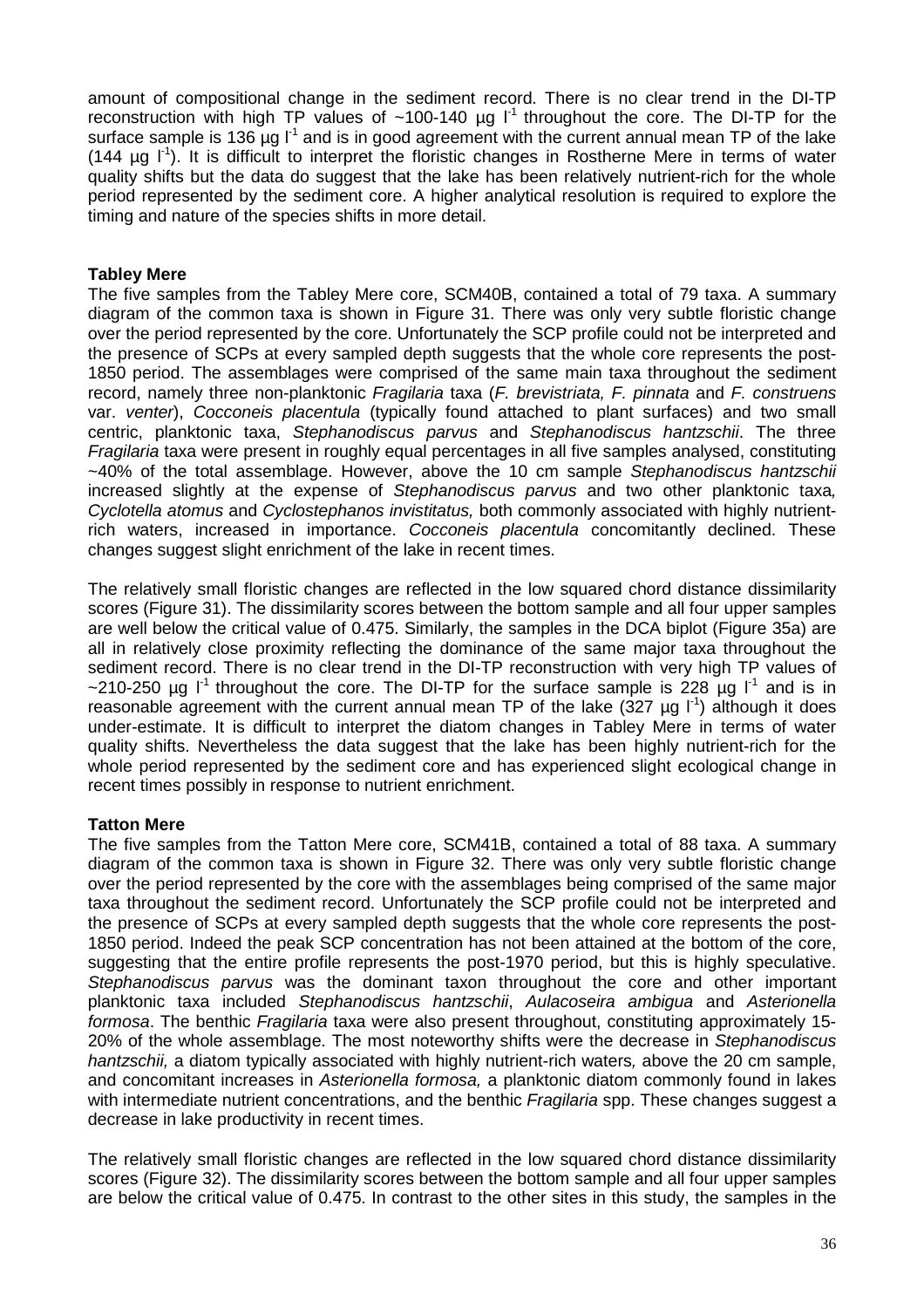amount of compositional change in the sediment record. There is no clear trend in the DI-TP reconstruction with high TP values of ~100-140 µg $l^{-1}$ throughout the core. The DI-TP for the surface sample is 136 µg $l^{-1}$ and is in good agreement with the current annual mean TP of the lake (144 µg $l^{-1}$). It is difficult to interpret the floristic changes in Rostherne Mere in terms of water quality shifts but the data do suggest that the lake has been relatively nutrient-rich for the whole period represented by the sediment core. A higher analytical resolution is required to explore the timing and nature of the species shifts in more detail.

**Tabley Mere**

The five samples from the Tabley Mere core, SCM40B, contained a total of 79 taxa. A summary diagram of the common taxa is shown in Figure 31. There was only very subtle floristic change over the period represented by the core. Unfortunately the SCP profile could not be interpreted and the presence of SCPs at every sampled depth suggests that the whole core represents the post-1850 period. The assemblages were comprised of the same main taxa throughout the sediment record, namely three non-planktonic *Fragilaria* taxa (*F. brevistriata, F. pinnata* and *F. construens* var. *venter*), *Cocconeis placentula* (typically found attached to plant surfaces) and two small centric, planktonic taxa, *Stephanodiscus parvus* and *Stephanodiscus hantzschii*. The three *Fragilaria* taxa were present in roughly equal percentages in all five samples analysed, constituting ~40% of the total assemblage. However, above the 10 cm sample *Stephanodiscus hantzschii* increased slightly at the expense of *Stephanodiscus parvus* and two other planktonic taxa*, Cyclotella atomus* and *Cyclostephanos invistitatus,* both commonly associated with highly nutrient-rich waters, increased in importance. *Cocconeis placentula* concomitantly declined. These changes suggest slight enrichment of the lake in recent times.

The relatively small floristic changes are reflected in the low squared chord distance dissimilarity scores (Figure 31). The dissimilarity scores between the bottom sample and all four upper samples are well below the critical value of 0.475. Similarly, the samples in the DCA biplot (Figure 35a) are all in relatively close proximity reflecting the dominance of the same major taxa throughout the sediment record. There is no clear trend in the DI-TP reconstruction with very high TP values of ~210-250 µg $l^{-1}$ throughout the core. The DI-TP for the surface sample is 228 µg $l^{-1}$ and is in reasonable agreement with the current annual mean TP of the lake (327 µg $l^{-1}$) although it does under-estimate. It is difficult to interpret the diatom changes in Tabley Mere in terms of water quality shifts. Nevertheless the data suggest that the lake has been highly nutrient-rich for the whole period represented by the sediment core and has experienced slight ecological change in recent times possibly in response to nutrient enrichment.

**Tatton Mere**

The five samples from the Tatton Mere core, SCM41B, contained a total of 88 taxa. A summary diagram of the common taxa is shown in Figure 32. There was only very subtle floristic change over the period represented by the core with the assemblages being comprised of the same major taxa throughout the sediment record. Unfortunately the SCP profile could not be interpreted and the presence of SCPs at every sampled depth suggests that the whole core represents the post-1850 period. Indeed the peak SCP concentration has not been attained at the bottom of the core, suggesting that the entire profile represents the post-1970 period, but this is highly speculative. *Stephanodiscus parvus* was the dominant taxon throughout the core and other important planktonic taxa included *Stephanodiscus hantzschii*, *Aulacoseira ambigua* and *Asterionella formosa*. The benthic *Fragilaria* taxa were also present throughout, constituting approximately 15-20% of the whole assemblage. The most noteworthy shifts were the decrease in *Stephanodiscus hantzschii,* a diatom typically associated with highly nutrient-rich waters*,* above the 20 cm sample, and concomitant increases in *Asterionella formosa,* a planktonic diatom commonly found in lakes with intermediate nutrient concentrations, and the benthic *Fragilaria* spp. These changes suggest a decrease in lake productivity in recent times.

The relatively small floristic changes are reflected in the low squared chord distance dissimilarity scores (Figure 32). The dissimilarity scores between the bottom sample and all four upper samples are below the critical value of 0.475. In contrast to the other sites in this study, the samples in the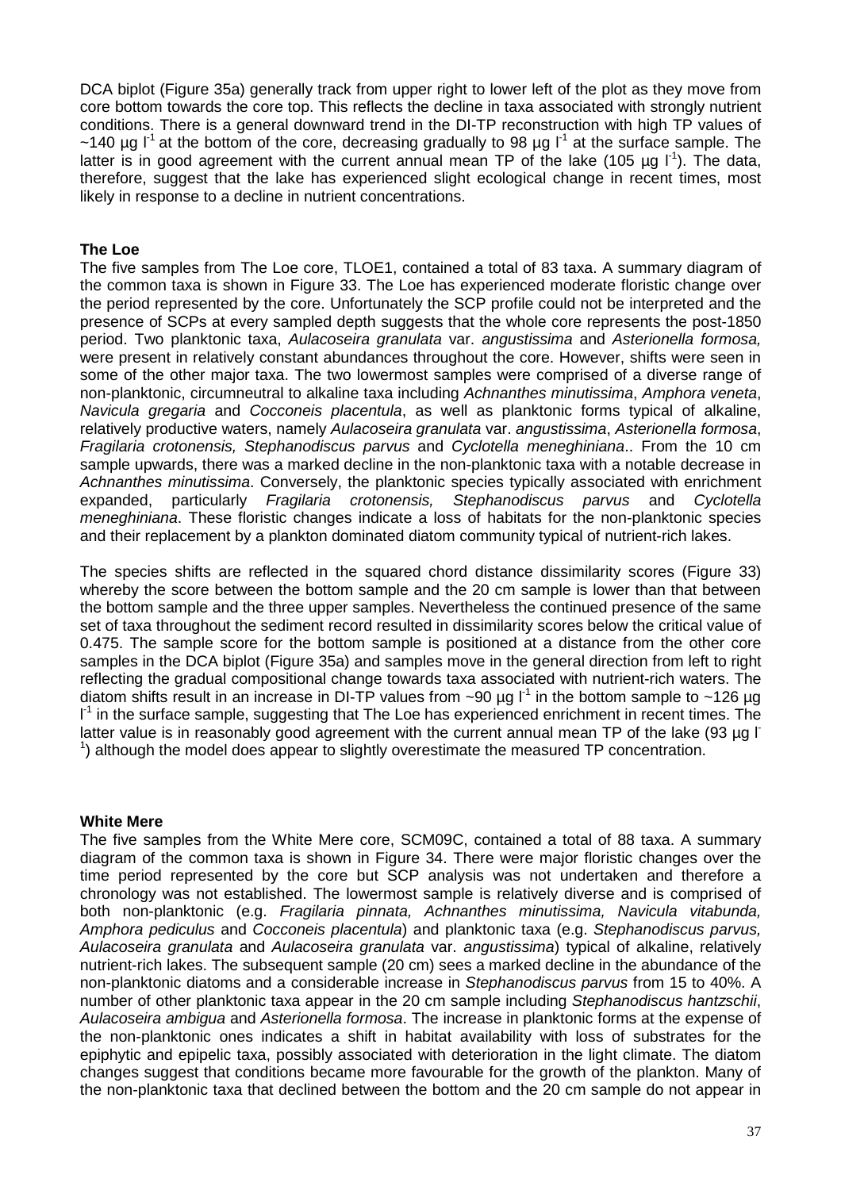DCA biplot (Figure 35a) generally track from upper right to lower left of the plot as they move from core bottom towards the core top. This reflects the decline in taxa associated with strongly nutrient conditions. There is a general downward trend in the DI-TP reconstruction with high TP values of ~140 µg $l^{-1}$ at the bottom of the core, decreasing gradually to 98 µg $l^{-1}$ at the surface sample. The latter is in good agreement with the current annual mean TP of the lake (105 µg $l^{-1}$). The data, therefore, suggest that the lake has experienced slight ecological change in recent times, most likely in response to a decline in nutrient concentrations.

**The Loe**

The five samples from The Loe core, TLOE1, contained a total of 83 taxa. A summary diagram of the common taxa is shown in Figure 33. The Loe has experienced moderate floristic change over the period represented by the core. Unfortunately the SCP profile could not be interpreted and the presence of SCPs at every sampled depth suggests that the whole core represents the post-1850 period. Two planktonic taxa, *Aulacoseira granulata* var. *angustissima* and *Asterionella formosa,* were present in relatively constant abundances throughout the core. However, shifts were seen in some of the other major taxa. The two lowermost samples were comprised of a diverse range of non-planktonic, circumneutral to alkaline taxa including *Achnanthes minutissima*, *Amphora veneta*, *Navicula gregaria* and *Cocconeis placentula*, as well as planktonic forms typical of alkaline, relatively productive waters, namely *Aulacoseira granulata* var. *angustissima*, *Asterionella formosa*, *Fragilaria crotonensis, Stephanodiscus parvus* and *Cyclotella meneghiniana*.. From the 10 cm sample upwards, there was a marked decline in the non-planktonic taxa with a notable decrease in *Achnanthes minutissima*. Conversely, the planktonic species typically associated with enrichment expanded, particularly *Fragilaria crotonensis, Stephanodiscus parvus* and *Cyclotella meneghiniana*. These floristic changes indicate a loss of habitats for the non-planktonic species and their replacement by a plankton dominated diatom community typical of nutrient-rich lakes.

The species shifts are reflected in the squared chord distance dissimilarity scores (Figure 33) whereby the score between the bottom sample and the 20 cm sample is lower than that between the bottom sample and the three upper samples. Nevertheless the continued presence of the same set of taxa throughout the sediment record resulted in dissimilarity scores below the critical value of 0.475. The sample score for the bottom sample is positioned at a distance from the other core samples in the DCA biplot (Figure 35a) and samples move in the general direction from left to right reflecting the gradual compositional change towards taxa associated with nutrient-rich waters. The diatom shifts result in an increase in DI-TP values from ~90 µg $l^{-1}$ in the bottom sample to ~126 µg $l^{-1}$ in the surface sample, suggesting that The Loe has experienced enrichment in recent times. The latter value is in reasonably good agreement with the current annual mean TP of the lake (93 µg $l^{-1}$) although the model does appear to slightly overestimate the measured TP concentration.

**White Mere**

The five samples from the White Mere core, SCM09C, contained a total of 88 taxa. A summary diagram of the common taxa is shown in Figure 34. There were major floristic changes over the time period represented by the core but SCP analysis was not undertaken and therefore a chronology was not established. The lowermost sample is relatively diverse and is comprised of both non-planktonic (e.g. *Fragilaria pinnata, Achnanthes minutissima, Navicula vitabunda, Amphora pediculus* and *Cocconeis placentula*) and planktonic taxa (e.g. *Stephanodiscus parvus, Aulacoseira granulata* and *Aulacoseira granulata* var. *angustissima*) typical of alkaline, relatively nutrient-rich lakes. The subsequent sample (20 cm) sees a marked decline in the abundance of the non-planktonic diatoms and a considerable increase in *Stephanodiscus parvus* from 15 to 40%. A number of other planktonic taxa appear in the 20 cm sample including *Stephanodiscus hantzschii*, *Aulacoseira ambigua* and *Asterionella formosa*. The increase in planktonic forms at the expense of the non-planktonic ones indicates a shift in habitat availability with loss of substrates for the epiphytic and epipelic taxa, possibly associated with deterioration in the light climate. The diatom changes suggest that conditions became more favourable for the growth of the plankton. Many of the non-planktonic taxa that declined between the bottom and the 20 cm sample do not appear in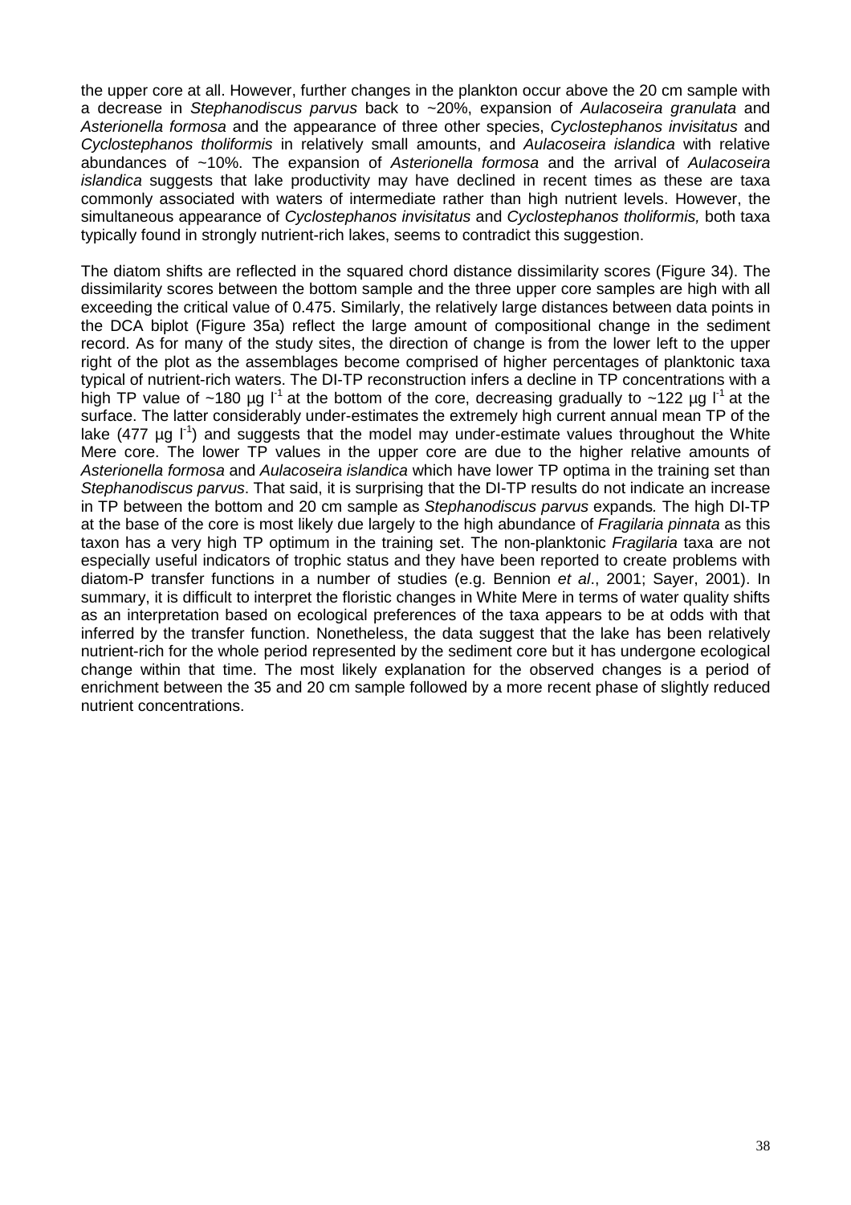the upper core at all. However, further changes in the plankton occur above the 20 cm sample with a decrease in *Stephanodiscus parvus* back to ~20%, expansion of *Aulacoseira granulata* and *Asterionella formosa* and the appearance of three other species, *Cyclostephanos invisitatus* and *Cyclostephanos tholiformis* in relatively small amounts, and *Aulacoseira islandica* with relative abundances of ~10%. The expansion of *Asterionella formosa* and the arrival of *Aulacoseira islandica* suggests that lake productivity may have declined in recent times as these are taxa commonly associated with waters of intermediate rather than high nutrient levels. However, the simultaneous appearance of *Cyclostephanos invisitatus* and *Cyclostephanos tholiformis,* both taxa typically found in strongly nutrient-rich lakes, seems to contradict this suggestion.

The diatom shifts are reflected in the squared chord distance dissimilarity scores (Figure 34). The dissimilarity scores between the bottom sample and the three upper core samples are high with all exceeding the critical value of 0.475. Similarly, the relatively large distances between data points in the DCA biplot (Figure 35a) reflect the large amount of compositional change in the sediment record. As for many of the study sites, the direction of change is from the lower left to the upper right of the plot as the assemblages become comprised of higher percentages of planktonic taxa typical of nutrient-rich waters. The DI-TP reconstruction infers a decline in TP concentrations with a high TP value of ~180 µg $l^{-1}$ at the bottom of the core, decreasing gradually to ~122 µg $l^{-1}$ at the surface. The latter considerably under-estimates the extremely high current annual mean TP of the lake (477 µg $l^{-1}$) and suggests that the model may under-estimate values throughout the White Mere core. The lower TP values in the upper core are due to the higher relative amounts of *Asterionella formosa* and *Aulacoseira islandica* which have lower TP optima in the training set than *Stephanodiscus parvus*. That said, it is surprising that the DI-TP results do not indicate an increase in TP between the bottom and 20 cm sample as *Stephanodiscus parvus* expands. The high DI-TP at the base of the core is most likely due largely to the high abundance of *Fragilaria pinnata* as this taxon has a very high TP optimum in the training set. The non-planktonic *Fragilaria* taxa are not especially useful indicators of trophic status and they have been reported to create problems with diatom-P transfer functions in a number of studies (e.g. Bennion *et al*., 2001; Sayer, 2001). In summary, it is difficult to interpret the floristic changes in White Mere in terms of water quality shifts as an interpretation based on ecological preferences of the taxa appears to be at odds with that inferred by the transfer function. Nonetheless, the data suggest that the lake has been relatively nutrient-rich for the whole period represented by the sediment core but it has undergone ecological change within that time. The most likely explanation for the observed changes is a period of enrichment between the 35 and 20 cm sample followed by a more recent phase of slightly reduced nutrient concentrations.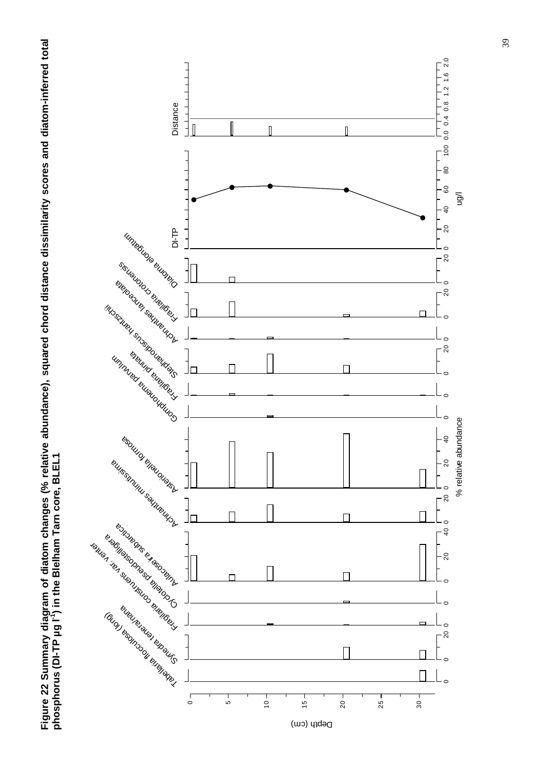**Figure 22 Summary diagram of diatom changes (% relative abundance), squared chord distance dissimilarity scores and diatom-inferred total phosphorus (DI-TP µg $l^{-1}$) in the Blelham Tarn core, BLEL1**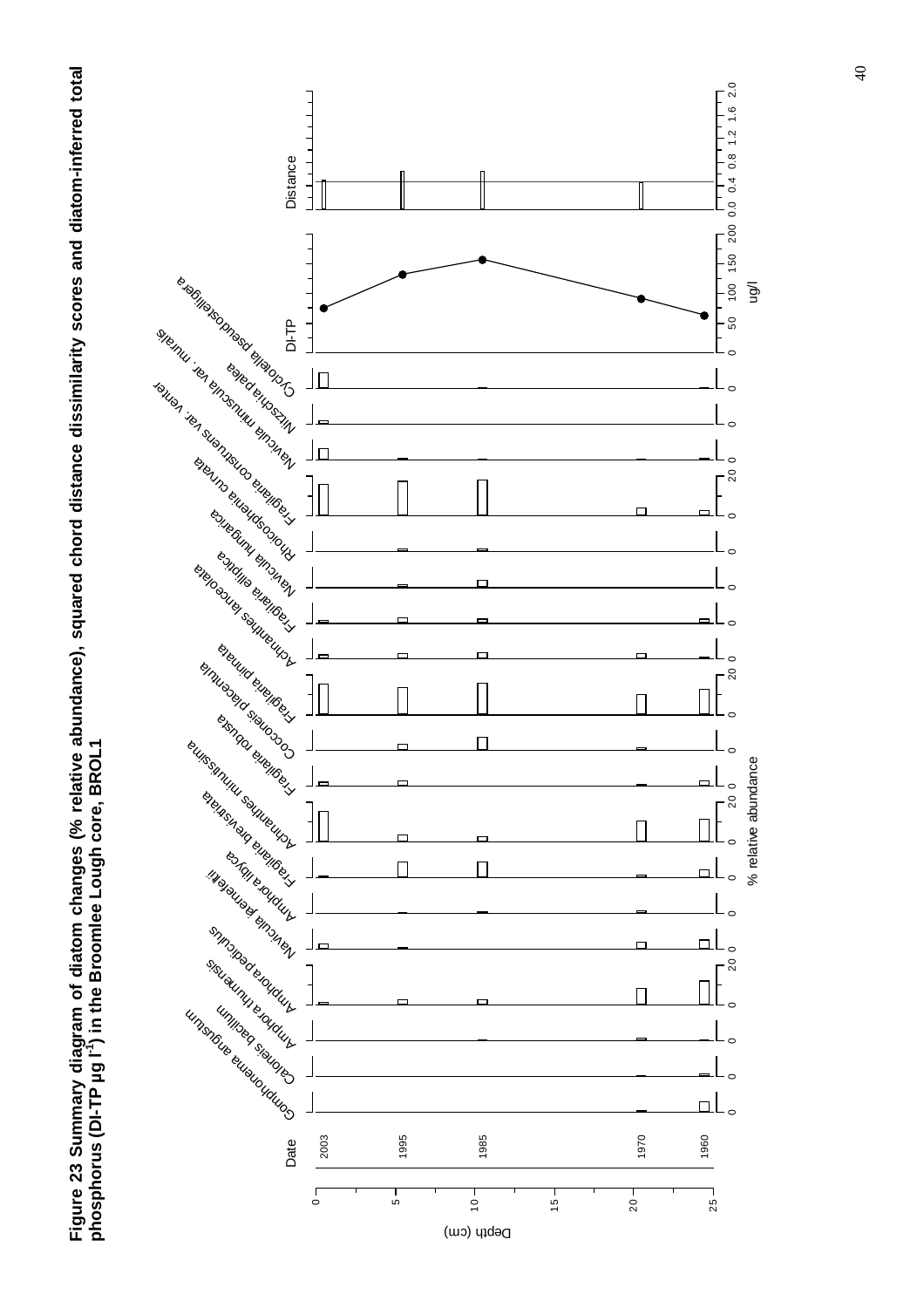**Figure 23 Summary diagram of diatom changes (% relative abundance), squared chord distance dissimilarity scores and diatom-inferred total phosphorus (DI-TP μg l$^{-1}$) in the Broomlee Lough core, BROL1**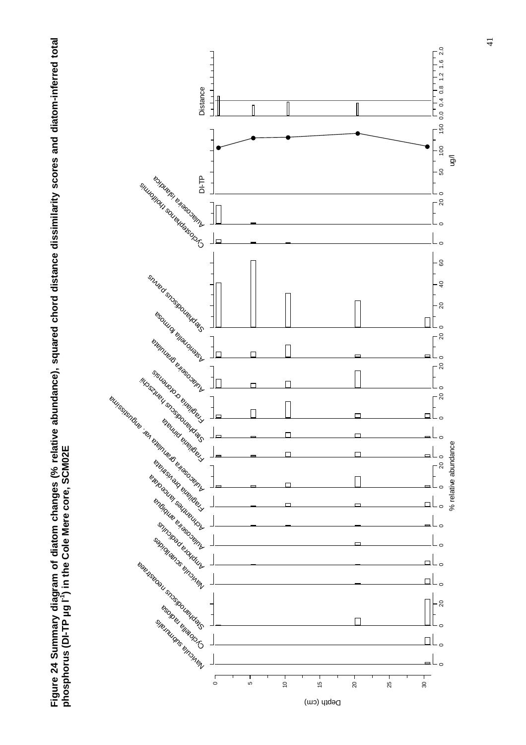**Figure 24 Summary diagram of diatom changes (% relative abundance), squared chord distance dissimilarity scores and diatom-inferred total phosphorus (DI-TP µg l[-1]) in the Cole Mere core, SCM02E**

Navicula submuralis

Cyclotella radiosa

Stephanodiscus neoastraea

Navicula scutelloides

Amphora pediculus

Aulacoseira ambigua

Achnanthes lanceolata

Fragilaria brevistriata

Aulacoseira granulata var. angustissima

Fragilaria pinnata

Stephanodiscus hantzschii

Fragilaria crotonensis

Aulacoseira granulata

Asterionella formosa

Stephanodiscus parvus

Cyclostephanos tholiformis

Aulacoseira islandica

DI-TP

Distance

Depth (cm)

% relative abundance

ug/l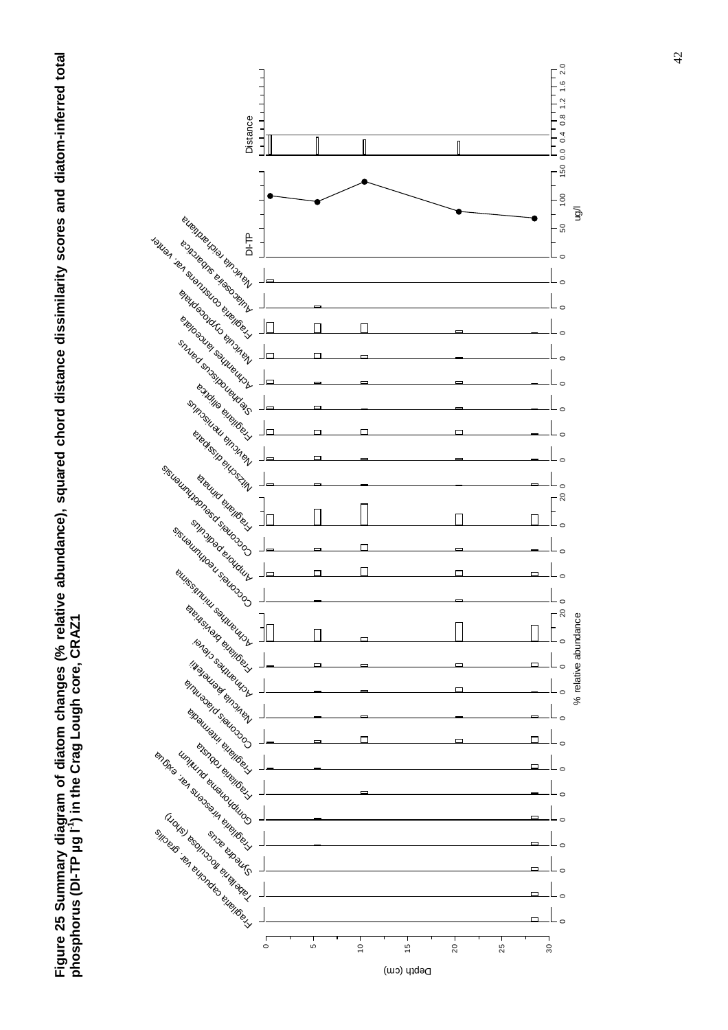**Figure 25 Summary diagram of diatom changes (% relative abundance), squared chord distance dissimilarity scores and diatom-inferred total phosphorus (DI-TP µg l$^{-1}$) in the Crag Lough core, CRAZ1**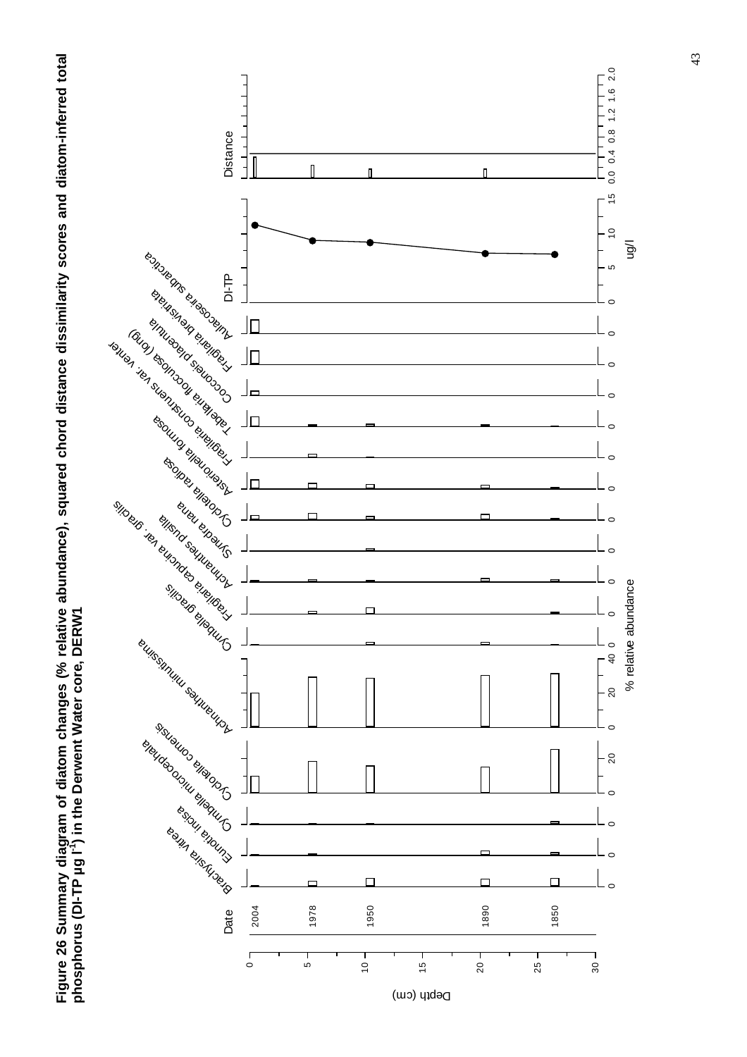**Figure 26 Summary diagram of diatom changes (% relative abundance), squared chord distance dissimilarity scores and diatom-inferred total phosphorus (DI-TP µg l$^{-1}$) in the Derwent Water core, DERW1**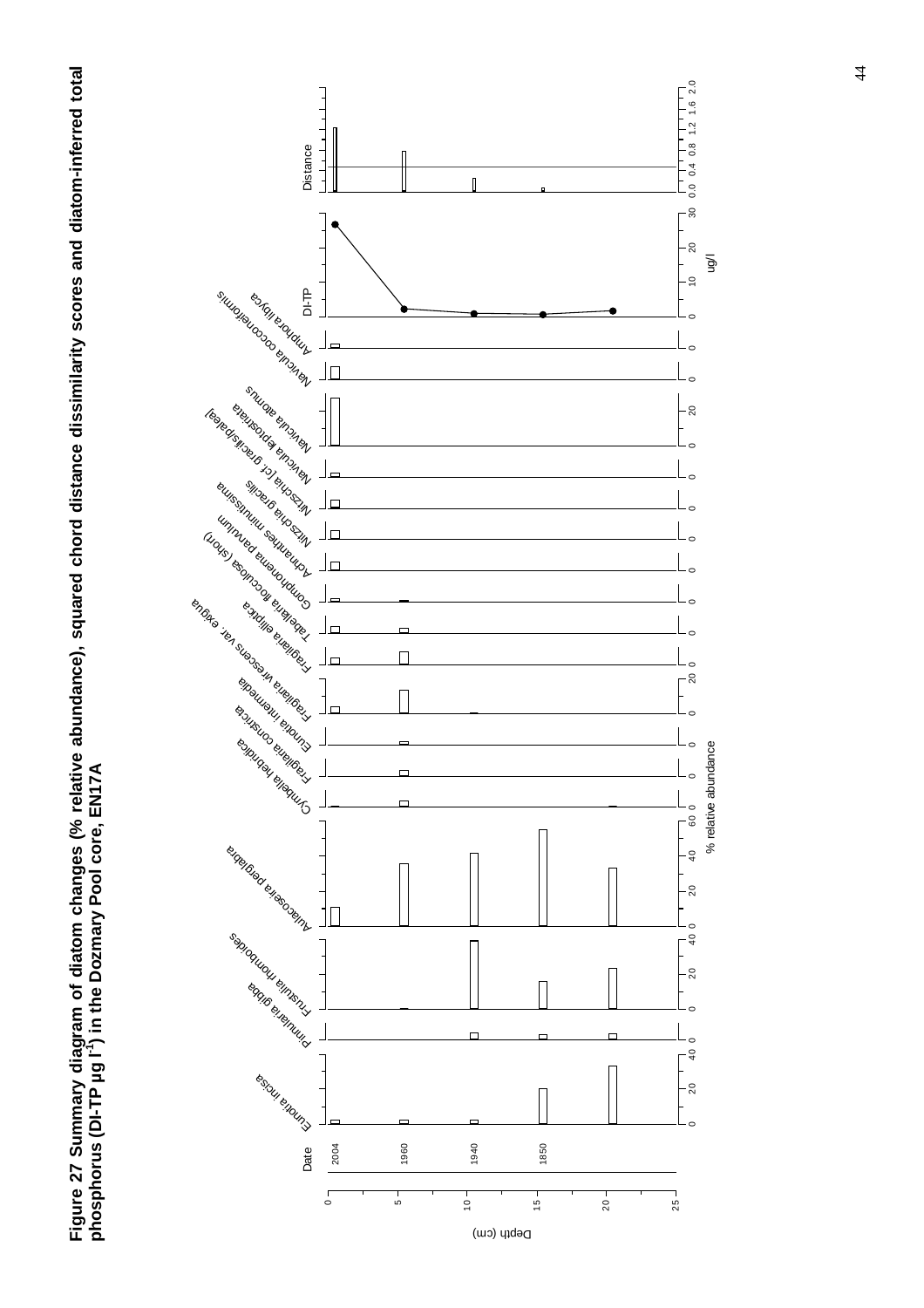**Figure 27 Summary diagram of diatom changes (% relative abundance), squared chord distance dissimilarity scores and diatom-inferred total phosphorus (DI-TP µg $l^{-1}$) in the Dozmary Pool core, EN17A**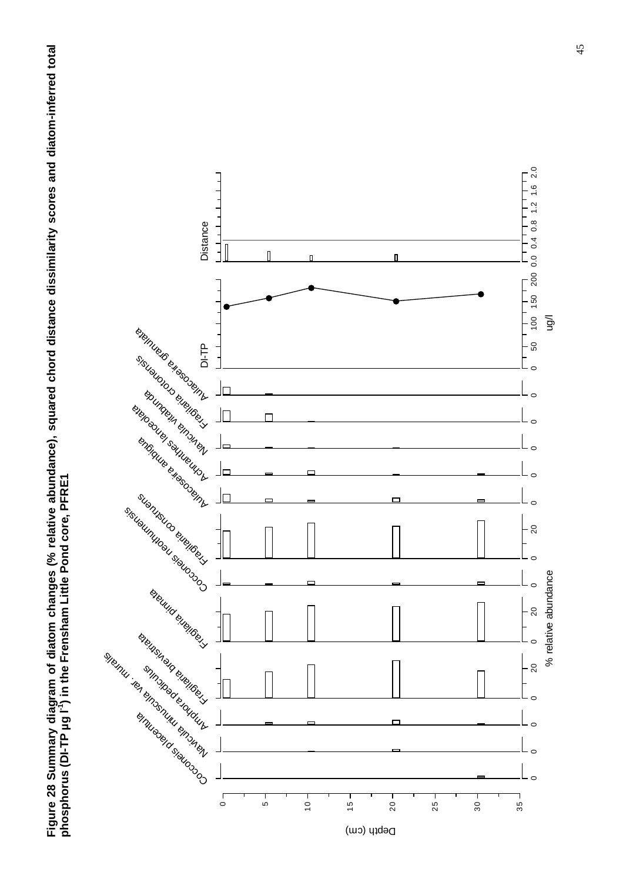**Figure 28 Summary diagram of diatom changes (% relative abundance), squared chord distance dissimilarity scores and diatom-inferred total phosphorus (DI-TP µg l$^{-1}$) in the Frensham Little Pond core, PFRE1**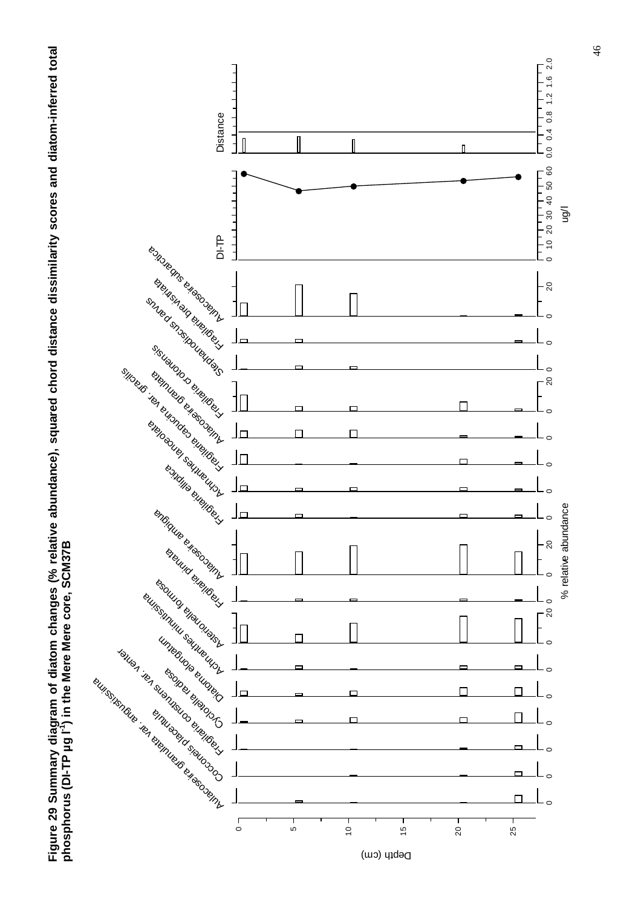**Figure 29 Summary diagram of diatom changes (% relative abundance), squared chord distance dissimilarity scores and diatom-inferred total phosphorus (DI-TP µg l$^{-1}$) in the Mere Mere core, SCM37B**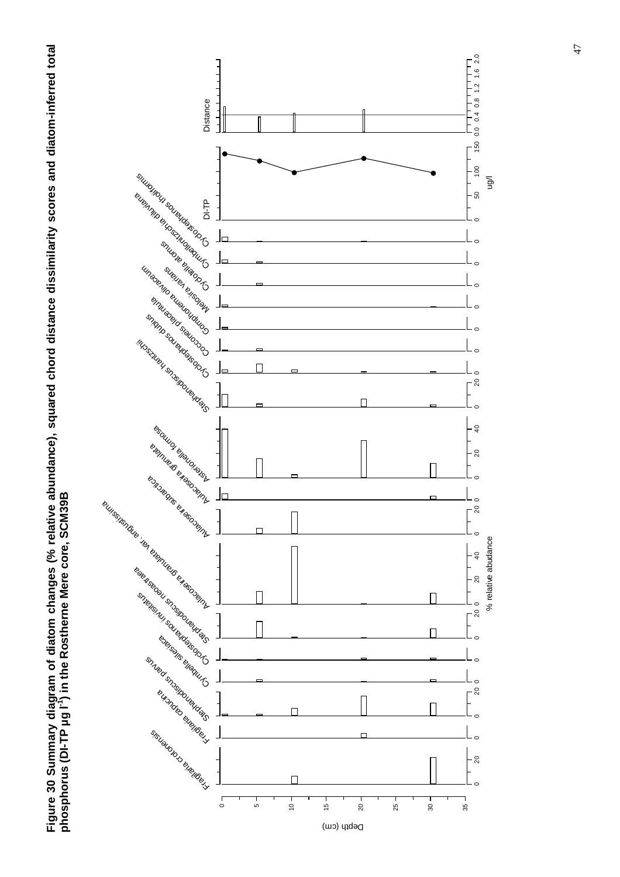**Figure 30 Summary diagram of diatom changes (% relative abundance), squared chord distance dissimilarity scores and diatom-inferred total phosphorus (DI-TP µg $l^{-1}$) in the Rostherne Mere core, SCM39B**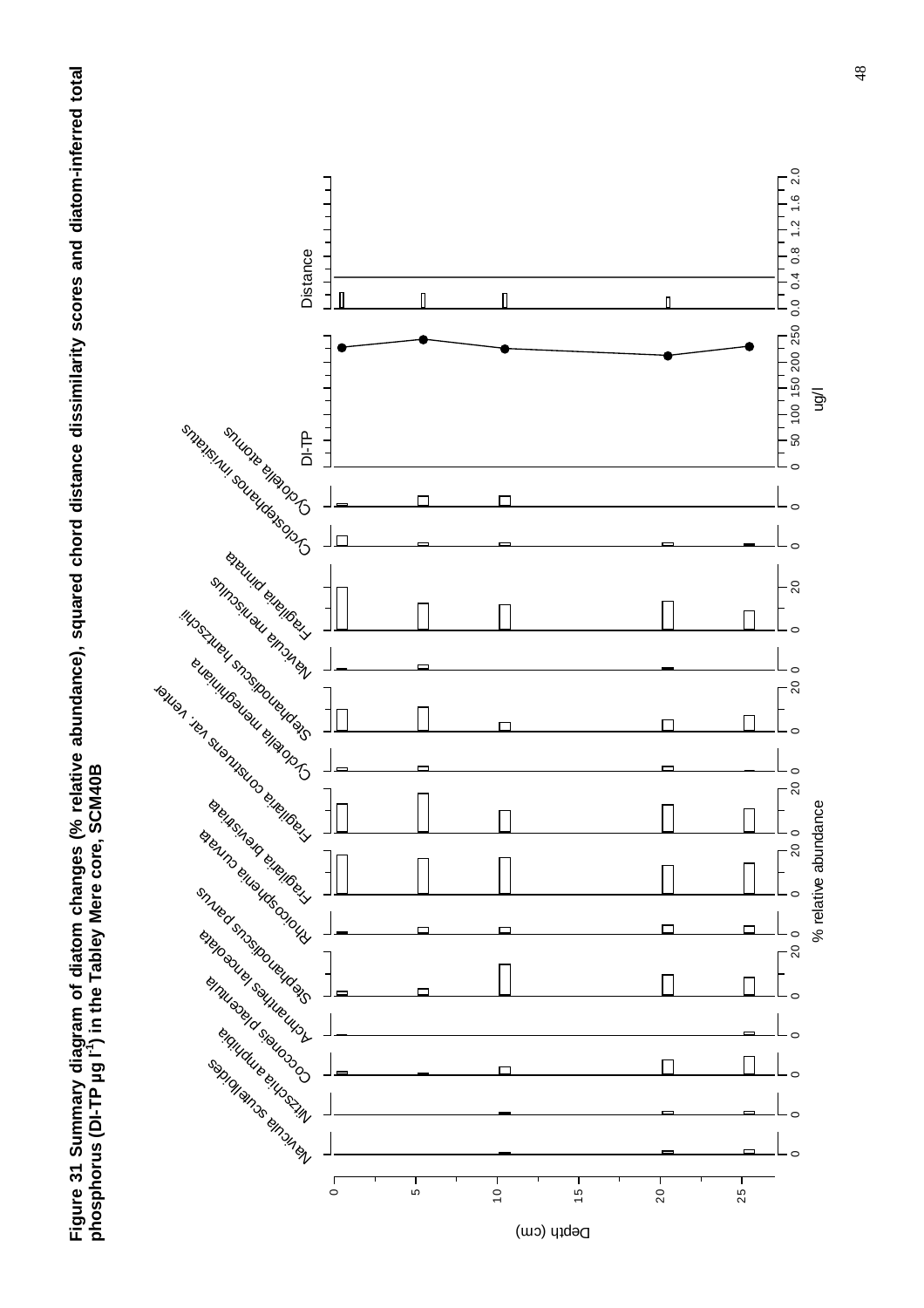**Figure 31 Summary diagram of diatom changes (% relative abundance), squared chord distance dissimilarity scores and diatom-inferred total phosphorus (DI-TP µg l$^{-1}$) in the Tabley Mere core, SCM40B**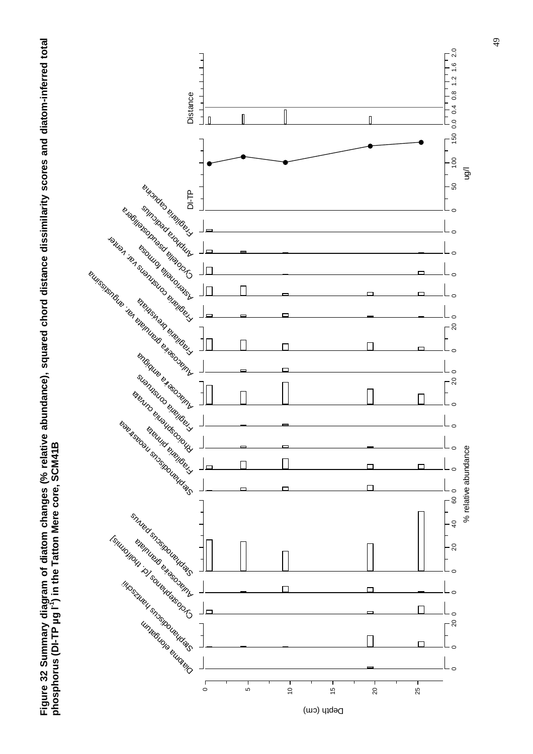**Figure 32 Summary diagram of diatom changes (% relative abundance), squared chord distance dissimilarity scores and diatom-inferred total phosphorus (DI-TP µg l$^{-1}$) in the Tatton Mere core, SCM41B**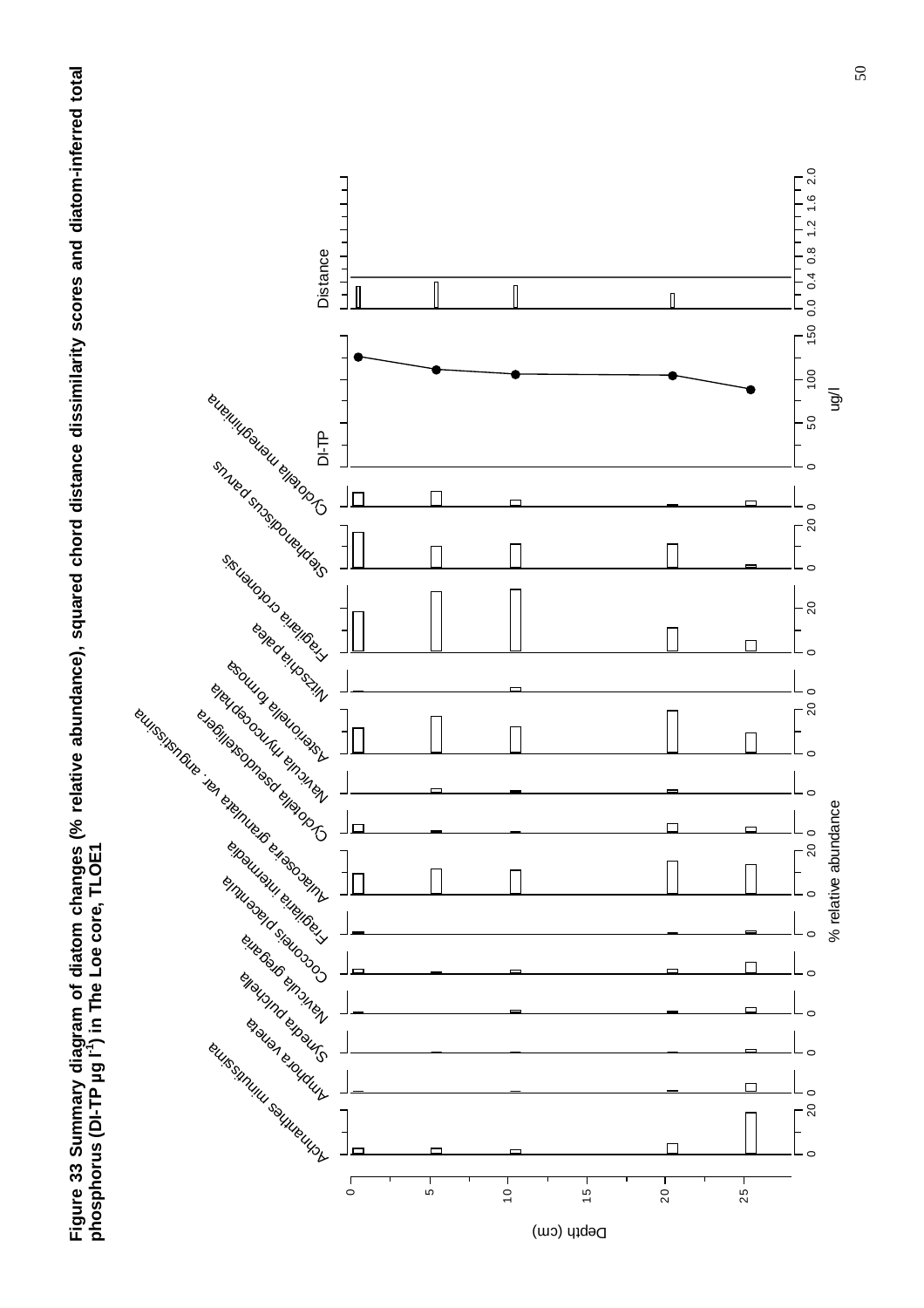**Figure 33 Summary diagram of diatom changes (% relative abundance), squared chord distance dissimilarity scores and diatom-inferred total phosphorus (DI-TP μg l$^{-1}$) in The Loe core, TLOE1**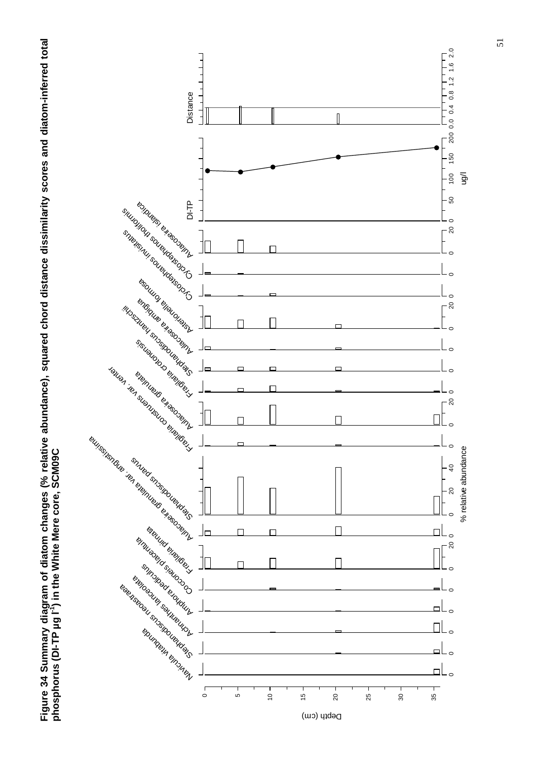**Figure 34 Summary diagram of diatom changes (% relative abundance), squared chord distance dissimilarity scores and diatom-inferred total phosphorus (DI-TP µg l$^{-1}$) in the White Mere core, SCM09C**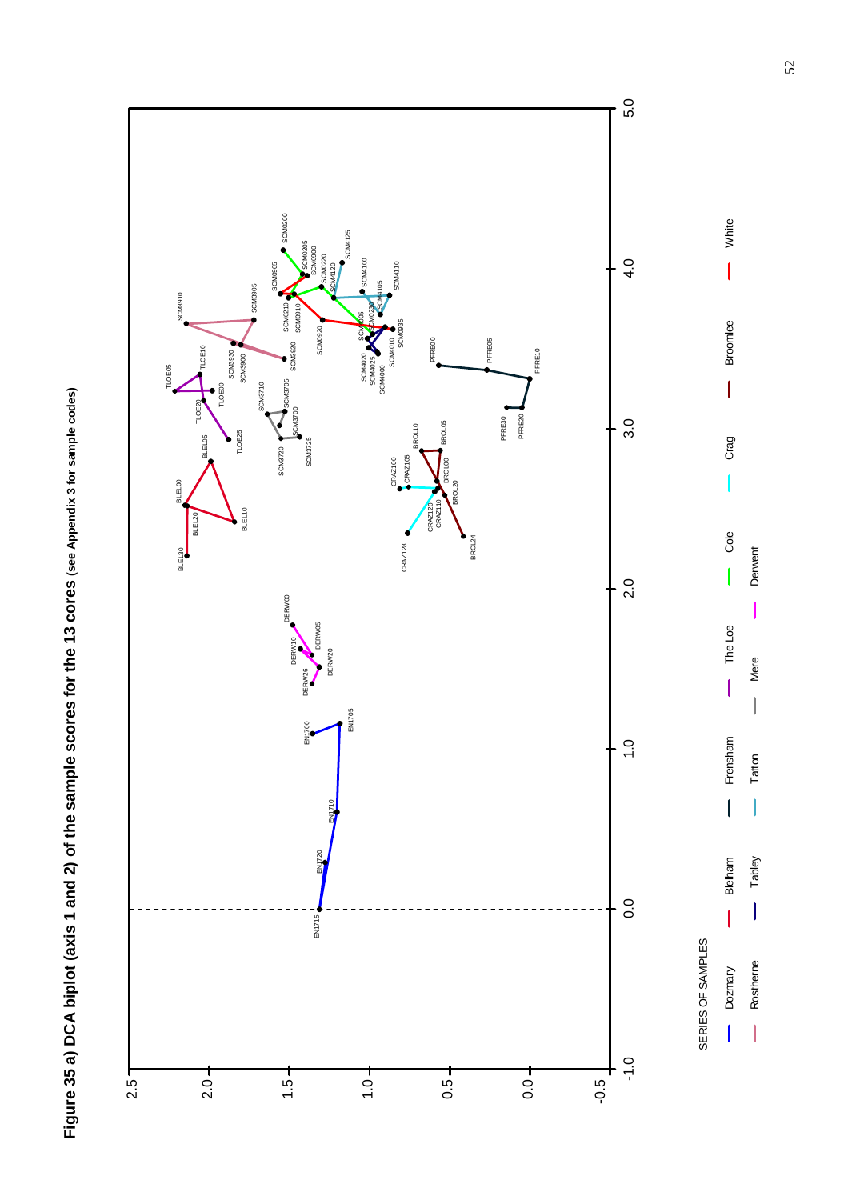**Figure 35 a) DCA biplot (axis 1 and 2) of the sample scores for the 13 cores (see Appendix 3 for sample codes)**

SERIES OF SAMPLES

| | | | | | | |
|---|---|---|---|---|---|---|
| Dozmary | Blelham | Frensham | The Loe | Cole | Crag | Broomlee | White |
| Rostherne | Tabley | Tatton | Mere | Derwent | | | |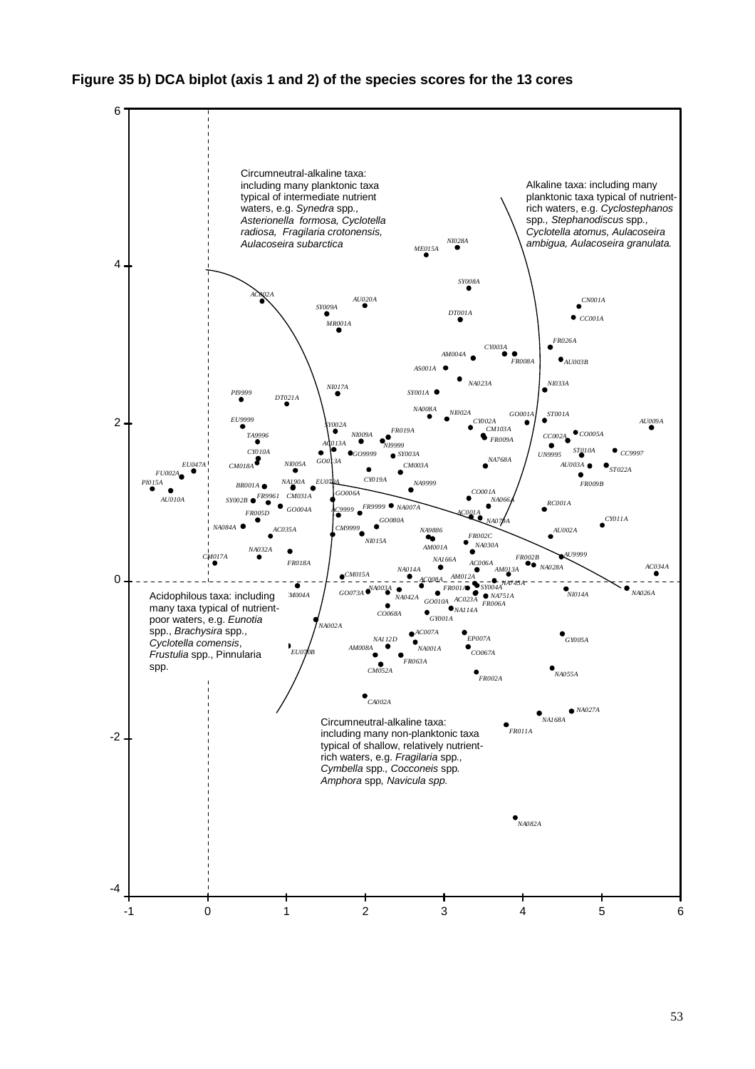**Figure 35 b) DCA biplot (axis 1 and 2) of the species scores for the 13 cores**

Circumneutral-alkaline taxa: including many planktonic taxa typical of intermediate nutrient waters, e.g. *Synedra* spp., *Asterionella formosa, Cyclotella radiosa, Fragilaria crotonensis, Aulacoseira subarctica*

Alkaline taxa: including many planktonic taxa typical of nutrient-rich waters, e.g. *Cyclostephanos* spp., *Stephanodiscus* spp., *Cyclotella atomus, Aulacoseira ambigua, Aulacoseira granulata.*

Acidophilous taxa: including many taxa typical of nutrient-poor waters, e.g. *Eunotia* spp., *Brachysira* spp., *Cyclotella comensis*, *Frustulia* spp., Pinnularia spp.

Circumneutral-alkaline taxa: including many non-planktonic taxa typical of shallow, relatively nutrient-rich waters, e.g. *Fragilaria* spp., *Cymbella* spp., *Cocconeis* spp. *Amphora* spp, *Navicula spp.*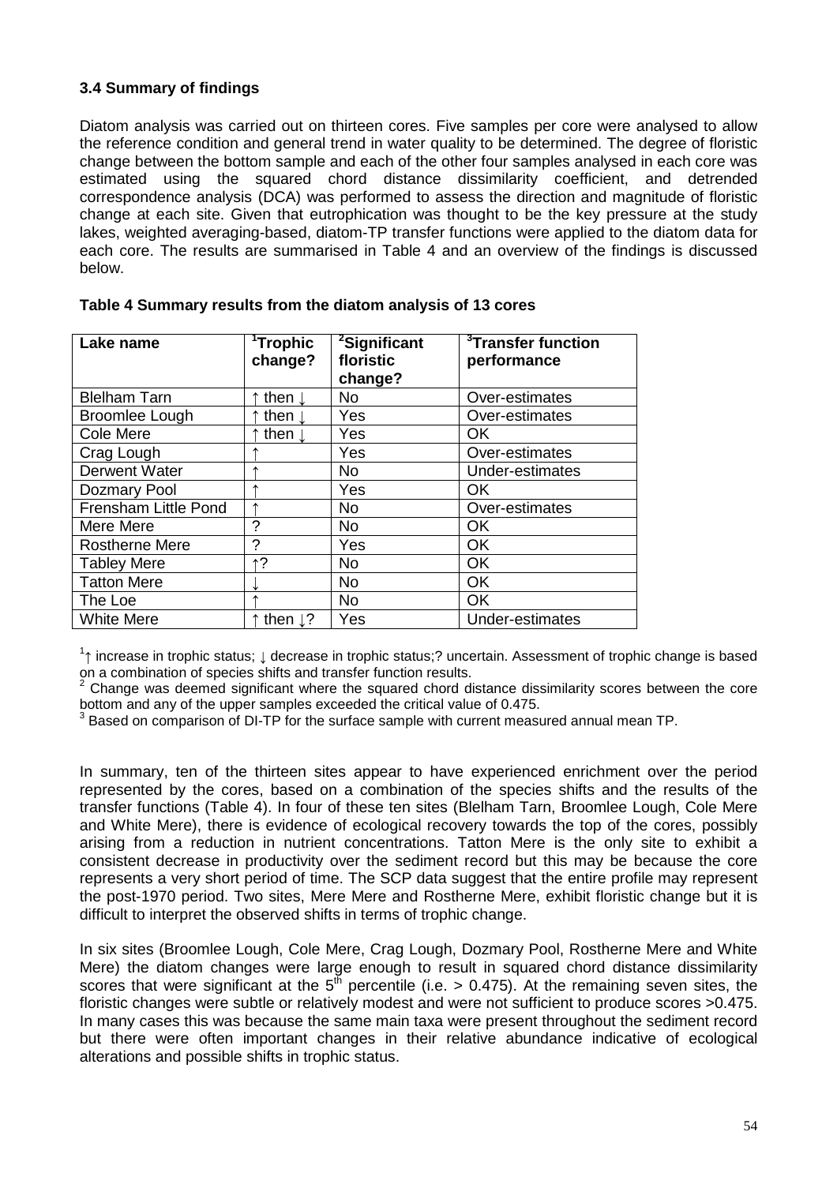### 3.4 Summary of findings

Diatom analysis was carried out on thirteen cores. Five samples per core were analysed to allow the reference condition and general trend in water quality to be determined. The degree of floristic change between the bottom sample and each of the other four samples analysed in each core was estimated using the squared chord distance dissimilarity coefficient, and detrended correspondence analysis (DCA) was performed to assess the direction and magnitude of floristic change at each site. Given that eutrophication was thought to be the key pressure at the study lakes, weighted averaging-based, diatom-TP transfer functions were applied to the diatom data for each core. The results are summarised in Table 4 and an overview of the findings is discussed below.

**Table 4 Summary results from the diatom analysis of 13 cores**

| Lake name | [1]Trophic change? | [2]Significant floristic change? | [3]Transfer function performance |
|---|---|---|---|
| Blelham Tarn | ↑ then ↓ | No | Over-estimates |
| Broomlee Lough | ↑ then ↓ | Yes | Over-estimates |
| Cole Mere | ↑ then ↓ | Yes | OK |
| Crag Lough | ↑ | Yes | Over-estimates |
| Derwent Water | ↑ | No | Under-estimates |
| Dozmary Pool | ↑ | Yes | OK |
| Frensham Little Pond | ↑ | No | Over-estimates |
| Mere Mere | ? | No | OK |
| Rostherne Mere | ? | Yes | OK |
| Tabley Mere | ↑? | No | OK |
| Tatton Mere | ↓ | No | OK |
| The Loe | ↑ | No | OK |
| White Mere | ↑ then ↓? | Yes | Under-estimates |

[1]↑ increase in trophic status; ↓ decrease in trophic status;? uncertain. Assessment of trophic change is based on a combination of species shifts and transfer function results.
[2] Change was deemed significant where the squared chord distance dissimilarity scores between the core bottom and any of the upper samples exceeded the critical value of 0.475.
[3] Based on comparison of DI-TP for the surface sample with current measured annual mean TP.

In summary, ten of the thirteen sites appear to have experienced enrichment over the period represented by the cores, based on a combination of the species shifts and the results of the transfer functions (Table 4). In four of these ten sites (Blelham Tarn, Broomlee Lough, Cole Mere and White Mere), there is evidence of ecological recovery towards the top of the cores, possibly arising from a reduction in nutrient concentrations. Tatton Mere is the only site to exhibit a consistent decrease in productivity over the sediment record but this may be because the core represents a very short period of time. The SCP data suggest that the entire profile may represent the post-1970 period. Two sites, Mere Mere and Rostherne Mere, exhibit floristic change but it is difficult to interpret the observed shifts in terms of trophic change.

In six sites (Broomlee Lough, Cole Mere, Crag Lough, Dozmary Pool, Rostherne Mere and White Mere) the diatom changes were large enough to result in squared chord distance dissimilarity scores that were significant at the $5^{th}$ percentile (i.e. > 0.475). At the remaining seven sites, the floristic changes were subtle or relatively modest and were not sufficient to produce scores >0.475. In many cases this was because the same main taxa were present throughout the sediment record but there were often important changes in their relative abundance indicative of ecological alterations and possible shifts in trophic status.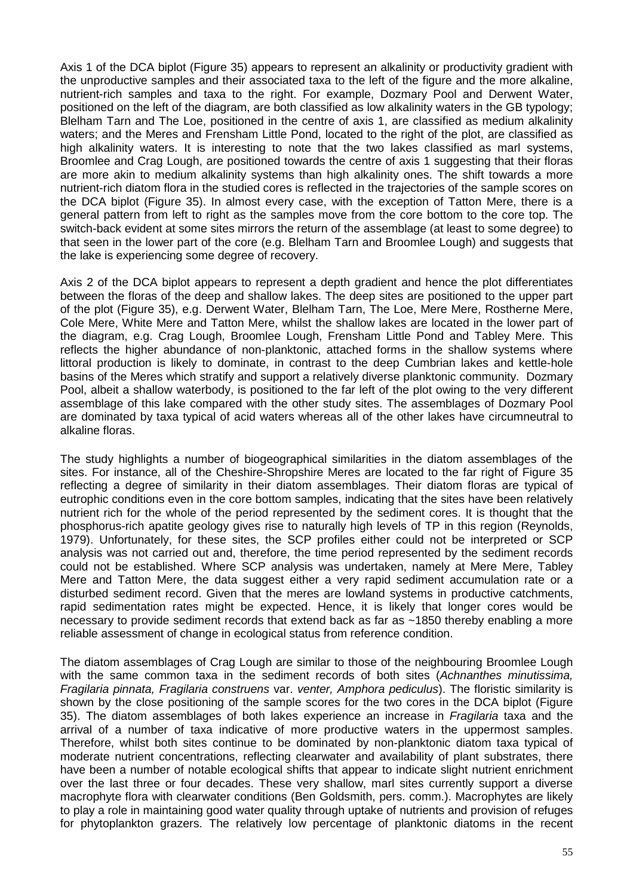Axis 1 of the DCA biplot (Figure 35) appears to represent an alkalinity or productivity gradient with the unproductive samples and their associated taxa to the left of the figure and the more alkaline, nutrient-rich samples and taxa to the right. For example, Dozmary Pool and Derwent Water, positioned on the left of the diagram, are both classified as low alkalinity waters in the GB typology; Blelham Tarn and The Loe, positioned in the centre of axis 1, are classified as medium alkalinity waters; and the Meres and Frensham Little Pond, located to the right of the plot, are classified as high alkalinity waters. It is interesting to note that the two lakes classified as marl systems, Broomlee and Crag Lough, are positioned towards the centre of axis 1 suggesting that their floras are more akin to medium alkalinity systems than high alkalinity ones. The shift towards a more nutrient-rich diatom flora in the studied cores is reflected in the trajectories of the sample scores on the DCA biplot (Figure 35). In almost every case, with the exception of Tatton Mere, there is a general pattern from left to right as the samples move from the core bottom to the core top. The switch-back evident at some sites mirrors the return of the assemblage (at least to some degree) to that seen in the lower part of the core (e.g. Blelham Tarn and Broomlee Lough) and suggests that the lake is experiencing some degree of recovery.

Axis 2 of the DCA biplot appears to represent a depth gradient and hence the plot differentiates between the floras of the deep and shallow lakes. The deep sites are positioned to the upper part of the plot (Figure 35), e.g. Derwent Water, Blelham Tarn, The Loe, Mere Mere, Rostherne Mere, Cole Mere, White Mere and Tatton Mere, whilst the shallow lakes are located in the lower part of the diagram, e.g. Crag Lough, Broomlee Lough, Frensham Little Pond and Tabley Mere. This reflects the higher abundance of non-planktonic, attached forms in the shallow systems where littoral production is likely to dominate, in contrast to the deep Cumbrian lakes and kettle-hole basins of the Meres which stratify and support a relatively diverse planktonic community. Dozmary Pool, albeit a shallow waterbody, is positioned to the far left of the plot owing to the very different assemblage of this lake compared with the other study sites. The assemblages of Dozmary Pool are dominated by taxa typical of acid waters whereas all of the other lakes have circumneutral to alkaline floras.

The study highlights a number of biogeographical similarities in the diatom assemblages of the sites. For instance, all of the Cheshire-Shropshire Meres are located to the far right of Figure 35 reflecting a degree of similarity in their diatom assemblages. Their diatom floras are typical of eutrophic conditions even in the core bottom samples, indicating that the sites have been relatively nutrient rich for the whole of the period represented by the sediment cores. It is thought that the phosphorus-rich apatite geology gives rise to naturally high levels of TP in this region (Reynolds, 1979). Unfortunately, for these sites, the SCP profiles either could not be interpreted or SCP analysis was not carried out and, therefore, the time period represented by the sediment records could not be established. Where SCP analysis was undertaken, namely at Mere Mere, Tabley Mere and Tatton Mere, the data suggest either a very rapid sediment accumulation rate or a disturbed sediment record. Given that the meres are lowland systems in productive catchments, rapid sedimentation rates might be expected. Hence, it is likely that longer cores would be necessary to provide sediment records that extend back as far as ~1850 thereby enabling a more reliable assessment of change in ecological status from reference condition.

The diatom assemblages of Crag Lough are similar to those of the neighbouring Broomlee Lough with the same common taxa in the sediment records of both sites (*Achnanthes minutissima, Fragilaria pinnata, Fragilaria construens* var. *venter, Amphora pediculus*). The floristic similarity is shown by the close positioning of the sample scores for the two cores in the DCA biplot (Figure 35). The diatom assemblages of both lakes experience an increase in *Fragilaria* taxa and the arrival of a number of taxa indicative of more productive waters in the uppermost samples. Therefore, whilst both sites continue to be dominated by non-planktonic diatom taxa typical of moderate nutrient concentrations, reflecting clearwater and availability of plant substrates, there have been a number of notable ecological shifts that appear to indicate slight nutrient enrichment over the last three or four decades. These very shallow, marl sites currently support a diverse macrophyte flora with clearwater conditions (Ben Goldsmith, pers. comm.). Macrophytes are likely to play a role in maintaining good water quality through uptake of nutrients and provision of refuges for phytoplankton grazers. The relatively low percentage of planktonic diatoms in the recent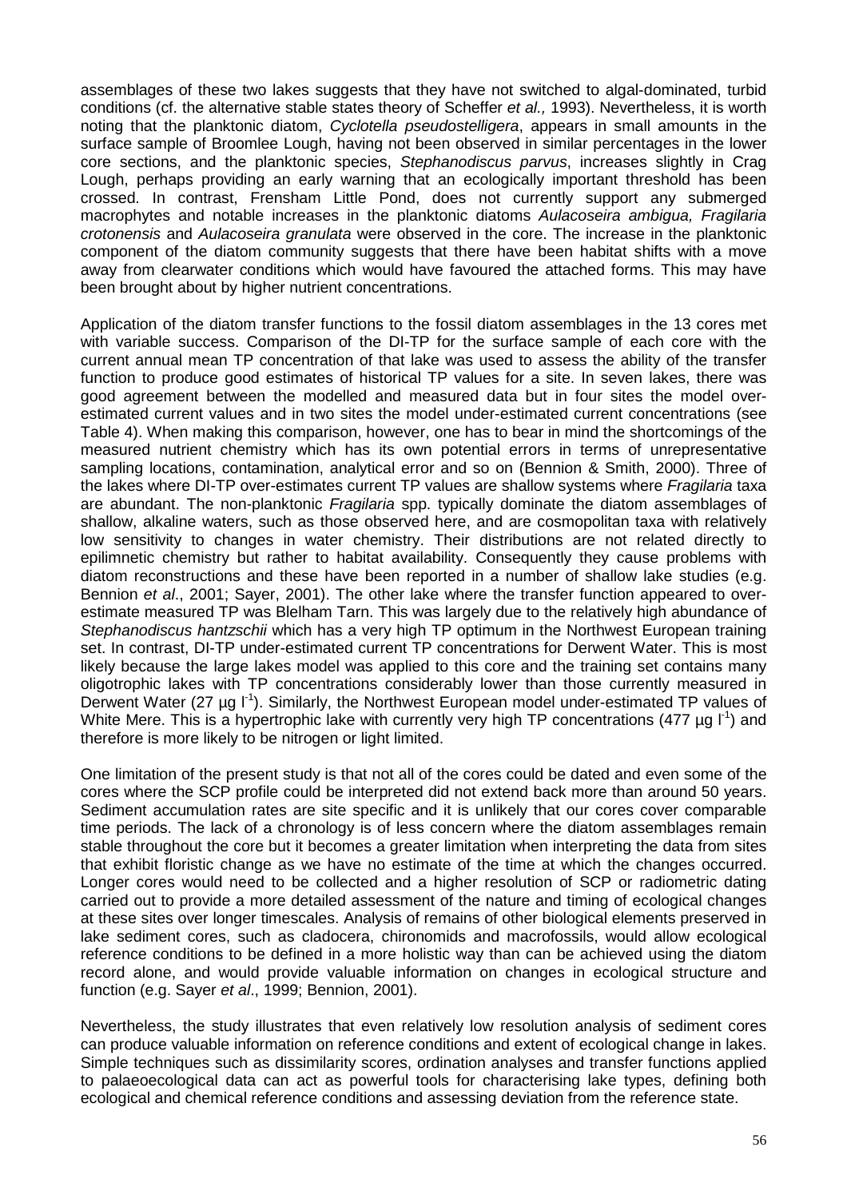assemblages of these two lakes suggests that they have not switched to algal-dominated, turbid conditions (cf. the alternative stable states theory of Scheffer *et al.,* 1993). Nevertheless, it is worth noting that the planktonic diatom, *Cyclotella pseudostelligera*, appears in small amounts in the surface sample of Broomlee Lough, having not been observed in similar percentages in the lower core sections, and the planktonic species, *Stephanodiscus parvus*, increases slightly in Crag Lough, perhaps providing an early warning that an ecologically important threshold has been crossed. In contrast, Frensham Little Pond, does not currently support any submerged macrophytes and notable increases in the planktonic diatoms *Aulacoseira ambigua, Fragilaria crotonensis* and *Aulacoseira granulata* were observed in the core. The increase in the planktonic component of the diatom community suggests that there have been habitat shifts with a move away from clearwater conditions which would have favoured the attached forms. This may have been brought about by higher nutrient concentrations.

Application of the diatom transfer functions to the fossil diatom assemblages in the 13 cores met with variable success. Comparison of the DI-TP for the surface sample of each core with the current annual mean TP concentration of that lake was used to assess the ability of the transfer function to produce good estimates of historical TP values for a site. In seven lakes, there was good agreement between the modelled and measured data but in four sites the model over-estimated current values and in two sites the model under-estimated current concentrations (see Table 4). When making this comparison, however, one has to bear in mind the shortcomings of the measured nutrient chemistry which has its own potential errors in terms of unrepresentative sampling locations, contamination, analytical error and so on (Bennion & Smith, 2000). Three of the lakes where DI-TP over-estimates current TP values are shallow systems where *Fragilaria* taxa are abundant. The non-planktonic *Fragilaria* spp. typically dominate the diatom assemblages of shallow, alkaline waters, such as those observed here, and are cosmopolitan taxa with relatively low sensitivity to changes in water chemistry. Their distributions are not related directly to epilimnetic chemistry but rather to habitat availability. Consequently they cause problems with diatom reconstructions and these have been reported in a number of shallow lake studies (e.g. Bennion *et al*., 2001; Sayer, 2001). The other lake where the transfer function appeared to over-estimate measured TP was Blelham Tarn. This was largely due to the relatively high abundance of *Stephanodiscus hantzschii* which has a very high TP optimum in the Northwest European training set. In contrast, DI-TP under-estimated current TP concentrations for Derwent Water. This is most likely because the large lakes model was applied to this core and the training set contains many oligotrophic lakes with TP concentrations considerably lower than those currently measured in Derwent Water (27 µg $l^{-1}$). Similarly, the Northwest European model under-estimated TP values of White Mere. This is a hypertrophic lake with currently very high TP concentrations (477 µg $l^{-1}$) and therefore is more likely to be nitrogen or light limited.

One limitation of the present study is that not all of the cores could be dated and even some of the cores where the SCP profile could be interpreted did not extend back more than around 50 years. Sediment accumulation rates are site specific and it is unlikely that our cores cover comparable time periods. The lack of a chronology is of less concern where the diatom assemblages remain stable throughout the core but it becomes a greater limitation when interpreting the data from sites that exhibit floristic change as we have no estimate of the time at which the changes occurred. Longer cores would need to be collected and a higher resolution of SCP or radiometric dating carried out to provide a more detailed assessment of the nature and timing of ecological changes at these sites over longer timescales. Analysis of remains of other biological elements preserved in lake sediment cores, such as cladocera, chironomids and macrofossils, would allow ecological reference conditions to be defined in a more holistic way than can be achieved using the diatom record alone, and would provide valuable information on changes in ecological structure and function (e.g. Sayer *et al*., 1999; Bennion, 2001).

Nevertheless, the study illustrates that even relatively low resolution analysis of sediment cores can produce valuable information on reference conditions and extent of ecological change in lakes. Simple techniques such as dissimilarity scores, ordination analyses and transfer functions applied to palaeoecological data can act as powerful tools for characterising lake types, defining both ecological and chemical reference conditions and assessing deviation from the reference state.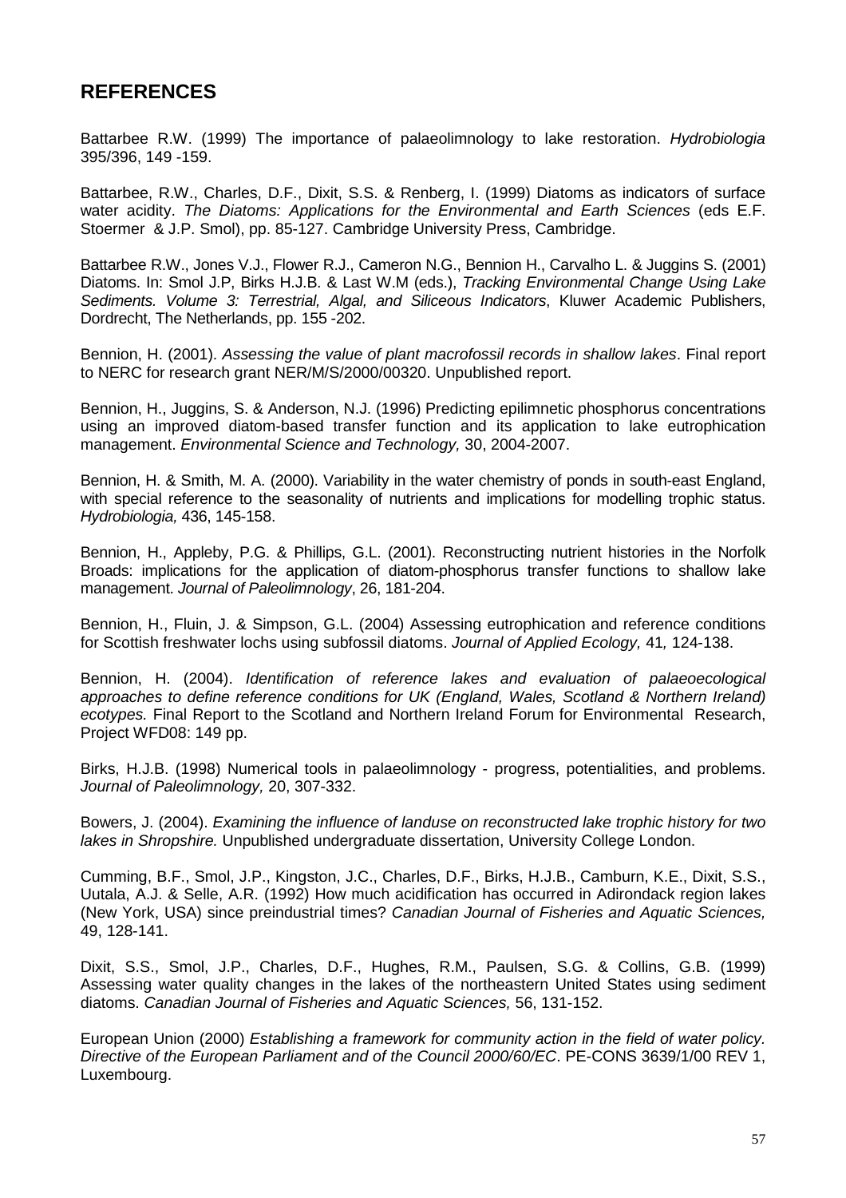## REFERENCES

Battarbee R.W. (1999) The importance of palaeolimnology to lake restoration. *Hydrobiologia* 395/396, 149 -159.

Battarbee, R.W., Charles, D.F., Dixit, S.S. & Renberg, I. (1999) Diatoms as indicators of surface water acidity. *The Diatoms: Applications for the Environmental and Earth Sciences* (eds E.F. Stoermer & J.P. Smol), pp. 85-127. Cambridge University Press, Cambridge.

Battarbee R.W., Jones V.J., Flower R.J., Cameron N.G., Bennion H., Carvalho L. & Juggins S. (2001) Diatoms. In: Smol J.P, Birks H.J.B. & Last W.M (eds.), *Tracking Environmental Change Using Lake Sediments. Volume 3: Terrestrial, Algal, and Siliceous Indicators*, Kluwer Academic Publishers, Dordrecht, The Netherlands, pp. 155 -202.

Bennion, H. (2001). *Assessing the value of plant macrofossil records in shallow lakes*. Final report to NERC for research grant NER/M/S/2000/00320. Unpublished report.

Bennion, H., Juggins, S. & Anderson, N.J. (1996) Predicting epilimnetic phosphorus concentrations using an improved diatom-based transfer function and its application to lake eutrophication management. *Environmental Science and Technology,* 30, 2004-2007.

Bennion, H. & Smith, M. A. (2000). Variability in the water chemistry of ponds in south-east England, with special reference to the seasonality of nutrients and implications for modelling trophic status. *Hydrobiologia,* 436, 145-158.

Bennion, H., Appleby, P.G. & Phillips, G.L. (2001). Reconstructing nutrient histories in the Norfolk Broads: implications for the application of diatom-phosphorus transfer functions to shallow lake management. *Journal of Paleolimnology*, 26, 181-204.

Bennion, H., Fluin, J. & Simpson, G.L. (2004) Assessing eutrophication and reference conditions for Scottish freshwater lochs using subfossil diatoms. *Journal of Applied Ecology,* 41*,* 124-138.

Bennion, H. (2004). *Identification of reference lakes and evaluation of palaeoecological approaches to define reference conditions for UK (England, Wales, Scotland & Northern Ireland) ecotypes.* Final Report to the Scotland and Northern Ireland Forum for Environmental Research, Project WFD08: 149 pp.

Birks, H.J.B. (1998) Numerical tools in palaeolimnology - progress, potentialities, and problems. *Journal of Paleolimnology,* 20, 307-332.

Bowers, J. (2004). *Examining the influence of landuse on reconstructed lake trophic history for two lakes in Shropshire.* Unpublished undergraduate dissertation, University College London.

Cumming, B.F., Smol, J.P., Kingston, J.C., Charles, D.F., Birks, H.J.B., Camburn, K.E., Dixit, S.S., Uutala, A.J. & Selle, A.R. (1992) How much acidification has occurred in Adirondack region lakes (New York, USA) since preindustrial times? *Canadian Journal of Fisheries and Aquatic Sciences,* 49, 128-141.

Dixit, S.S., Smol, J.P., Charles, D.F., Hughes, R.M., Paulsen, S.G. & Collins, G.B. (1999) Assessing water quality changes in the lakes of the northeastern United States using sediment diatoms. *Canadian Journal of Fisheries and Aquatic Sciences,* 56, 131-152.

European Union (2000) *Establishing a framework for community action in the field of water policy. Directive of the European Parliament and of the Council 2000/60/EC*. PE-CONS 3639/1/00 REV 1, Luxembourg.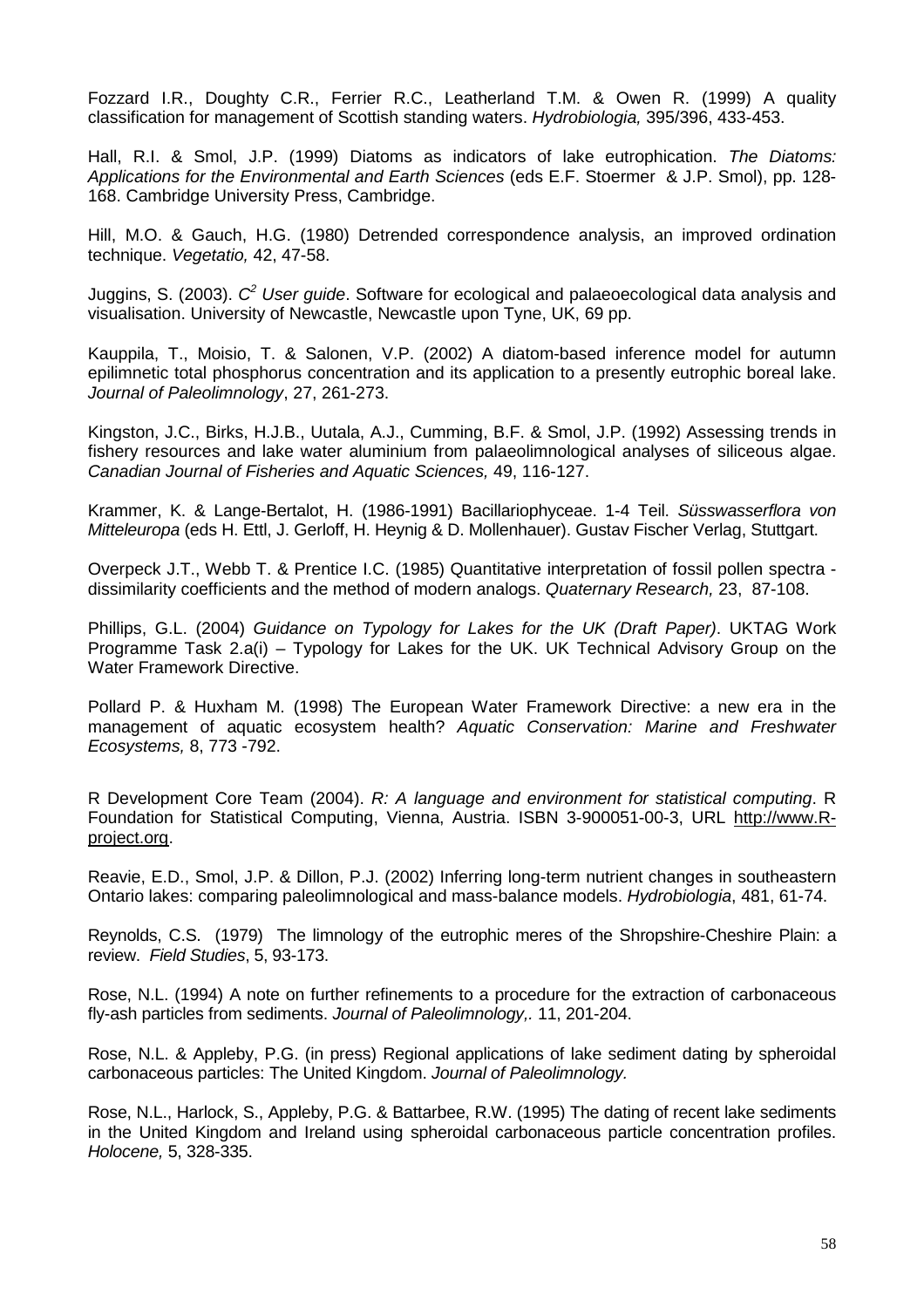Fozzard I.R., Doughty C.R., Ferrier R.C., Leatherland T.M. & Owen R. (1999) A quality classification for management of Scottish standing waters. *Hydrobiologia,* 395/396, 433-453.

Hall, R.I. & Smol, J.P. (1999) Diatoms as indicators of lake eutrophication. *The Diatoms: Applications for the Environmental and Earth Sciences* (eds E.F. Stoermer & J.P. Smol), pp. 128-168. Cambridge University Press, Cambridge.

Hill, M.O. & Gauch, H.G. (1980) Detrended correspondence analysis, an improved ordination technique. *Vegetatio,* 42, 47-58.

Juggins, S. (2003). *$C^2$ User guide*. Software for ecological and palaeoecological data analysis and visualisation. University of Newcastle, Newcastle upon Tyne, UK, 69 pp.

Kauppila, T., Moisio, T. & Salonen, V.P. (2002) A diatom-based inference model for autumn epilimnetic total phosphorus concentration and its application to a presently eutrophic boreal lake. *Journal of Paleolimnology*, 27, 261-273.

Kingston, J.C., Birks, H.J.B., Uutala, A.J., Cumming, B.F. & Smol, J.P. (1992) Assessing trends in fishery resources and lake water aluminium from palaeolimnological analyses of siliceous algae. *Canadian Journal of Fisheries and Aquatic Sciences,* 49, 116-127.

Krammer, K. & Lange-Bertalot, H. (1986-1991) Bacillariophyceae. 1-4 Teil. *Süsswasserflora von Mitteleuropa* (eds H. Ettl, J. Gerloff, H. Heynig & D. Mollenhauer). Gustav Fischer Verlag, Stuttgart.

Overpeck J.T., Webb T. & Prentice I.C. (1985) Quantitative interpretation of fossil pollen spectra - dissimilarity coefficients and the method of modern analogs. *Quaternary Research,* 23, 87-108.

Phillips, G.L. (2004) *Guidance on Typology for Lakes for the UK (Draft Paper)*. UKTAG Work Programme Task 2.a(i) – Typology for Lakes for the UK. UK Technical Advisory Group on the Water Framework Directive.

Pollard P. & Huxham M. (1998) The European Water Framework Directive: a new era in the management of aquatic ecosystem health? *Aquatic Conservation: Marine and Freshwater Ecosystems,* 8, 773 -792.

R Development Core Team (2004). *R: A language and environment for statistical computing*. R Foundation for Statistical Computing, Vienna, Austria. ISBN 3-900051-00-3, URL http://www.R-project.org.

Reavie, E.D., Smol, J.P. & Dillon, P.J. (2002) Inferring long-term nutrient changes in southeastern Ontario lakes: comparing paleolimnological and mass-balance models. *Hydrobiologia*, 481, 61-74.

Reynolds, C.S. (1979) The limnology of the eutrophic meres of the Shropshire-Cheshire Plain: a review. *Field Studies*, 5, 93-173.

Rose, N.L. (1994) A note on further refinements to a procedure for the extraction of carbonaceous fly-ash particles from sediments. *Journal of Paleolimnology,.* 11, 201-204.

Rose, N.L. & Appleby, P.G. (in press) Regional applications of lake sediment dating by spheroidal carbonaceous particles: The United Kingdom. *Journal of Paleolimnology.*

Rose, N.L., Harlock, S., Appleby, P.G. & Battarbee, R.W. (1995) The dating of recent lake sediments in the United Kingdom and Ireland using spheroidal carbonaceous particle concentration profiles. *Holocene,* 5, 328-335.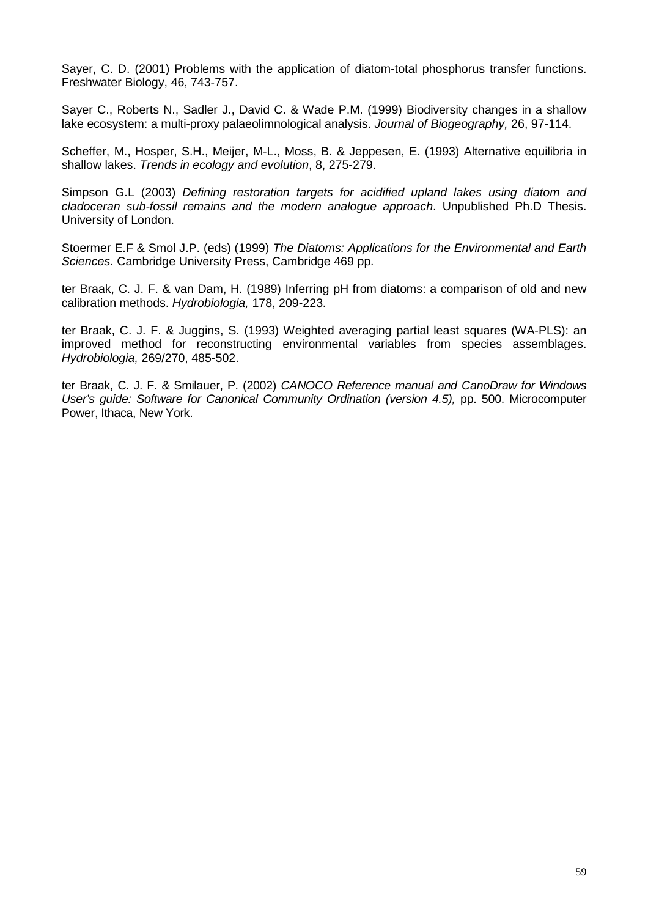Sayer, C. D. (2001) Problems with the application of diatom-total phosphorus transfer functions. Freshwater Biology, 46, 743-757.

Sayer C., Roberts N., Sadler J., David C. & Wade P.M. (1999) Biodiversity changes in a shallow lake ecosystem: a multi-proxy palaeolimnological analysis. *Journal of Biogeography,* 26, 97-114.

Scheffer, M., Hosper, S.H., Meijer, M-L., Moss, B. & Jeppesen, E. (1993) Alternative equilibria in shallow lakes. *Trends in ecology and evolution*, 8, 275-279.

Simpson G.L (2003) *Defining restoration targets for acidified upland lakes using diatom and cladoceran sub-fossil remains and the modern analogue approach*. Unpublished Ph.D Thesis. University of London.

Stoermer E.F & Smol J.P. (eds) (1999) *The Diatoms: Applications for the Environmental and Earth Sciences*. Cambridge University Press, Cambridge 469 pp.

ter Braak, C. J. F. & van Dam, H. (1989) Inferring pH from diatoms: a comparison of old and new calibration methods. *Hydrobiologia,* 178, 209-223.

ter Braak, C. J. F. & Juggins, S. (1993) Weighted averaging partial least squares (WA-PLS): an improved method for reconstructing environmental variables from species assemblages. *Hydrobiologia,* 269/270, 485-502.

ter Braak, C. J. F. & Smilauer, P. (2002) *CANOCO Reference manual and CanoDraw for Windows User's guide: Software for Canonical Community Ordination (version 4.5),* pp. 500. Microcomputer Power, Ithaca, New York.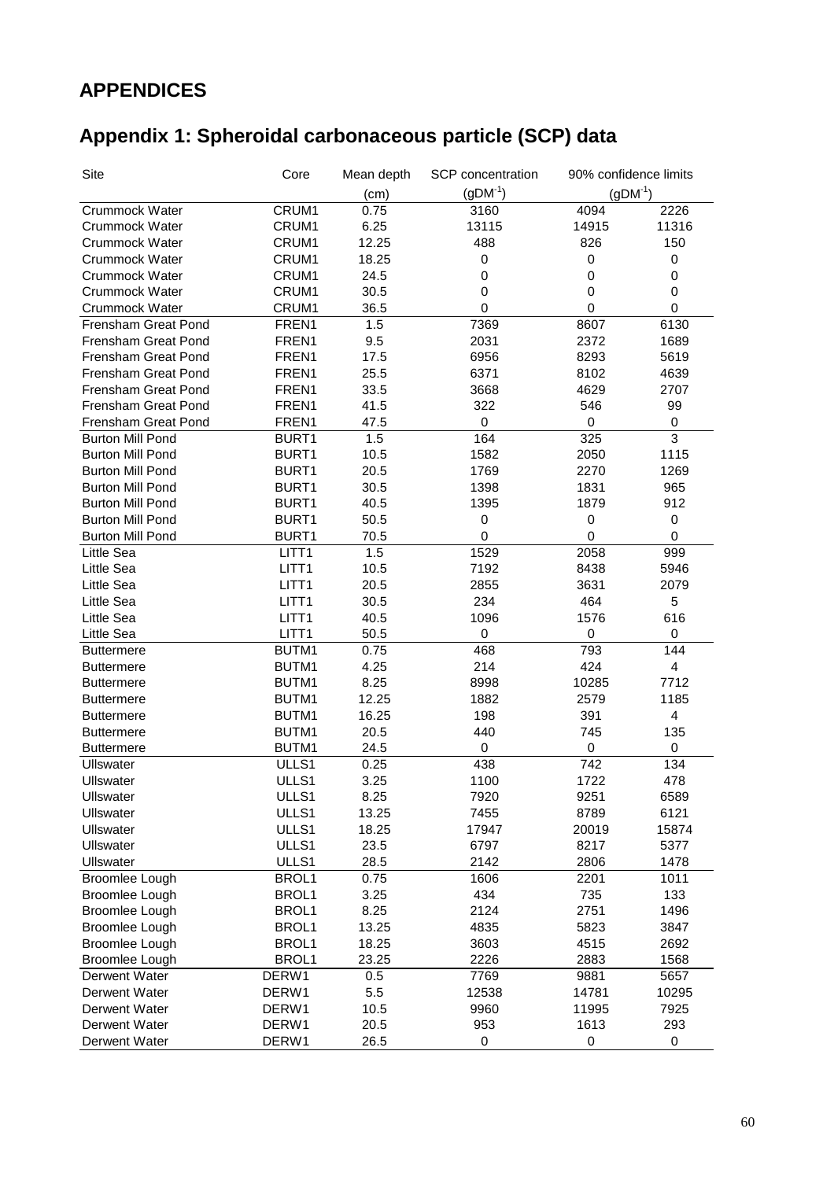# APPENDICES

## Appendix 1: Spheroidal carbonaceous particle (SCP) data

| Site | Core | Mean depth (cm) | SCP concentration ($gDM^{-1}$) | 90% confidence limits ($gDM^{-1}$) | |
|---|---|---|---|---|---|
| Crummock Water | CRUM1 | 0.75 | 3160 | 4094 | 2226 |
| Crummock Water | CRUM1 | 6.25 | 13115 | 14915 | 11316 |
| Crummock Water | CRUM1 | 12.25 | 488 | 826 | 150 |
| Crummock Water | CRUM1 | 18.25 | 0 | 0 | 0 |
| Crummock Water | CRUM1 | 24.5 | 0 | 0 | 0 |
| Crummock Water | CRUM1 | 30.5 | 0 | 0 | 0 |
| Crummock Water | CRUM1 | 36.5 | 0 | 0 | 0 |
| Frensham Great Pond | FREN1 | 1.5 | 7369 | 8607 | 6130 |
| Frensham Great Pond | FREN1 | 9.5 | 2031 | 2372 | 1689 |
| Frensham Great Pond | FREN1 | 17.5 | 6956 | 8293 | 5619 |
| Frensham Great Pond | FREN1 | 25.5 | 6371 | 8102 | 4639 |
| Frensham Great Pond | FREN1 | 33.5 | 3668 | 4629 | 2707 |
| Frensham Great Pond | FREN1 | 41.5 | 322 | 546 | 99 |
| Frensham Great Pond | FREN1 | 47.5 | 0 | 0 | 0 |
| Burton Mill Pond | BURT1 | 1.5 | 164 | 325 | 3 |
| Burton Mill Pond | BURT1 | 10.5 | 1582 | 2050 | 1115 |
| Burton Mill Pond | BURT1 | 20.5 | 1769 | 2270 | 1269 |
| Burton Mill Pond | BURT1 | 30.5 | 1398 | 1831 | 965 |
| Burton Mill Pond | BURT1 | 40.5 | 1395 | 1879 | 912 |
| Burton Mill Pond | BURT1 | 50.5 | 0 | 0 | 0 |
| Burton Mill Pond | BURT1 | 70.5 | 0 | 0 | 0 |
| Little Sea | LITT1 | 1.5 | 1529 | 2058 | 999 |
| Little Sea | LITT1 | 10.5 | 7192 | 8438 | 5946 |
| Little Sea | LITT1 | 20.5 | 2855 | 3631 | 2079 |
| Little Sea | LITT1 | 30.5 | 234 | 464 | 5 |
| Little Sea | LITT1 | 40.5 | 1096 | 1576 | 616 |
| Little Sea | LITT1 | 50.5 | 0 | 0 | 0 |
| Buttermere | BUTM1 | 0.75 | 468 | 793 | 144 |
| Buttermere | BUTM1 | 4.25 | 214 | 424 | 4 |
| Buttermere | BUTM1 | 8.25 | 8998 | 10285 | 7712 |
| Buttermere | BUTM1 | 12.25 | 1882 | 2579 | 1185 |
| Buttermere | BUTM1 | 16.25 | 198 | 391 | 4 |
| Buttermere | BUTM1 | 20.5 | 440 | 745 | 135 |
| Buttermere | BUTM1 | 24.5 | 0 | 0 | 0 |
| Ullswater | ULLS1 | 0.25 | 438 | 742 | 134 |
| Ullswater | ULLS1 | 3.25 | 1100 | 1722 | 478 |
| Ullswater | ULLS1 | 8.25 | 7920 | 9251 | 6589 |
| Ullswater | ULLS1 | 13.25 | 7455 | 8789 | 6121 |
| Ullswater | ULLS1 | 18.25 | 17947 | 20019 | 15874 |
| Ullswater | ULLS1 | 23.5 | 6797 | 8217 | 5377 |
| Ullswater | ULLS1 | 28.5 | 2142 | 2806 | 1478 |
| Broomlee Lough | BROL1 | 0.75 | 1606 | 2201 | 1011 |
| Broomlee Lough | BROL1 | 3.25 | 434 | 735 | 133 |
| Broomlee Lough | BROL1 | 8.25 | 2124 | 2751 | 1496 |
| Broomlee Lough | BROL1 | 13.25 | 4835 | 5823 | 3847 |
| Broomlee Lough | BROL1 | 18.25 | 3603 | 4515 | 2692 |
| Broomlee Lough | BROL1 | 23.25 | 2226 | 2883 | 1568 |
| Derwent Water | DERW1 | 0.5 | 7769 | 9881 | 5657 |
| Derwent Water | DERW1 | 5.5 | 12538 | 14781 | 10295 |
| Derwent Water | DERW1 | 10.5 | 9960 | 11995 | 7925 |
| Derwent Water | DERW1 | 20.5 | 953 | 1613 | 293 |
| Derwent Water | DERW1 | 26.5 | 0 | 0 | 0 |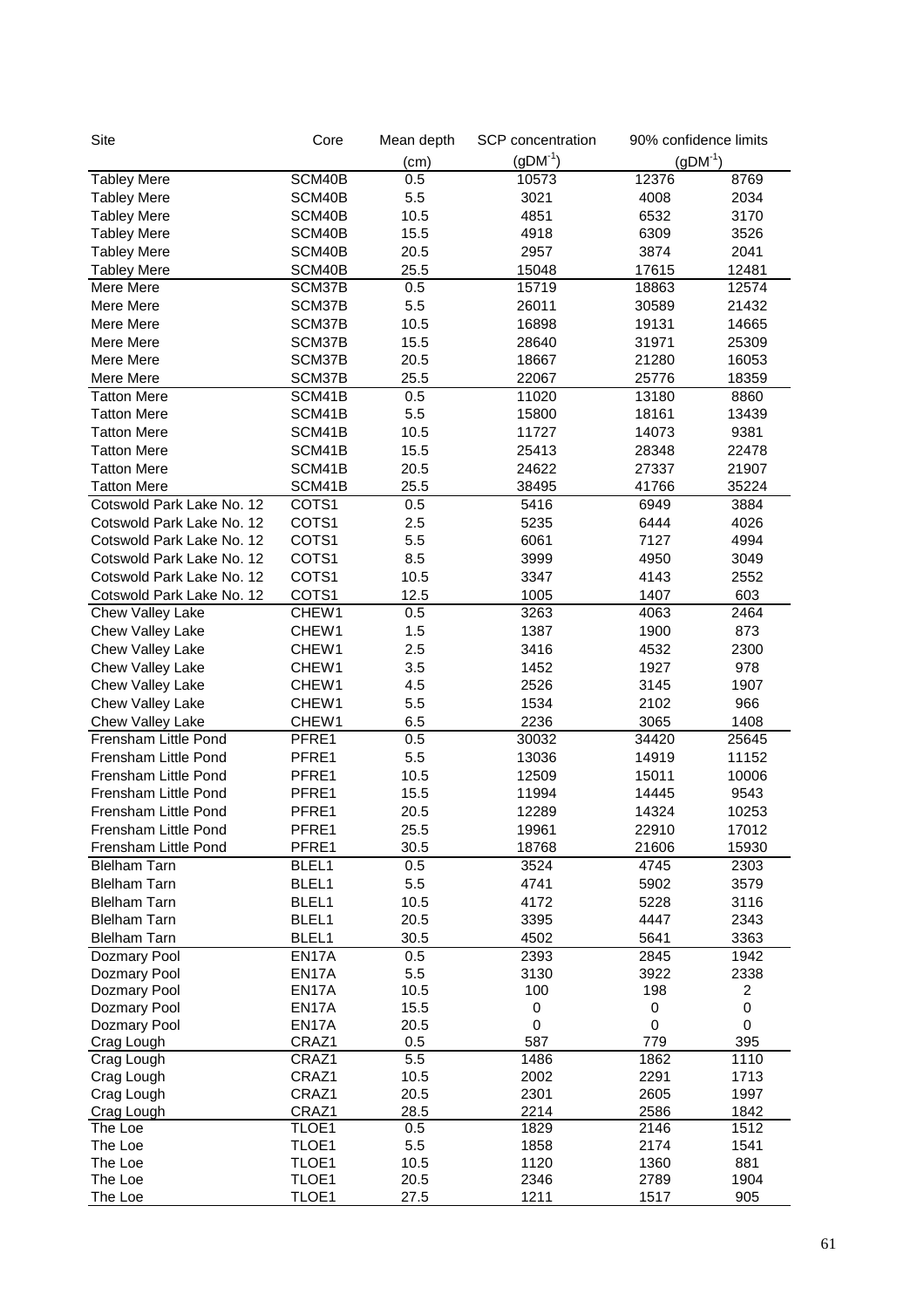| Site | Core | Mean depth (cm) | SCP concentration ($gDM^{-1}$) | 90% confidence limits ($gDM^{-1}$) | |
|---|---|---|---|---|---|
| Tabley Mere | SCM40B | 0.5 | 10573 | 12376 | 8769 |
| Tabley Mere | SCM40B | 5.5 | 3021 | 4008 | 2034 |
| Tabley Mere | SCM40B | 10.5 | 4851 | 6532 | 3170 |
| Tabley Mere | SCM40B | 15.5 | 4918 | 6309 | 3526 |
| Tabley Mere | SCM40B | 20.5 | 2957 | 3874 | 2041 |
| Tabley Mere | SCM40B | 25.5 | 15048 | 17615 | 12481 |
| Mere Mere | SCM37B | 0.5 | 15719 | 18863 | 12574 |
| Mere Mere | SCM37B | 5.5 | 26011 | 30589 | 21432 |
| Mere Mere | SCM37B | 10.5 | 16898 | 19131 | 14665 |
| Mere Mere | SCM37B | 15.5 | 28640 | 31971 | 25309 |
| Mere Mere | SCM37B | 20.5 | 18667 | 21280 | 16053 |
| Mere Mere | SCM37B | 25.5 | 22067 | 25776 | 18359 |
| Tatton Mere | SCM41B | 0.5 | 11020 | 13180 | 8860 |
| Tatton Mere | SCM41B | 5.5 | 15800 | 18161 | 13439 |
| Tatton Mere | SCM41B | 10.5 | 11727 | 14073 | 9381 |
| Tatton Mere | SCM41B | 15.5 | 25413 | 28348 | 22478 |
| Tatton Mere | SCM41B | 20.5 | 24622 | 27337 | 21907 |
| Tatton Mere | SCM41B | 25.5 | 38495 | 41766 | 35224 |
| Cotswold Park Lake No. 12 | COTS1 | 0.5 | 5416 | 6949 | 3884 |
| Cotswold Park Lake No. 12 | COTS1 | 2.5 | 5235 | 6444 | 4026 |
| Cotswold Park Lake No. 12 | COTS1 | 5.5 | 6061 | 7127 | 4994 |
| Cotswold Park Lake No. 12 | COTS1 | 8.5 | 3999 | 4950 | 3049 |
| Cotswold Park Lake No. 12 | COTS1 | 10.5 | 3347 | 4143 | 2552 |
| Cotswold Park Lake No. 12 | COTS1 | 12.5 | 1005 | 1407 | 603 |
| Chew Valley Lake | CHEW1 | 0.5 | 3263 | 4063 | 2464 |
| Chew Valley Lake | CHEW1 | 1.5 | 1387 | 1900 | 873 |
| Chew Valley Lake | CHEW1 | 2.5 | 3416 | 4532 | 2300 |
| Chew Valley Lake | CHEW1 | 3.5 | 1452 | 1927 | 978 |
| Chew Valley Lake | CHEW1 | 4.5 | 2526 | 3145 | 1907 |
| Chew Valley Lake | CHEW1 | 5.5 | 1534 | 2102 | 966 |
| Chew Valley Lake | CHEW1 | 6.5 | 2236 | 3065 | 1408 |
| Frensham Little Pond | PFRE1 | 0.5 | 30032 | 34420 | 25645 |
| Frensham Little Pond | PFRE1 | 5.5 | 13036 | 14919 | 11152 |
| Frensham Little Pond | PFRE1 | 10.5 | 12509 | 15011 | 10006 |
| Frensham Little Pond | PFRE1 | 15.5 | 11994 | 14445 | 9543 |
| Frensham Little Pond | PFRE1 | 20.5 | 12289 | 14324 | 10253 |
| Frensham Little Pond | PFRE1 | 25.5 | 19961 | 22910 | 17012 |
| Frensham Little Pond | PFRE1 | 30.5 | 18768 | 21606 | 15930 |
| Blelham Tarn | BLEL1 | 0.5 | 3524 | 4745 | 2303 |
| Blelham Tarn | BLEL1 | 5.5 | 4741 | 5902 | 3579 |
| Blelham Tarn | BLEL1 | 10.5 | 4172 | 5228 | 3116 |
| Blelham Tarn | BLEL1 | 20.5 | 3395 | 4447 | 2343 |
| Blelham Tarn | BLEL1 | 30.5 | 4502 | 5641 | 3363 |
| Dozmary Pool | EN17A | 0.5 | 2393 | 2845 | 1942 |
| Dozmary Pool | EN17A | 5.5 | 3130 | 3922 | 2338 |
| Dozmary Pool | EN17A | 10.5 | 100 | 198 | 2 |
| Dozmary Pool | EN17A | 15.5 | 0 | 0 | 0 |
| Dozmary Pool | EN17A | 20.5 | 0 | 0 | 0 |
| Crag Lough | CRAZ1 | 0.5 | 587 | 779 | 395 |
| Crag Lough | CRAZ1 | 5.5 | 1486 | 1862 | 1110 |
| Crag Lough | CRAZ1 | 10.5 | 2002 | 2291 | 1713 |
| Crag Lough | CRAZ1 | 20.5 | 2301 | 2605 | 1997 |
| Crag Lough | CRAZ1 | 28.5 | 2214 | 2586 | 1842 |
| The Loe | TLOE1 | 0.5 | 1829 | 2146 | 1512 |
| The Loe | TLOE1 | 5.5 | 1858 | 2174 | 1541 |
| The Loe | TLOE1 | 10.5 | 1120 | 1360 | 881 |
| The Loe | TLOE1 | 20.5 | 2346 | 2789 | 1904 |
| The Loe | TLOE1 | 27.5 | 1211 | 1517 | 905 |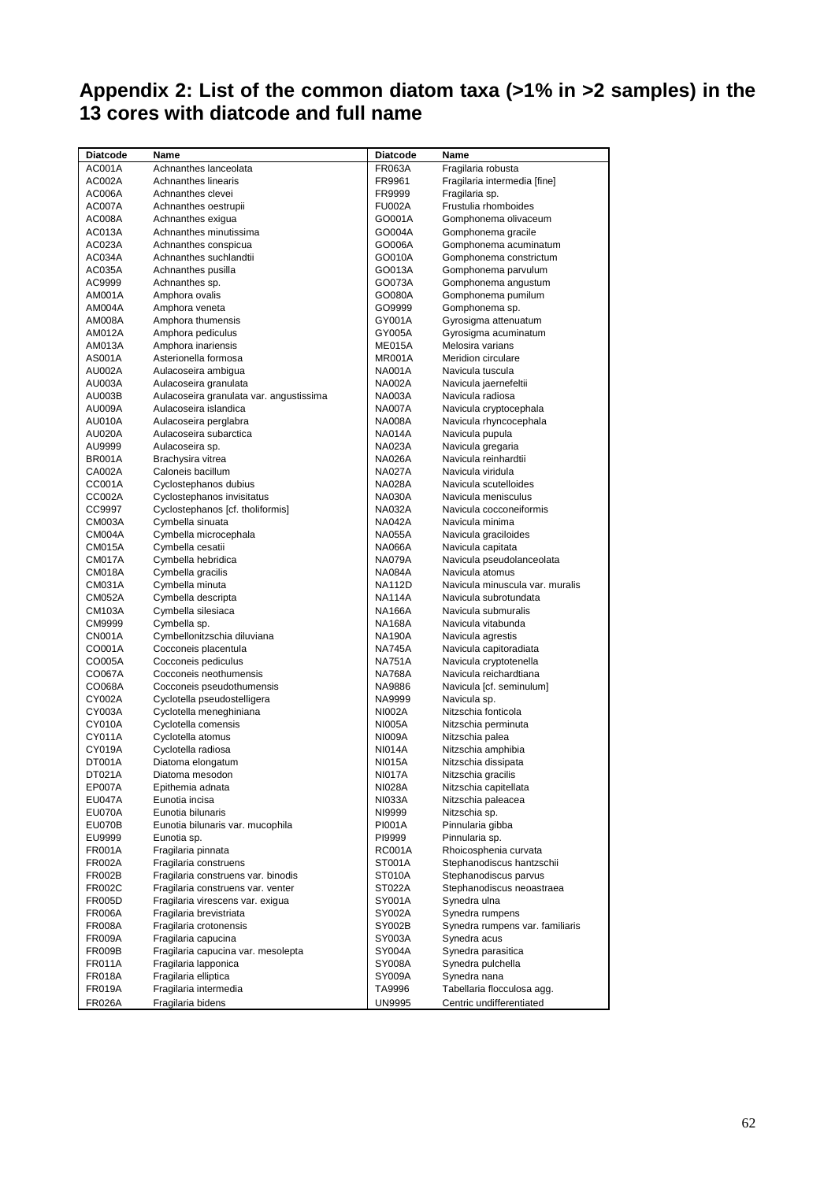## Appendix 2: List of the common diatom taxa (>1% in >2 samples) in the 13 cores with diatcode and full name

| Diatcode | Name | Diatcode | Name |
|---|---|---|---|
| AC001A | Achnanthes lanceolata | FR063A | Fragilaria robusta |
| AC002A | Achnanthes linearis | FR9961 | Fragilaria intermedia [fine] |
| AC006A | Achnanthes clevei | FR9999 | Fragilaria sp. |
| AC007A | Achnanthes oestrupii | FU002A | Frustulia rhomboides |
| AC008A | Achnanthes exigua | GO001A | Gomphonema olivaceum |
| AC013A | Achnanthes minutissima | GO004A | Gomphonema gracile |
| AC023A | Achnanthes conspicua | GO006A | Gomphonema acuminatum |
| AC034A | Achnanthes suchlandtii | GO010A | Gomphonema constrictum |
| AC035A | Achnanthes pusilla | GO013A | Gomphonema parvulum |
| AC9999 | Achnanthes sp. | GO073A | Gomphonema angustum |
| AM001A | Amphora ovalis | GO080A | Gomphonema pumilum |
| AM004A | Amphora veneta | GO9999 | Gomphonema sp. |
| AM008A | Amphora thumensis | GY001A | Gyrosigma attenuatum |
| AM012A | Amphora pediculus | GY005A | Gyrosigma acuminatum |
| AM013A | Amphora inariensis | ME015A | Melosira varians |
| AS001A | Asterionella formosa | MR001A | Meridion circulare |
| AU002A | Aulacoseira ambigua | NA001A | Navicula tuscula |
| AU003A | Aulacoseira granulata | NA002A | Navicula jaernefeltii |
| AU003B | Aulacoseira granulata var. angustissima | NA003A | Navicula radiosa |
| AU009A | Aulacoseira islandica | NA007A | Navicula cryptocephala |
| AU010A | Aulacoseira perglabra | NA008A | Navicula rhyncocephala |
| AU020A | Aulacoseira subarctica | NA014A | Navicula pupula |
| AU9999 | Aulacoseira sp. | NA023A | Navicula gregaria |
| BR001A | Brachysira vitrea | NA026A | Navicula reinhardtii |
| CA002A | Caloneis bacillum | NA027A | Navicula viridula |
| CC001A | Cyclostephanos dubius | NA028A | Navicula scutelloides |
| CC002A | Cyclostephanos invisitatus | NA030A | Navicula menisculus |
| CC9997 | Cyclostephanos [cf. tholiformis] | NA032A | Navicula cocconeiformis |
| CM003A | Cymbella sinuata | NA042A | Navicula minima |
| CM004A | Cymbella microcephala | NA055A | Navicula graciloides |
| CM015A | Cymbella cesatii | NA066A | Navicula capitata |
| CM017A | Cymbella hebridica | NA079A | Navicula pseudolanceolata |
| CM018A | Cymbella gracilis | NA084A | Navicula atomus |
| CM031A | Cymbella minuta | NA112D | Navicula minuscula var. muralis |
| CM052A | Cymbella descripta | NA114A | Navicula subrotundata |
| CM103A | Cymbella silesiaca | NA166A | Navicula submuralis |
| CM9999 | Cymbella sp. | NA168A | Navicula vitabunda |
| CN001A | Cymbellonitzschia diluviana | NA190A | Navicula agrestis |
| CO001A | Cocconeis placentula | NA745A | Navicula capitoradiata |
| CO005A | Cocconeis pediculus | NA751A | Navicula cryptotenella |
| CO067A | Cocconeis neothumensis | NA768A | Navicula reichardtiana |
| CO068A | Cocconeis pseudothumensis | NA9886 | Navicula [cf. seminulum] |
| CY002A | Cyclotella pseudostelligera | NA9999 | Navicula sp. |
| CY003A | Cyclotella meneghiniana | NI002A | Nitzschia fonticola |
| CY010A | Cyclotella comensis | NI005A | Nitzschia perminuta |
| CY011A | Cyclotella atomus | NI009A | Nitzschia palea |
| CY019A | Cyclotella radiosa | NI014A | Nitzschia amphibia |
| DT001A | Diatoma elongatum | NI015A | Nitzschia dissipata |
| DT021A | Diatoma mesodon | NI017A | Nitzschia gracilis |
| EP007A | Epithemia adnata | NI028A | Nitzschia capitellata |
| EU047A | Eunotia incisa | NI033A | Nitzschia paleacea |
| EU070A | Eunotia bilunaris | NI9999 | Nitzschia sp. |
| EU070B | Eunotia bilunaris var. mucophila | PI001A | Pinnularia gibba |
| EU9999 | Eunotia sp. | PI9999 | Pinnularia sp. |
| FR001A | Fragilaria pinnata | RC001A | Rhoicosphenia curvata |
| FR002A | Fragilaria construens | ST001A | Stephanodiscus hantzschii |
| FR002B | Fragilaria construens var. binodis | ST010A | Stephanodiscus parvus |
| FR002C | Fragilaria construens var. venter | ST022A | Stephanodiscus neoastraea |
| FR005D | Fragilaria virescens var. exigua | SY001A | Synedra ulna |
| FR006A | Fragilaria brevistriata | SY002A | Synedra rumpens |
| FR008A | Fragilaria crotonensis | SY002B | Synedra rumpens var. familiaris |
| FR009A | Fragilaria capucina | SY003A | Synedra acus |
| FR009B | Fragilaria capucina var. mesolepta | SY004A | Synedra parasitica |
| FR011A | Fragilaria lapponica | SY008A | Synedra pulchella |
| FR018A | Fragilaria elliptica | SY009A | Synedra nana |
| FR019A | Fragilaria intermedia | TA9996 | Tabellaria flocculosa agg. |
| FR026A | Fragilaria bidens | UN9995 | Centric undifferentiated |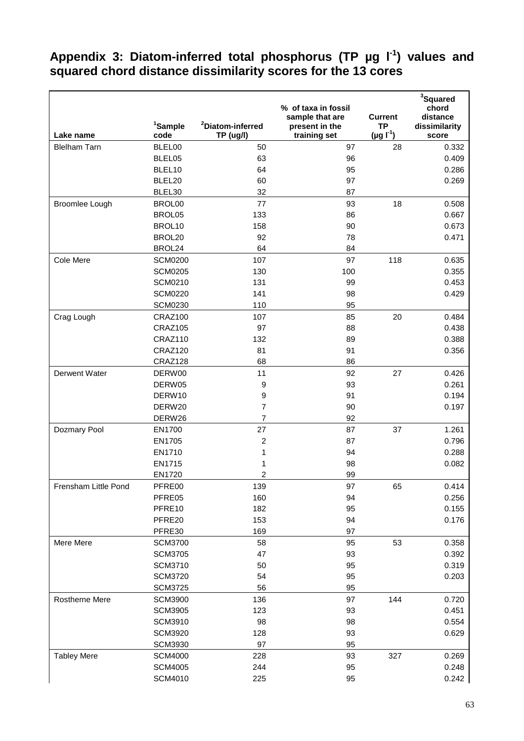## Appendix 3: Diatom-inferred total phosphorus (TP µg $l^{-1}$) values and squared chord distance dissimilarity scores for the 13 cores

| Lake name | [1]Sample code | [2]Diatom-inferred TP (ug/l) | % of taxa in fossil sample that are present in the training set | Current TP (µg $l^{-1}$) | [3]Squared chord distance dissimilarity score |
|---|---|---|---|---|---|
| Blelham Tarn | BLEL00 | 50 | 97 | 28 | 0.332 |
| | BLEL05 | 63 | 96 | | 0.409 |
| | BLEL10 | 64 | 95 | | 0.286 |
| | BLEL20 | 60 | 97 | | 0.269 |
| | BLEL30 | 32 | 87 | | |
| Broomlee Lough | BROL00 | 77 | 93 | 18 | 0.508 |
| | BROL05 | 133 | 86 | | 0.667 |
| | BROL10 | 158 | 90 | | 0.673 |
| | BROL20 | 92 | 78 | | 0.471 |
| | BROL24 | 64 | 84 | | |
| Cole Mere | SCM0200 | 107 | 97 | 118 | 0.635 |
| | SCM0205 | 130 | 100 | | 0.355 |
| | SCM0210 | 131 | 99 | | 0.453 |
| | SCM0220 | 141 | 98 | | 0.429 |
| | SCM0230 | 110 | 95 | | |
| Crag Lough | CRAZ100 | 107 | 85 | 20 | 0.484 |
| | CRAZ105 | 97 | 88 | | 0.438 |
| | CRAZ110 | 132 | 89 | | 0.388 |
| | CRAZ120 | 81 | 91 | | 0.356 |
| | CRAZ128 | 68 | 86 | | |
| Derwent Water | DERW00 | 11 | 92 | 27 | 0.426 |
| | DERW05 | 9 | 93 | | 0.261 |
| | DERW10 | 9 | 91 | | 0.194 |
| | DERW20 | 7 | 90 | | 0.197 |
| | DERW26 | 7 | 92 | | |
| Dozmary Pool | EN1700 | 27 | 87 | 37 | 1.261 |
| | EN1705 | 2 | 87 | | 0.796 |
| | EN1710 | 1 | 94 | | 0.288 |
| | EN1715 | 1 | 98 | | 0.082 |
| | EN1720 | 2 | 99 | | |
| Frensham Little Pond | PFRE00 | 139 | 97 | 65 | 0.414 |
| | PFRE05 | 160 | 94 | | 0.256 |
| | PFRE10 | 182 | 95 | | 0.155 |
| | PFRE20 | 153 | 94 | | 0.176 |
| | PFRE30 | 169 | 97 | | |
| Mere Mere | SCM3700 | 58 | 95 | 53 | 0.358 |
| | SCM3705 | 47 | 93 | | 0.392 |
| | SCM3710 | 50 | 95 | | 0.319 |
| | SCM3720 | 54 | 95 | | 0.203 |
| | SCM3725 | 56 | 95 | | |
| Rostherne Mere | SCM3900 | 136 | 97 | 144 | 0.720 |
| | SCM3905 | 123 | 93 | | 0.451 |
| | SCM3910 | 98 | 98 | | 0.554 |
| | SCM3920 | 128 | 93 | | 0.629 |
| | SCM3930 | 97 | 95 | | |
| Tabley Mere | SCM4000 | 228 | 93 | 327 | 0.269 |
| | SCM4005 | 244 | 95 | | 0.248 |
| | SCM4010 | 225 | 95 | | 0.242 |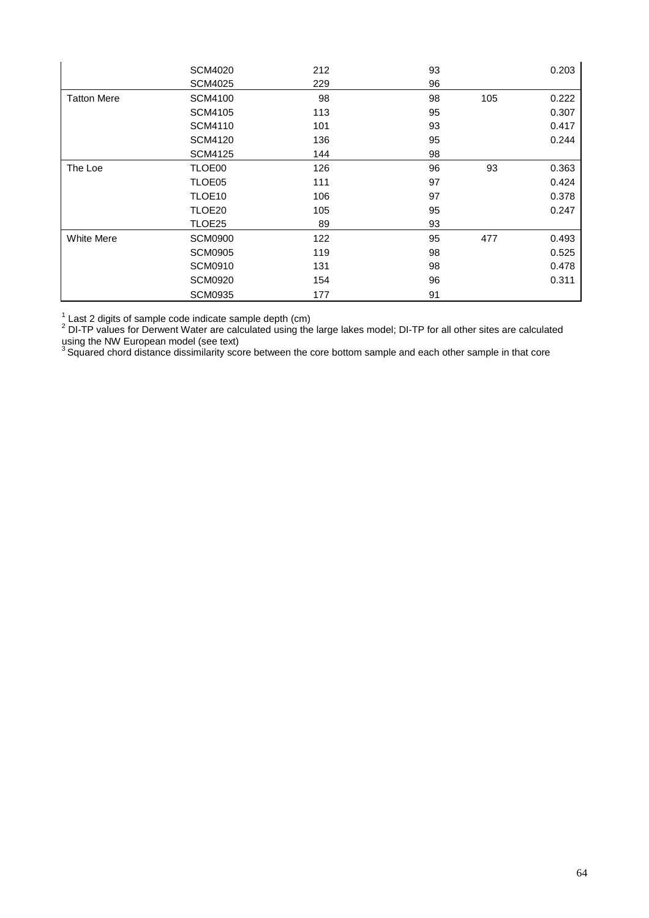| | | | | | |
|---|---|---|---|---|---|
| | SCM4020 | 212 | 93 | | 0.203 |
| | SCM4025 | 229 | 96 | | |
| Tatton Mere | SCM4100 | 98 | 98 | 105 | 0.222 |
| | SCM4105 | 113 | 95 | | 0.307 |
| | SCM4110 | 101 | 93 | | 0.417 |
| | SCM4120 | 136 | 95 | | 0.244 |
| | SCM4125 | 144 | 98 | | |
| The Loe | TLOE00 | 126 | 96 | 93 | 0.363 |
| | TLOE05 | 111 | 97 | | 0.424 |
| | TLOE10 | 106 | 97 | | 0.378 |
| | TLOE20 | 105 | 95 | | 0.247 |
| | TLOE25 | 89 | 93 | | |
| White Mere | SCM0900 | 122 | 95 | 477 | 0.493 |
| | SCM0905 | 119 | 98 | | 0.525 |
| | SCM0910 | 131 | 98 | | 0.478 |
| | SCM0920 | 154 | 96 | | 0.311 |
| | SCM0935 | 177 | 91 | | |

[1] Last 2 digits of sample code indicate sample depth (cm)
[2] DI-TP values for Derwent Water are calculated using the large lakes model; DI-TP for all other sites are calculated using the NW European model (see text)
[3] Squared chord distance dissimilarity score between the core bottom sample and each other sample in that core